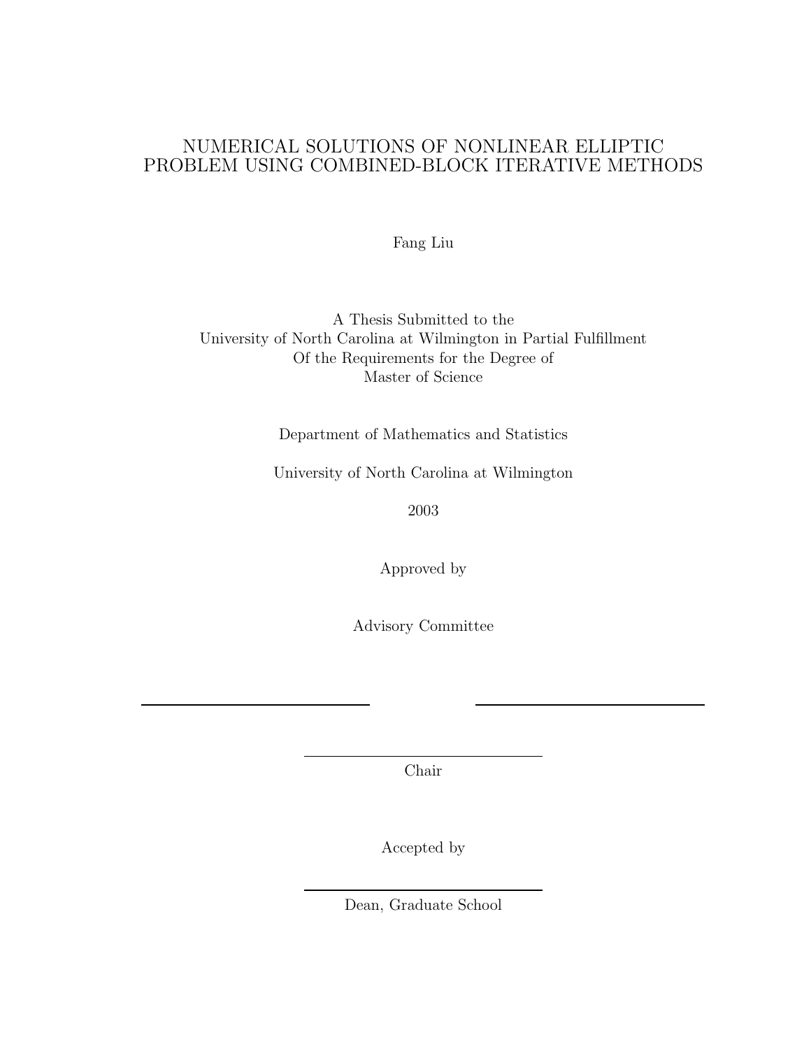# NUMERICAL SOLUTIONS OF NONLINEAR ELLIPTIC PROBLEM USING COMBINED-BLOCK ITERATIVE METHODS

Fang Liu

A Thesis Submitted to the
University of North Carolina at Wilmington in Partial Fulfillment
Of the Requirements for the Degree of
Master of Science

Department of Mathematics and Statistics

University of North Carolina at Wilmington

2003

Approved by

Advisory Committee

______________________ ______________________

______________________
Chair

Accepted by

______________________
Dean, Graduate School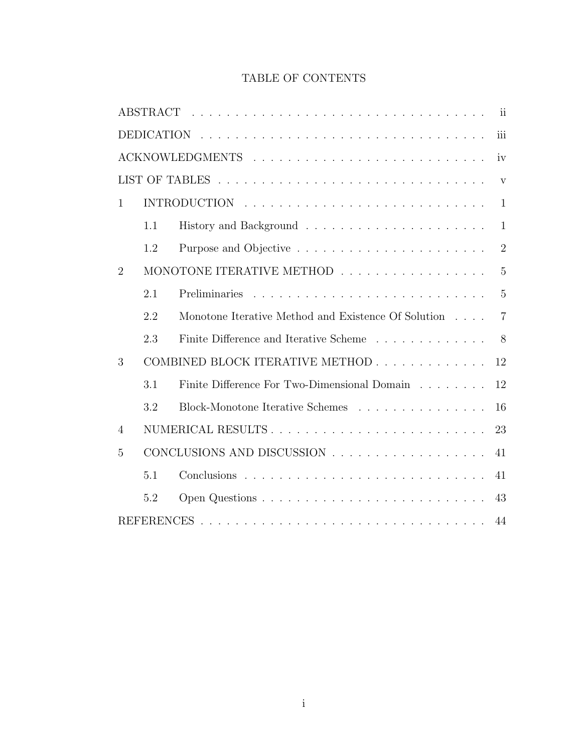# TABLE OF CONTENTS

| | | |
|---|---|---|
| ABSTRACT | | ii |
| DEDICATION | | iii |
| ACKNOWLEDGMENTS | | iv |
| LIST OF TABLES | | v |
| 1 | INTRODUCTION | 1 |
| 1.1 | History and Background | 1 |
| 1.2 | Purpose and Objective | 2 |
| 2 | MONOTONE ITERATIVE METHOD | 5 |
| 2.1 | Preliminaries | 5 |
| 2.2 | Monotone Iterative Method and Existence Of Solution | 7 |
| 2.3 | Finite Difference and Iterative Scheme | 8 |
| 3 | COMBINED BLOCK ITERATIVE METHOD | 12 |
| 3.1 | Finite Difference For Two-Dimensional Domain | 12 |
| 3.2 | Block-Monotone Iterative Schemes | 16 |
| 4 | NUMERICAL RESULTS | 23 |
| 5 | CONCLUSIONS AND DISCUSSION | 41 |
| 5.1 | Conclusions | 41 |
| 5.2 | Open Questions | 43 |
| REFERENCES | | 44 |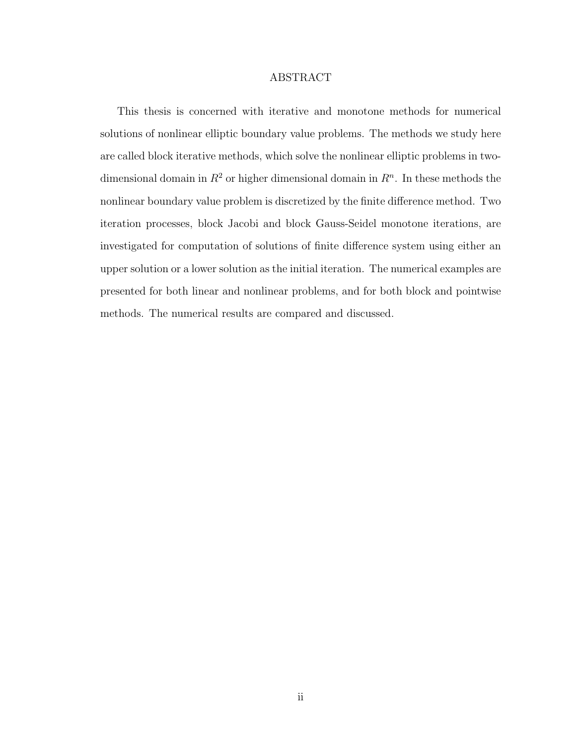## ABSTRACT

This thesis is concerned with iterative and monotone methods for numerical solutions of nonlinear elliptic boundary value problems. The methods we study here are called block iterative methods, which solve the nonlinear elliptic problems in two-dimensional domain in $R^2$ or higher dimensional domain in $R^n$. In these methods the nonlinear boundary value problem is discretized by the finite difference method. Two iteration processes, block Jacobi and block Gauss-Seidel monotone iterations, are investigated for computation of solutions of finite difference system using either an upper solution or a lower solution as the initial iteration. The numerical examples are presented for both linear and nonlinear problems, and for both block and pointwise methods. The numerical results are compared and discussed.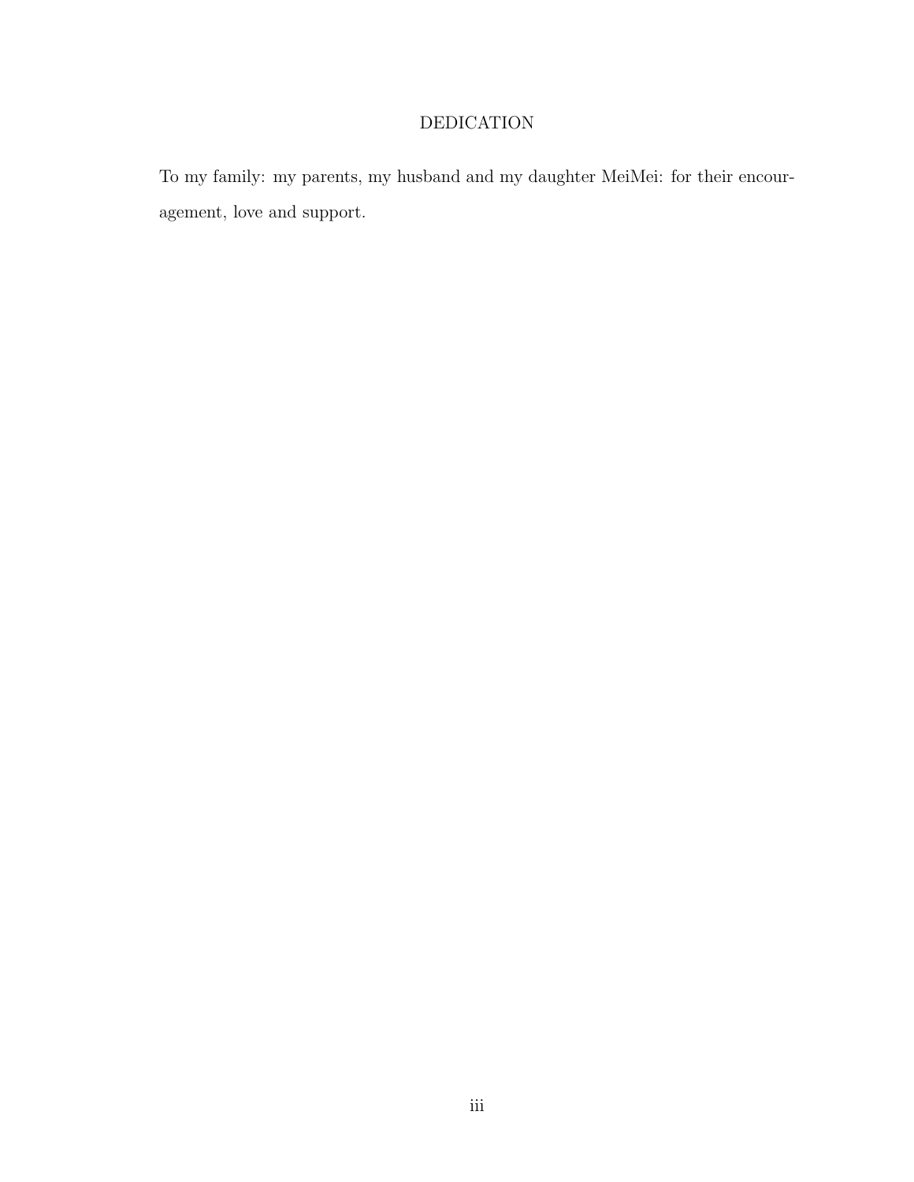# DEDICATION

To my family: my parents, my husband and my daughter MeiMei: for their encouragement, love and support.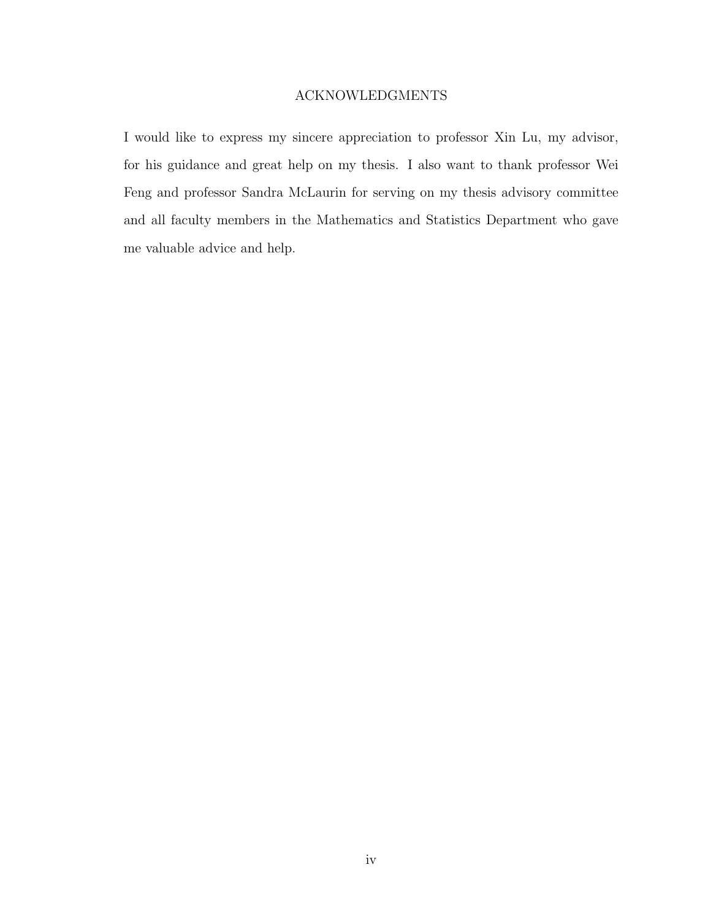# ACKNOWLEDGMENTS

I would like to express my sincere appreciation to professor Xin Lu, my advisor, for his guidance and great help on my thesis. I also want to thank professor Wei Feng and professor Sandra McLaurin for serving on my thesis advisory committee and all faculty members in the Mathematics and Statistics Department who gave me valuable advice and help.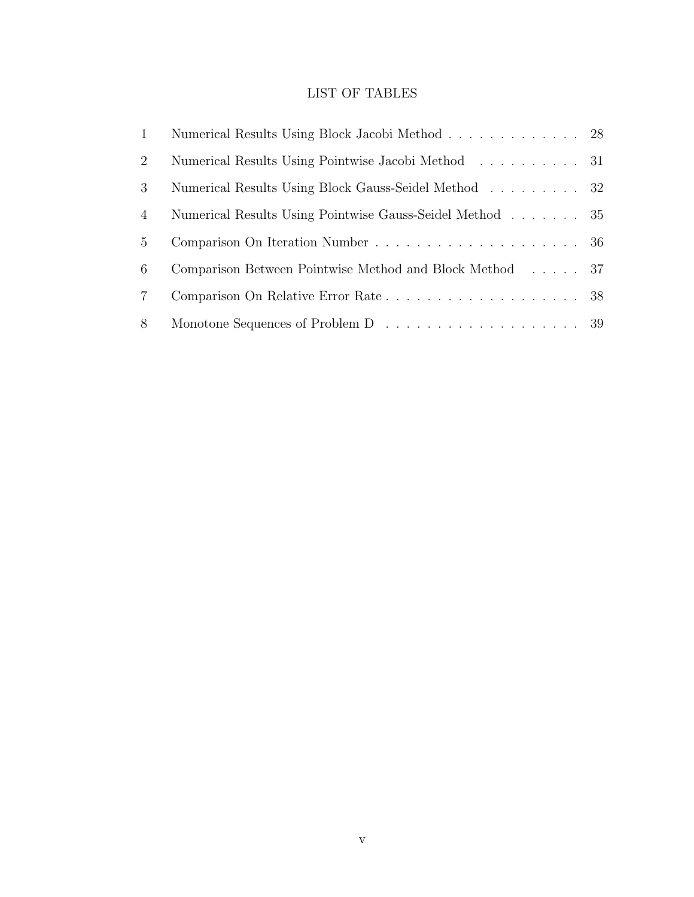# LIST OF TABLES

| | | |
|---|---|---|
| 1 | Numerical Results Using Block Jacobi Method | 28 |
| 2 | Numerical Results Using Pointwise Jacobi Method | 31 |
| 3 | Numerical Results Using Block Gauss-Seidel Method | 32 |
| 4 | Numerical Results Using Pointwise Gauss-Seidel Method | 35 |
| 5 | Comparison On Iteration Number | 36 |
| 6 | Comparison Between Pointwise Method and Block Method | 37 |
| 7 | Comparison On Relative Error Rate | 38 |
| 8 | Monotone Sequences of Problem D | 39 |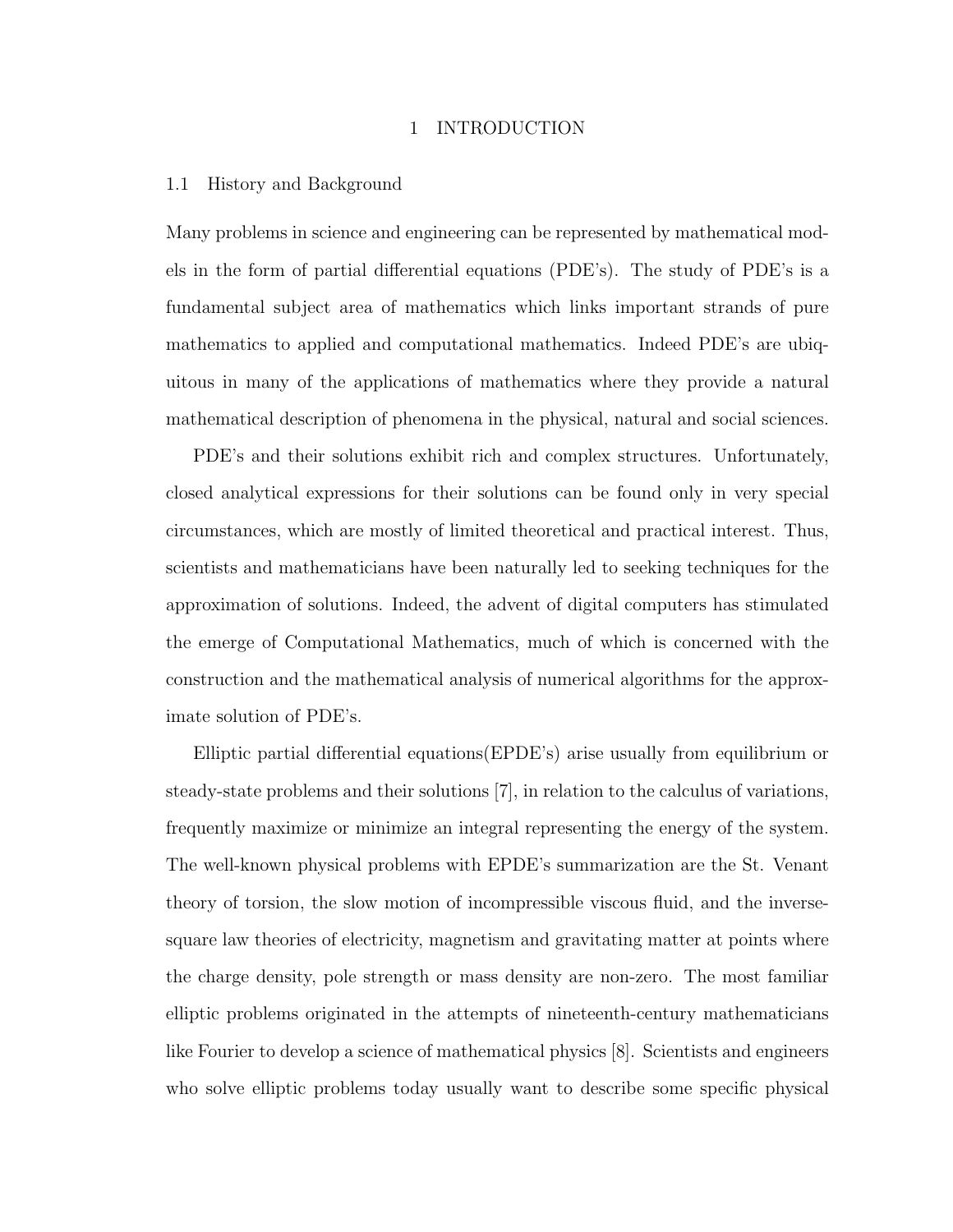# 1 INTRODUCTION

## 1.1 History and Background

Many problems in science and engineering can be represented by mathematical models in the form of partial differential equations (PDE's). The study of PDE's is a fundamental subject area of mathematics which links important strands of pure mathematics to applied and computational mathematics. Indeed PDE's are ubiquitous in many of the applications of mathematics where they provide a natural mathematical description of phenomena in the physical, natural and social sciences.

PDE's and their solutions exhibit rich and complex structures. Unfortunately, closed analytical expressions for their solutions can be found only in very special circumstances, which are mostly of limited theoretical and practical interest. Thus, scientists and mathematicians have been naturally led to seeking techniques for the approximation of solutions. Indeed, the advent of digital computers has stimulated the emerge of Computational Mathematics, much of which is concerned with the construction and the mathematical analysis of numerical algorithms for the approximate solution of PDE's.

Elliptic partial differential equations(EPDE's) arise usually from equilibrium or steady-state problems and their solutions [7], in relation to the calculus of variations, frequently maximize or minimize an integral representing the energy of the system. The well-known physical problems with EPDE's summarization are the St. Venant theory of torsion, the slow motion of incompressible viscous fluid, and the inverse-square law theories of electricity, magnetism and gravitating matter at points where the charge density, pole strength or mass density are non-zero. The most familiar elliptic problems originated in the attempts of nineteenth-century mathematicians like Fourier to develop a science of mathematical physics [8]. Scientists and engineers who solve elliptic problems today usually want to describe some specific physical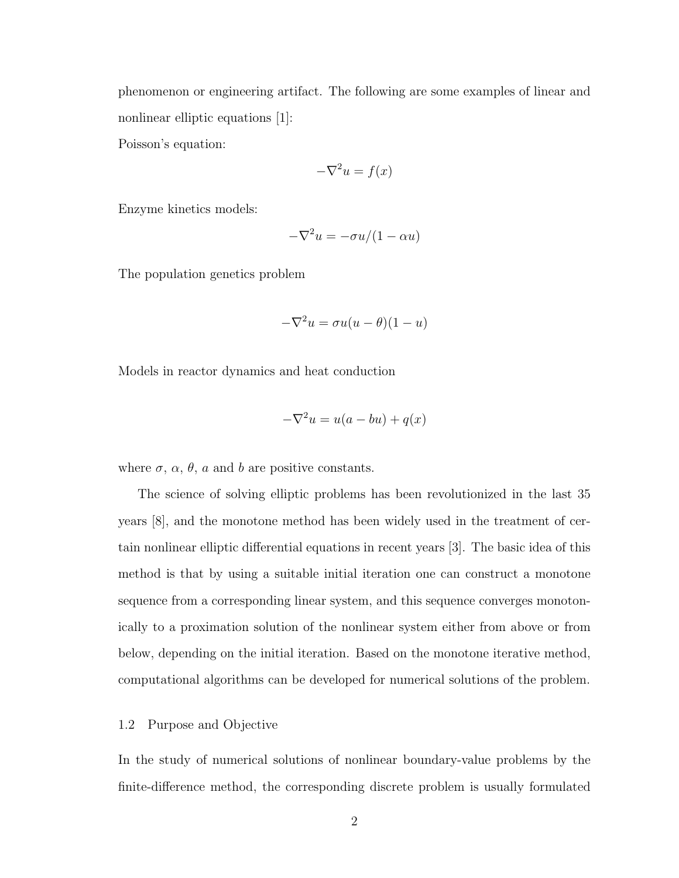phenomenon or engineering artifact. The following are some examples of linear and nonlinear elliptic equations [1]:

Poisson's equation:

$$-\nabla^2 u = f(x)$$

Enzyme kinetics models:

$$-\nabla^2 u = -\sigma u/(1 - \alpha u)$$

The population genetics problem

$$-\nabla^2 u = \sigma u(u - \theta)(1 - u)$$

Models in reactor dynamics and heat conduction

$$-\nabla^2 u = u(a - bu) + q(x)$$

where $\sigma$, $\alpha$, $\theta$, $a$ and $b$ are positive constants.

The science of solving elliptic problems has been revolutionized in the last 35 years [8], and the monotone method has been widely used in the treatment of certain nonlinear elliptic differential equations in recent years [3]. The basic idea of this method is that by using a suitable initial iteration one can construct a monotone sequence from a corresponding linear system, and this sequence converges monotonically to a proximation solution of the nonlinear system either from above or from below, depending on the initial iteration. Based on the monotone iterative method, computational algorithms can be developed for numerical solutions of the problem.

### 1.2 Purpose and Objective

In the study of numerical solutions of nonlinear boundary-value problems by the finite-difference method, the corresponding discrete problem is usually formulated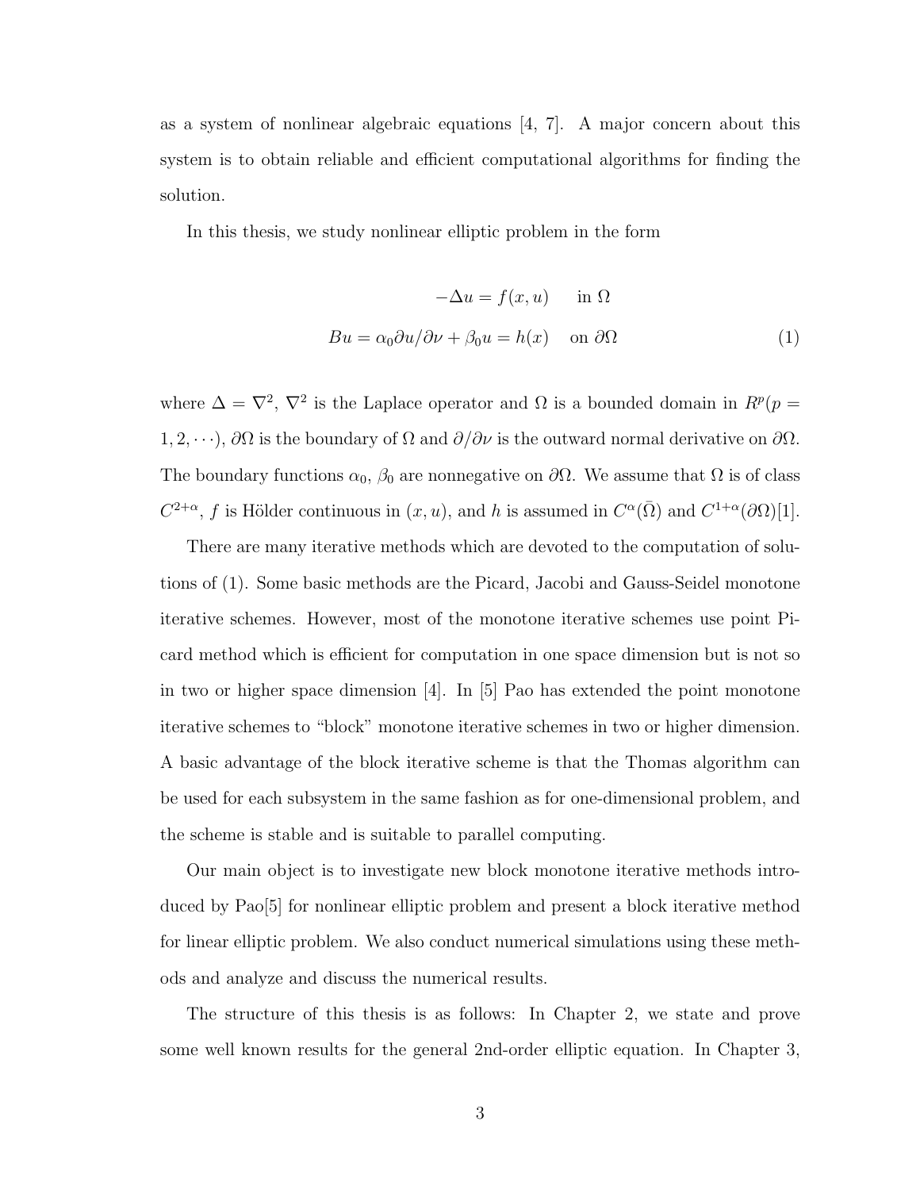as a system of nonlinear algebraic equations [4, 7]. A major concern about this system is to obtain reliable and efficient computational algorithms for finding the solution.

In this thesis, we study nonlinear elliptic problem in the form

$$
\begin{aligned}
-\Delta u &= f(x, u) \quad \text{in } \Omega \\
Bu = \alpha_0 \partial u / \partial \nu + \beta_0 u &= h(x) \quad \text{on } \partial\Omega
\end{aligned}
\tag{1}
$$

where $\Delta = \nabla^2$, $\nabla^2$ is the Laplace operator and $\Omega$ is a bounded domain in $R^p (p = 1, 2, \cdots)$, $\partial\Omega$ is the boundary of $\Omega$ and $\partial/\partial\nu$ is the outward normal derivative on $\partial\Omega$. The boundary functions $\alpha_0$, $\beta_0$ are nonnegative on $\partial\Omega$. We assume that $\Omega$ is of class $C^{2+\alpha}$, $f$ is Hölder continuous in $(x, u)$, and $h$ is assumed in $C^{\alpha}(\bar{\Omega})$ and $C^{1+\alpha}(\partial\Omega)$[1].

There are many iterative methods which are devoted to the computation of solutions of (1). Some basic methods are the Picard, Jacobi and Gauss-Seidel monotone iterative schemes. However, most of the monotone iterative schemes use point Picard method which is efficient for computation in one space dimension but is not so in two or higher space dimension [4]. In [5] Pao has extended the point monotone iterative schemes to "block" monotone iterative schemes in two or higher dimension. A basic advantage of the block iterative scheme is that the Thomas algorithm can be used for each subsystem in the same fashion as for one-dimensional problem, and the scheme is stable and is suitable to parallel computing.

Our main object is to investigate new block monotone iterative methods introduced by Pao[5] for nonlinear elliptic problem and present a block iterative method for linear elliptic problem. We also conduct numerical simulations using these methods and analyze and discuss the numerical results.

The structure of this thesis is as follows: In Chapter 2, we state and prove some well known results for the general 2nd-order elliptic equation. In Chapter 3,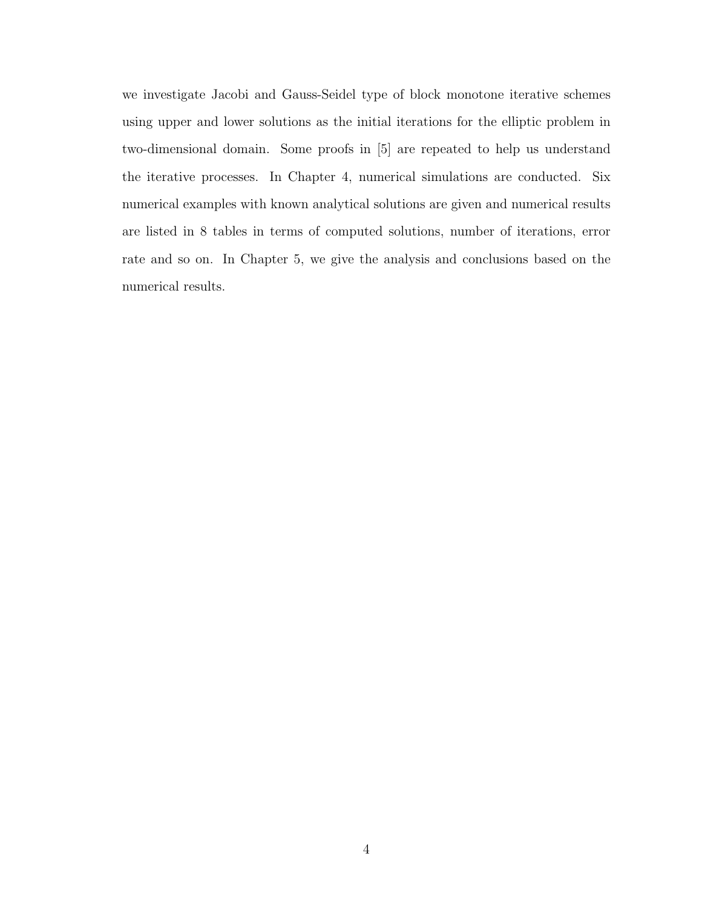we investigate Jacobi and Gauss-Seidel type of block monotone iterative schemes using upper and lower solutions as the initial iterations for the elliptic problem in two-dimensional domain. Some proofs in [5] are repeated to help us understand the iterative processes. In Chapter 4, numerical simulations are conducted. Six numerical examples with known analytical solutions are given and numerical results are listed in 8 tables in terms of computed solutions, number of iterations, error rate and so on. In Chapter 5, we give the analysis and conclusions based on the numerical results.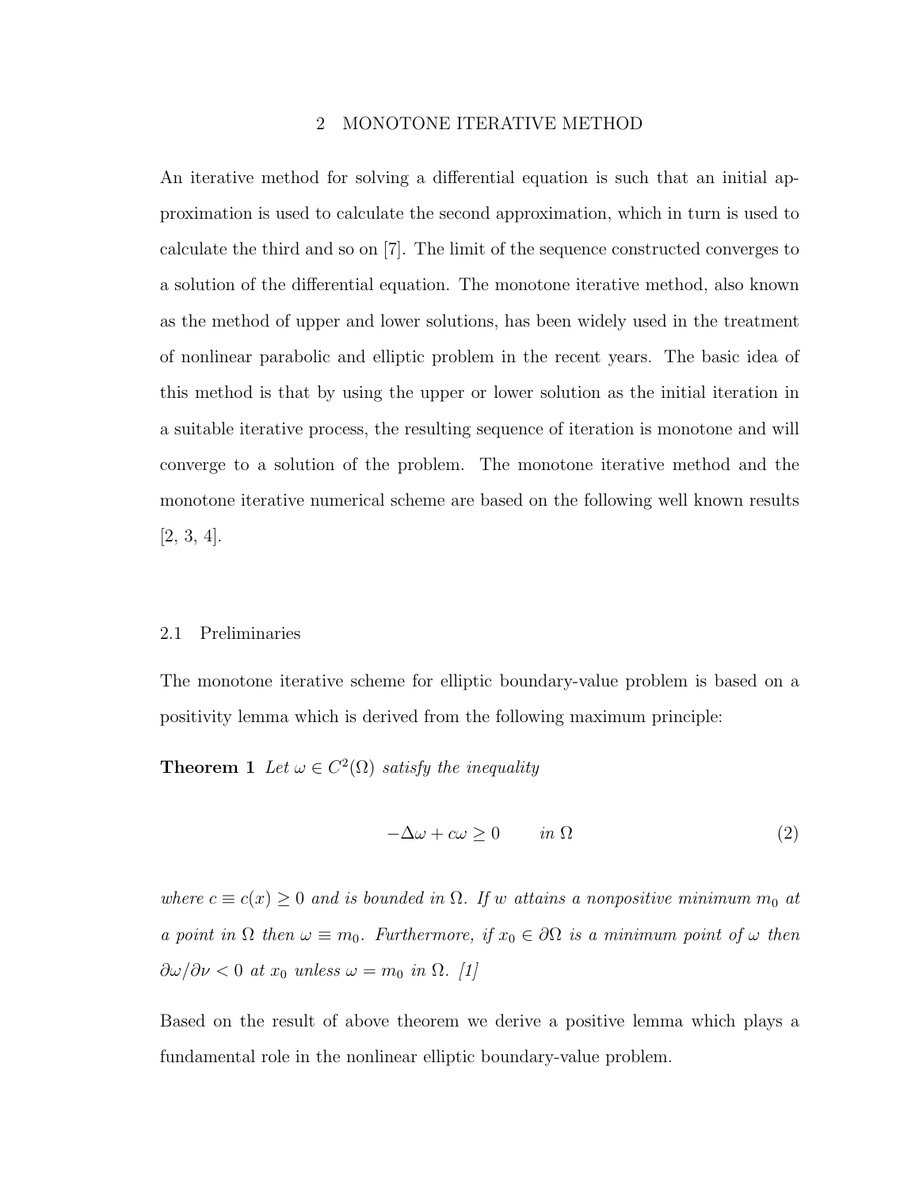## 2 MONOTONE ITERATIVE METHOD

An iterative method for solving a differential equation is such that an initial approximation is used to calculate the second approximation, which in turn is used to calculate the third and so on [7]. The limit of the sequence constructed converges to a solution of the differential equation. The monotone iterative method, also known as the method of upper and lower solutions, has been widely used in the treatment of nonlinear parabolic and elliptic problem in the recent years. The basic idea of this method is that by using the upper or lower solution as the initial iteration in a suitable iterative process, the resulting sequence of iteration is monotone and will converge to a solution of the problem. The monotone iterative method and the monotone iterative numerical scheme are based on the following well known results [2, 3, 4].

### 2.1 Preliminaries

The monotone iterative scheme for elliptic boundary-value problem is based on a positivity lemma which is derived from the following maximum principle:

**Theorem 1** *Let $\omega \in C^2(\Omega)$ satisfy the inequality*

$$-\Delta\omega + c\omega \geq 0 \qquad in\ \Omega \tag{2}$$

*where $c \equiv c(x) \geq 0$ and is bounded in $\Omega$. If $w$ attains a nonpositive minimum $m_0$ at a point in $\Omega$ then $\omega \equiv m_0$. Furthermore, if $x_0 \in \partial\Omega$ is a minimum point of $\omega$ then $\partial\omega/\partial\nu < 0$ at $x_0$ unless $\omega = m_0$ in $\Omega$. [1]*

Based on the result of above theorem we derive a positive lemma which plays a fundamental role in the nonlinear elliptic boundary-value problem.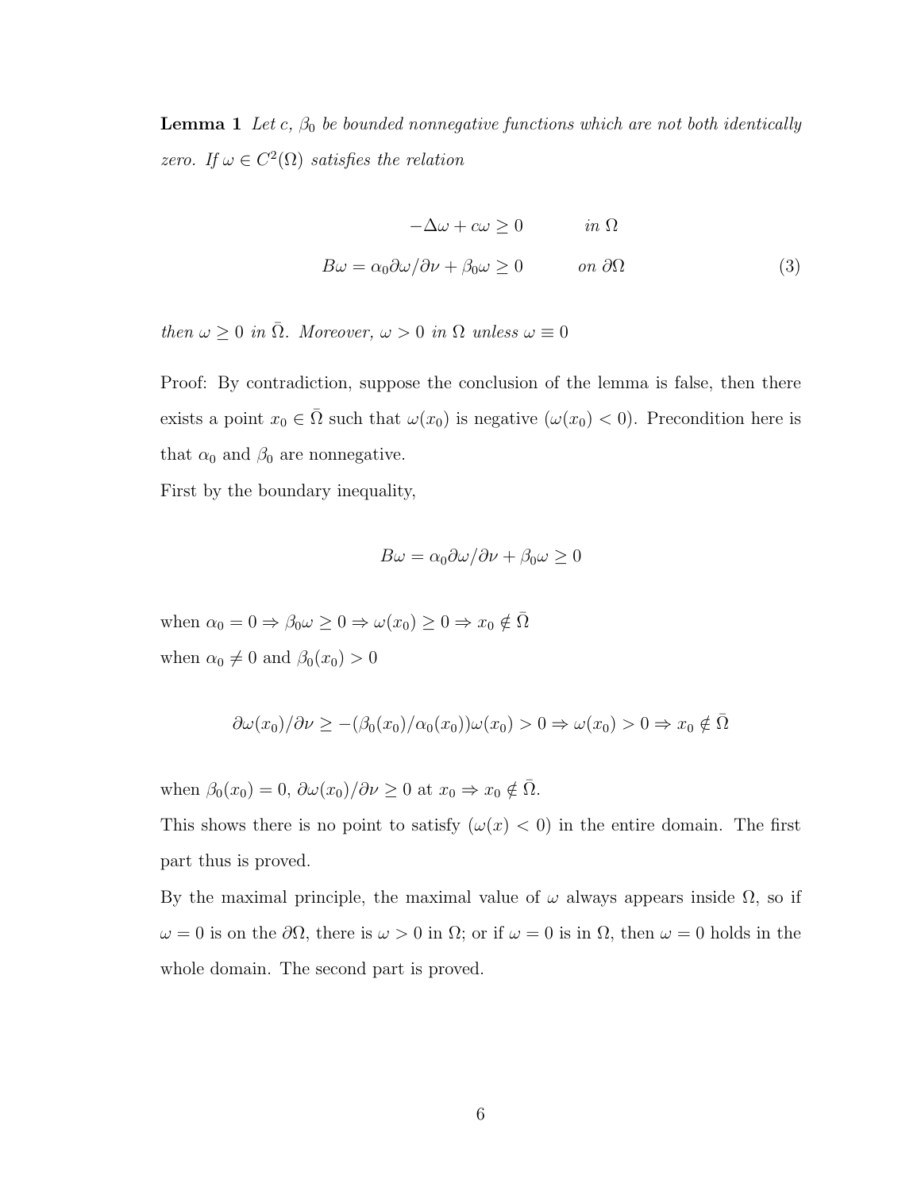**Lemma 1** *Let $c$, $\beta_0$ be bounded nonnegative functions which are not both identically zero. If $\omega \in C^2(\Omega)$ satisfies the relation*

$$
\begin{aligned}
-\Delta\omega + c\omega \geq 0 \qquad & \text{in } \Omega \\
B\omega = \alpha_0 \partial\omega/\partial\nu + \beta_0\omega \geq 0 \qquad & \text{on } \partial\Omega
\end{aligned}
\tag{3}
$$

*then $\omega \geq 0$ in $\bar{\Omega}$. Moreover, $\omega > 0$ in $\Omega$ unless $\omega \equiv 0$*

Proof: By contradiction, suppose the conclusion of the lemma is false, then there exists a point $x_0 \in \bar{\Omega}$ such that $\omega(x_0)$ is negative ($\omega(x_0) < 0$). Precondition here is that $\alpha_0$ and $\beta_0$ are nonnegative.

First by the boundary inequality,

$$B\omega = \alpha_0 \partial\omega/\partial\nu + \beta_0\omega \geq 0$$

when $\alpha_0 = 0 \Rightarrow \beta_0\omega \geq 0 \Rightarrow \omega(x_0) \geq 0 \Rightarrow x_0 \notin \bar{\Omega}$

when $\alpha_0 \neq 0$ and $\beta_0(x_0) > 0$

$$\partial\omega(x_0)/\partial\nu \geq -(\beta_0(x_0)/\alpha_0(x_0))\omega(x_0) > 0 \Rightarrow \omega(x_0) > 0 \Rightarrow x_0 \notin \bar{\Omega}$$

when $\beta_0(x_0) = 0$, $\partial\omega(x_0)/\partial\nu \geq 0$ at $x_0 \Rightarrow x_0 \notin \bar{\Omega}$.

This shows there is no point to satisfy ($\omega(x) < 0$) in the entire domain. The first part thus is proved.

By the maximal principle, the maximal value of $\omega$ always appears inside $\Omega$, so if $\omega = 0$ is on the $\partial\Omega$, there is $\omega > 0$ in $\Omega$; or if $\omega = 0$ is in $\Omega$, then $\omega = 0$ holds in the whole domain. The second part is proved.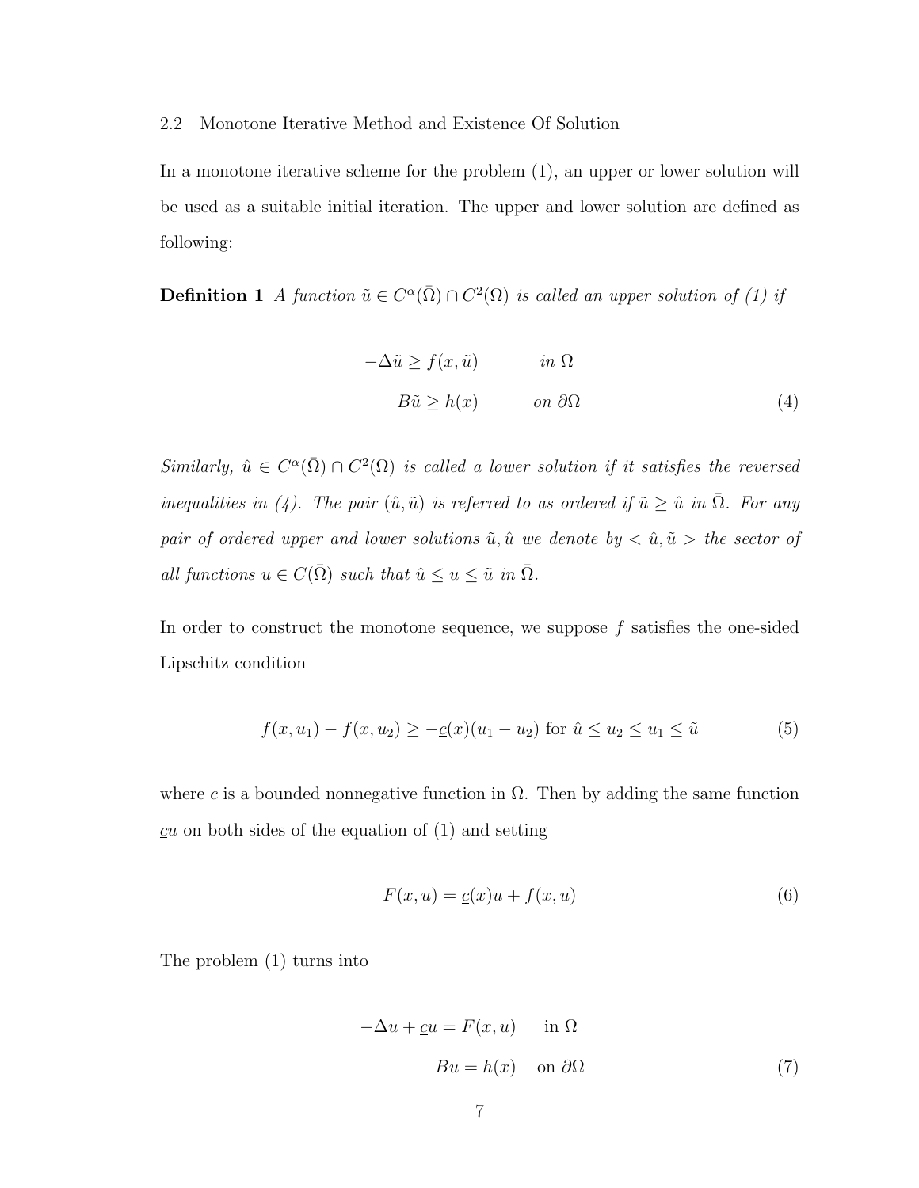### 2.2 Monotone Iterative Method and Existence Of Solution

In a monotone iterative scheme for the problem (1), an upper or lower solution will be used as a suitable initial iteration. The upper and lower solution are defined as following:

**Definition 1** *A function $\tilde{u} \in C^{\alpha}(\bar{\Omega}) \cap C^2(\Omega)$ is called an upper solution of (1) if*

$$
\begin{aligned}
-\Delta \tilde{u} &\geq f(x, \tilde{u}) \qquad && \text{in } \Omega \\
B\tilde{u} &\geq h(x) \qquad && \text{on } \partial\Omega
\end{aligned}
\tag{4}
$$

*Similarly, $\hat{u} \in C^{\alpha}(\bar{\Omega}) \cap C^2(\Omega)$ is called a lower solution if it satisfies the reversed inequalities in (4). The pair $(\hat{u}, \tilde{u})$ is referred to as ordered if $\tilde{u} \geq \hat{u}$ in $\bar{\Omega}$. For any pair of ordered upper and lower solutions $\tilde{u}, \hat{u}$ we denote by $< \hat{u}, \tilde{u} >$ the sector of all functions $u \in C(\bar{\Omega})$ such that $\hat{u} \leq u \leq \tilde{u}$ in $\bar{\Omega}$.*

In order to construct the monotone sequence, we suppose $f$ satisfies the one-sided Lipschitz condition

$$
f(x, u_1) - f(x, u_2) \geq -\underline{c}(x)(u_1 - u_2) \text{ for } \hat{u} \leq u_2 \leq u_1 \leq \tilde{u} \tag{5}
$$

where $\underline{c}$ is a bounded nonnegative function in $\Omega$. Then by adding the same function $\underline{c}u$ on both sides of the equation of (1) and setting

$$
F(x, u) = \underline{c}(x)u + f(x, u) \tag{6}
$$

The problem (1) turns into

$$
\begin{aligned}
-\Delta u + \underline{c}u &= F(x, u) \qquad && \text{in } \Omega \\
Bu &= h(x) \qquad && \text{on } \partial\Omega
\end{aligned}
\tag{7}
$$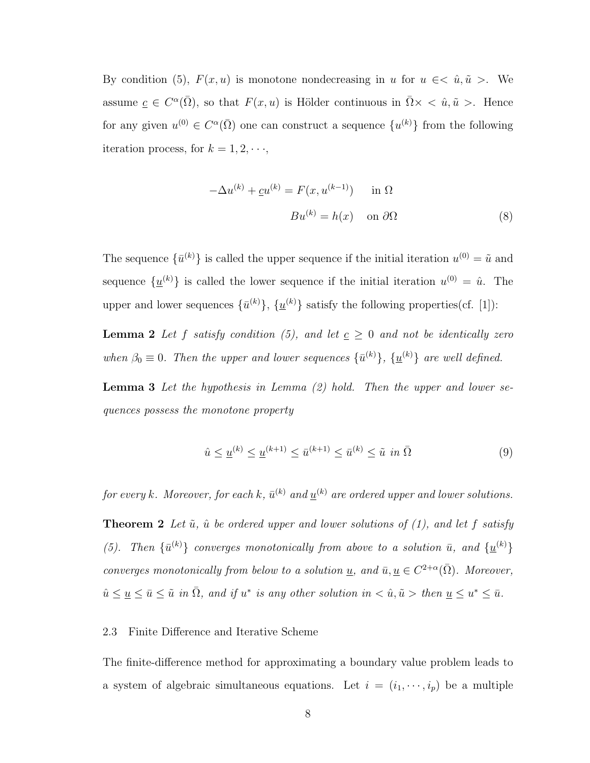By condition (5), $F(x,u)$ is monotone nondecreasing in $u$ for $u \in <\hat{u}, \tilde{u}>$. We assume $\underline{c} \in C^{\alpha}(\bar{\Omega})$, so that $F(x,u)$ is Hölder continuous in $\bar{\Omega}\times <\hat{u}, \tilde{u}>$. Hence for any given $u^{(0)} \in C^{\alpha}(\bar{\Omega})$ one can construct a sequence $\{u^{(k)}\}$ from the following iteration process, for $k = 1, 2, \cdots$,

$$
\begin{aligned}
-\Delta u^{(k)} + \underline{c} u^{(k)} &= F(x, u^{(k-1)}) \quad \text{in } \Omega \\
B u^{(k)} &= h(x) \quad \text{on } \partial\Omega
\end{aligned}
\tag{8}
$$

The sequence $\{\bar{u}^{(k)}\}$ is called the upper sequence if the initial iteration $u^{(0)} = \tilde{u}$ and sequence $\{\underline{u}^{(k)}\}$ is called the lower sequence if the initial iteration $u^{(0)} = \hat{u}$. The upper and lower sequences $\{\bar{u}^{(k)}\}$, $\{\underline{u}^{(k)}\}$ satisfy the following properties(cf. [1]):

**Lemma 2** *Let $f$ satisfy condition (5), and let $\underline{c} \geq 0$ and not be identically zero when $\beta_0 \equiv 0$. Then the upper and lower sequences $\{\bar{u}^{(k)}\}$, $\{\underline{u}^{(k)}\}$ are well defined.*

**Lemma 3** *Let the hypothesis in Lemma (2) hold. Then the upper and lower sequences possess the monotone property*

$$
\hat{u} \leq \underline{u}^{(k)} \leq \underline{u}^{(k+1)} \leq \bar{u}^{(k+1)} \leq \bar{u}^{(k)} \leq \tilde{u} \text{ in } \bar{\Omega} \tag{9}
$$

*for every $k$. Moreover, for each $k$, $\bar{u}^{(k)}$ and $\underline{u}^{(k)}$ are ordered upper and lower solutions.*

**Theorem 2** *Let $\tilde{u}$, $\hat{u}$ be ordered upper and lower solutions of (1), and let $f$ satisfy (5). Then $\{\bar{u}^{(k)}\}$ converges monotonically from above to a solution $\bar{u}$, and $\{\underline{u}^{(k)}\}$ converges monotonically from below to a solution $\underline{u}$, and $\bar{u}, \underline{u} \in C^{2+\alpha}(\bar{\Omega})$. Moreover, $\hat{u} \leq \underline{u} \leq \bar{u} \leq \tilde{u}$ in $\bar{\Omega}$, and if $u^*$ is any other solution in $<\hat{u}, \tilde{u}>$ then $\underline{u} \leq u^* \leq \bar{u}$.*

### 2.3 Finite Difference and Iterative Scheme

The finite-difference method for approximating a boundary value problem leads to a system of algebraic simultaneous equations. Let $i = (i_1, \cdots, i_p)$ be a multiple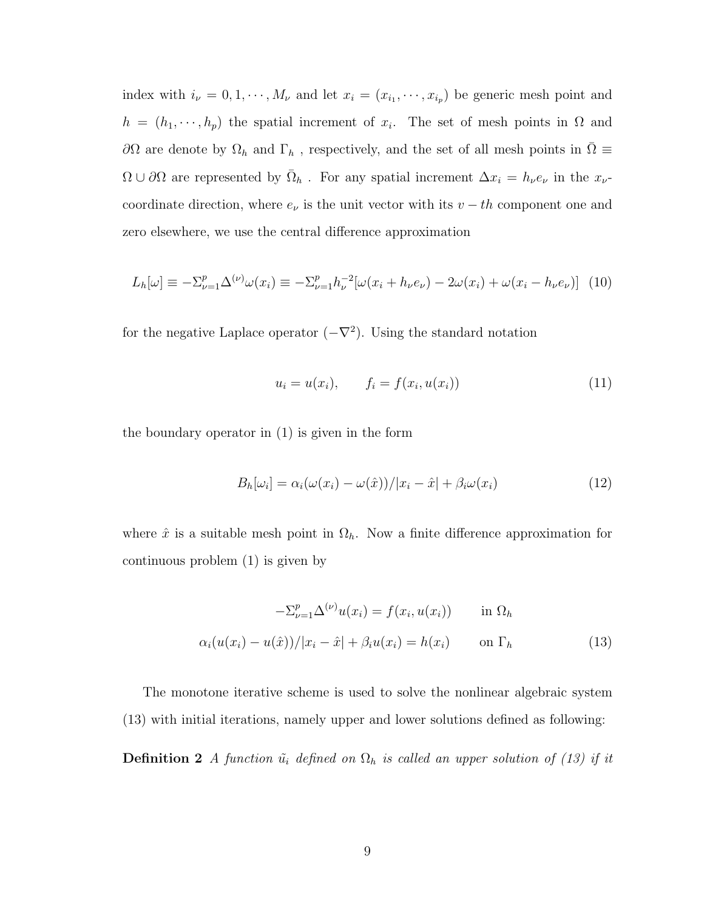index with $i_\nu = 0, 1, \cdots, M_\nu$ and let $x_i = (x_{i_1}, \cdots, x_{i_p})$ be generic mesh point and $h = (h_1, \cdots, h_p)$ the spatial increment of $x_i$. The set of mesh points in $\Omega$ and $\partial\Omega$ are denote by $\Omega_h$ and $\Gamma_h$ , respectively, and the set of all mesh points in $\bar{\Omega} \equiv \Omega \cup \partial\Omega$ are represented by $\bar{\Omega}_h$ . For any spatial increment $\Delta x_i = h_\nu e_\nu$ in the $x_\nu$-coordinate direction, where $e_\nu$ is the unit vector with its $v-th$ component one and zero elsewhere, we use the central difference approximation

$$L_h[\omega] \equiv -\Sigma_{\nu=1}^{p} \Delta^{(\nu)} \omega(x_i) \equiv -\Sigma_{\nu=1}^{p} h_\nu^{-2} [\omega(x_i + h_\nu e_\nu) - 2\omega(x_i) + \omega(x_i - h_\nu e_\nu)] \quad (10)$$

for the negative Laplace operator $(-\nabla^2)$. Using the standard notation

$$u_i = u(x_i), \qquad f_i = f(x_i, u(x_i)) \quad (11)$$

the boundary operator in (1) is given in the form

$$B_h[\omega_i] = \alpha_i(\omega(x_i) - \omega(\hat{x}))/|x_i - \hat{x}| + \beta_i \omega(x_i) \quad (12)$$

where $\hat{x}$ is a suitable mesh point in $\Omega_h$. Now a finite difference approximation for continuous problem (1) is given by

$$\begin{aligned} -\Sigma_{\nu=1}^{p} \Delta^{(\nu)} u(x_i) &= f(x_i, u(x_i)) \qquad \text{in } \Omega_h \\ \alpha_i(u(x_i) - u(\hat{x}))/|x_i - \hat{x}| + \beta_i u(x_i) &= h(x_i) \qquad \text{on } \Gamma_h \end{aligned} \quad (13)$$

The monotone iterative scheme is used to solve the nonlinear algebraic system (13) with initial iterations, namely upper and lower solutions defined as following:

**Definition 2** *A function $\tilde{u}_i$ defined on $\Omega_h$ is called an upper solution of (13) if it*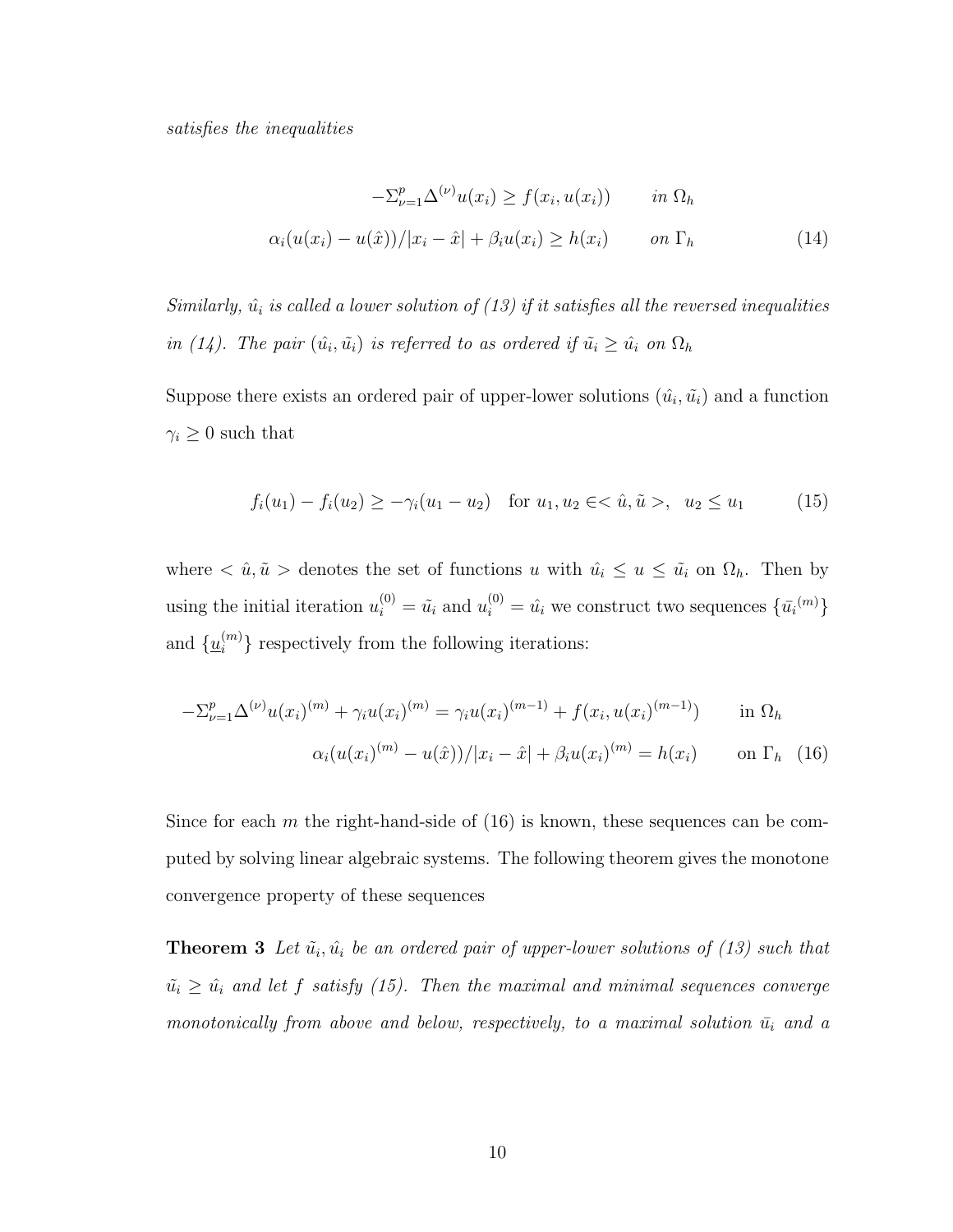*satisfies the inequalities*

$$
\begin{aligned}
-\Sigma_{\nu=1}^{p}\Delta^{(\nu)}u(x_i) &\geq f(x_i, u(x_i)) \qquad \text{in } \Omega_h \\
\alpha_i(u(x_i) - u(\hat{x}))/|x_i - \hat{x}| + \beta_i u(x_i) &\geq h(x_i) \qquad \text{on } \Gamma_h
\end{aligned}
\tag{14}
$$

*Similarly, $\hat{u}_i$ is called a lower solution of (13) if it satisfies all the reversed inequalities in (14). The pair $(\hat{u}_i, \tilde{u}_i)$ is referred to as ordered if $\tilde{u}_i \geq \hat{u}_i$ on $\Omega_h$*

Suppose there exists an ordered pair of upper-lower solutions $(\hat{u}_i, \tilde{u}_i)$ and a function $\gamma_i \geq 0$ such that

$$
f_i(u_1) - f_i(u_2) \geq -\gamma_i(u_1 - u_2) \quad \text{for } u_1, u_2 \in <\hat{u}, \tilde{u}>, \;\; u_2 \leq u_1 \tag{15}
$$

where $<\hat{u}, \tilde{u}>$ denotes the set of functions $u$ with $\hat{u}_i \leq u \leq \tilde{u}_i$ on $\Omega_h$. Then by using the initial iteration $u_i^{(0)} = \tilde{u}_i$ and $u_i^{(0)} = \hat{u}_i$ we construct two sequences $\{\bar{u}_i{}^{(m)}\}$ and $\{\underline{u}_i^{(m)}\}$ respectively from the following iterations:

$$
\begin{aligned}
-\Sigma_{\nu=1}^{p}\Delta^{(\nu)}u(x_i)^{(m)} + \gamma_i u(x_i)^{(m)} &= \gamma_i u(x_i)^{(m-1)} + f(x_i, u(x_i)^{(m-1)}) \qquad \text{in } \Omega_h \\
\alpha_i(u(x_i)^{(m)} - u(\hat{x}))/|x_i - \hat{x}| + \beta_i u(x_i)^{(m)} &= h(x_i) \qquad \text{on } \Gamma_h
\end{aligned}
\tag{16}
$$

Since for each $m$ the right-hand-side of (16) is known, these sequences can be computed by solving linear algebraic systems. The following theorem gives the monotone convergence property of these sequences

**Theorem 3** *Let $\tilde{u}_i, \hat{u}_i$ be an ordered pair of upper-lower solutions of (13) such that $\tilde{u}_i \geq \hat{u}_i$ and let $f$ satisfy (15). Then the maximal and minimal sequences converge monotonically from above and below, respectively, to a maximal solution $\bar{u}_i$ and a*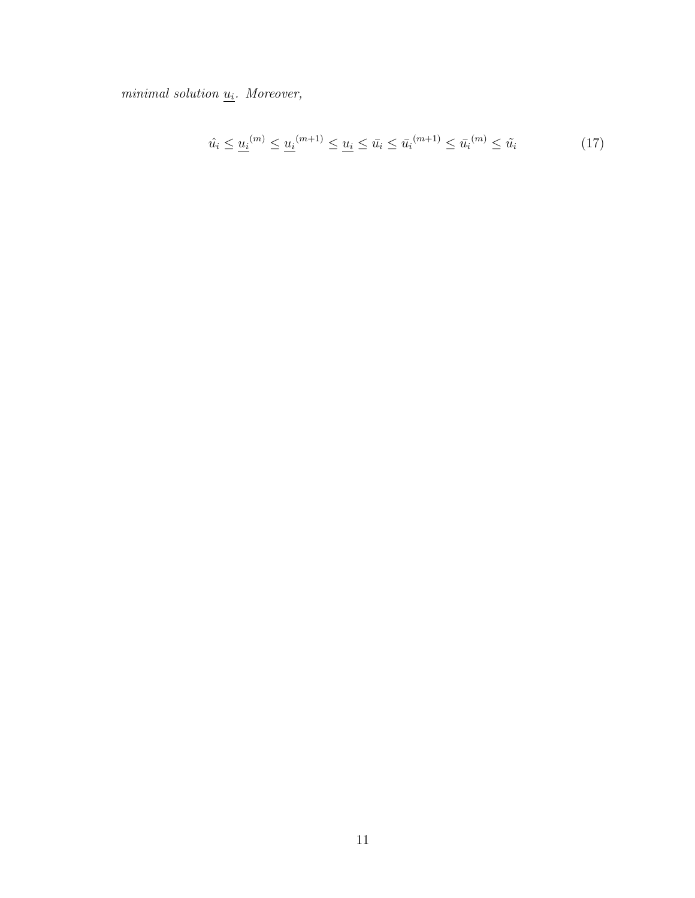*minimal solution* $\underline{u_i}$. *Moreover,*

$$\hat{u}_i \leq \underline{u_i}^{(m)} \leq \underline{u_i}^{(m+1)} \leq \underline{u_i} \leq \bar{u}_i \leq \bar{u}_i^{(m+1)} \leq \bar{u}_i^{(m)} \leq \tilde{u}_i \tag{17}$$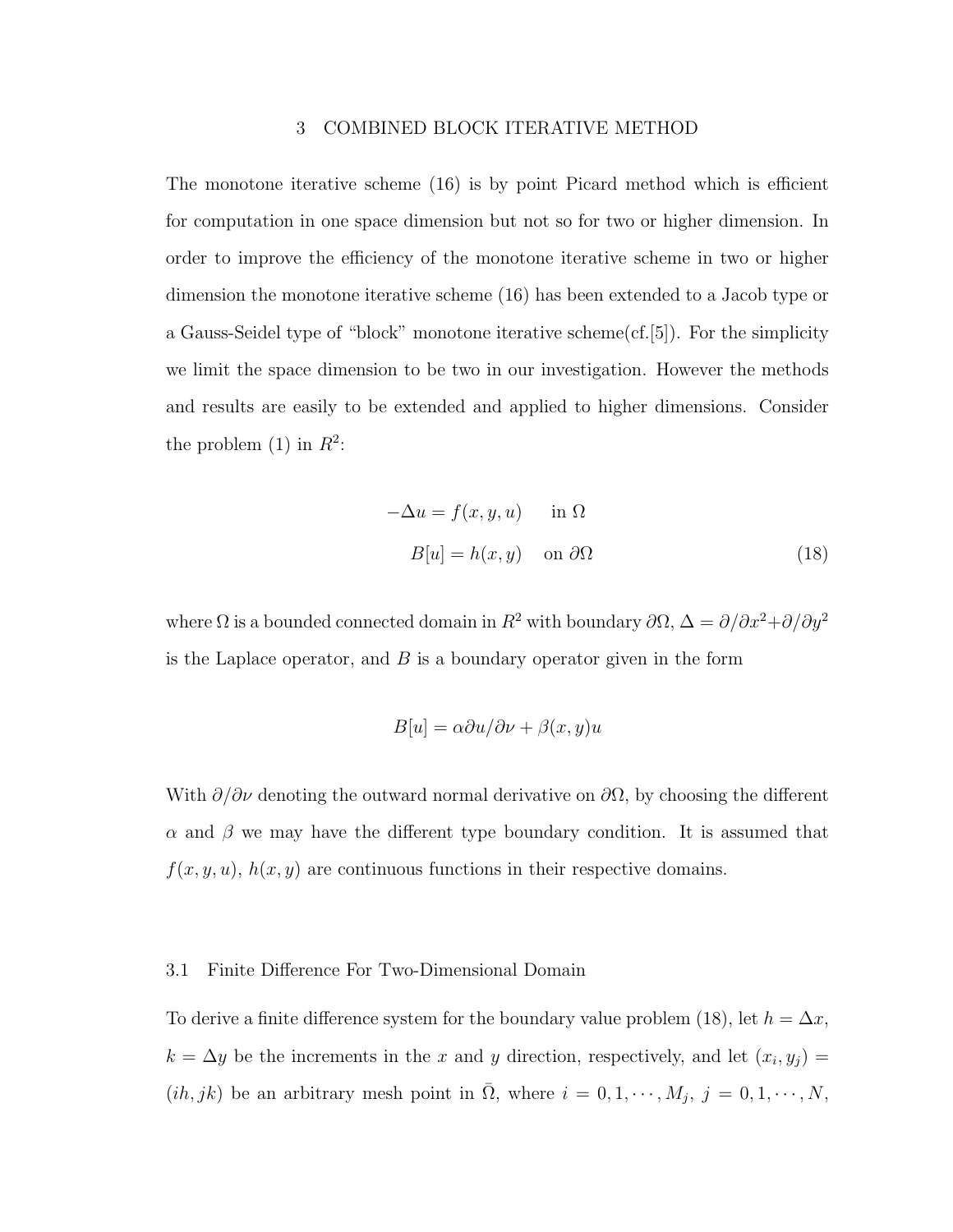# 3 COMBINED BLOCK ITERATIVE METHOD

The monotone iterative scheme (16) is by point Picard method which is efficient for computation in one space dimension but not so for two or higher dimension. In order to improve the efficiency of the monotone iterative scheme in two or higher dimension the monotone iterative scheme (16) has been extended to a Jacob type or a Gauss-Seidel type of "block" monotone iterative scheme(cf.[5]). For the simplicity we limit the space dimension to be two in our investigation. However the methods and results are easily to be extended and applied to higher dimensions. Consider the problem (1) in $R^2$:

$$
\begin{aligned}
-\Delta u &= f(x, y, u) \quad \text{in } \Omega \\
B[u] &= h(x, y) \quad \text{on } \partial\Omega
\end{aligned}
\tag{18}
$$

where $\Omega$ is a bounded connected domain in $R^2$ with boundary $\partial\Omega$, $\Delta = \partial/\partial x^2 + \partial/\partial y^2$ is the Laplace operator, and $B$ is a boundary operator given in the form

$$
B[u] = \alpha \partial u/\partial \nu + \beta(x, y)u
$$

With $\partial/\partial\nu$ denoting the outward normal derivative on $\partial\Omega$, by choosing the different $\alpha$ and $\beta$ we may have the different type boundary condition. It is assumed that $f(x, y, u)$, $h(x, y)$ are continuous functions in their respective domains.

## 3.1 Finite Difference For Two-Dimensional Domain

To derive a finite difference system for the boundary value problem (18), let $h = \Delta x$, $k = \Delta y$ be the increments in the $x$ and $y$ direction, respectively, and let $(x_i, y_j) = (ih, jk)$ be an arbitrary mesh point in $\bar{\Omega}$, where $i = 0, 1, \cdots, M_j$, $j = 0, 1, \cdots, N$,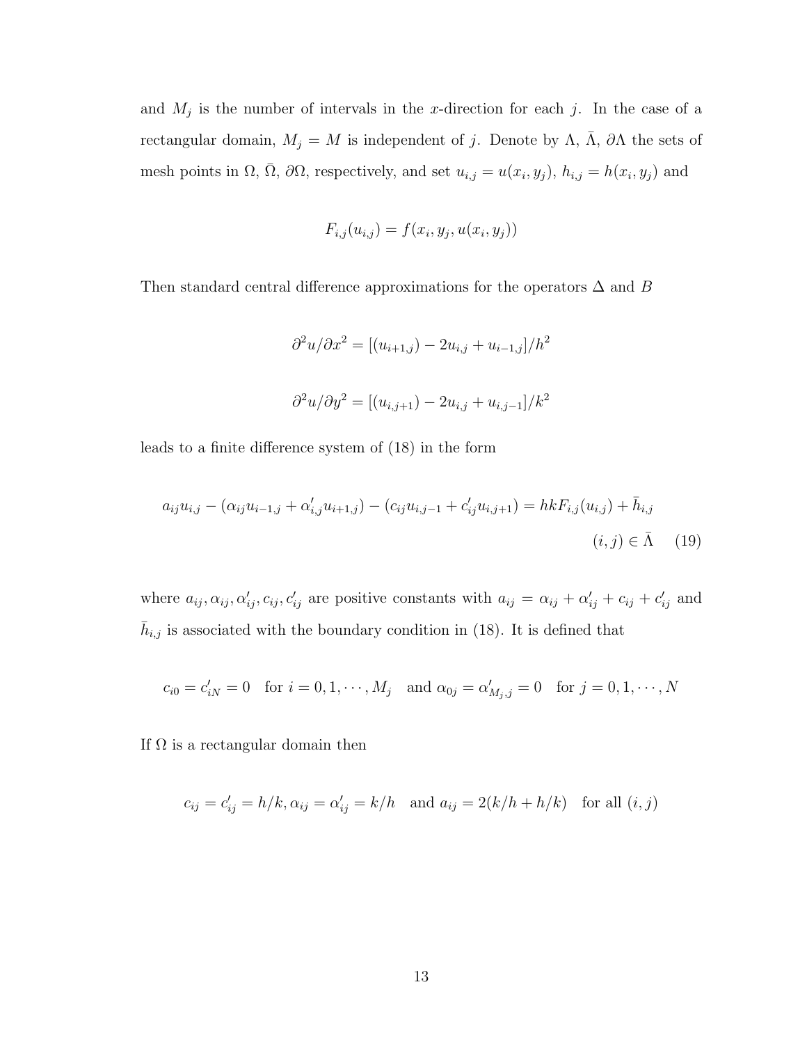and $M_j$ is the number of intervals in the $x$-direction for each $j$. In the case of a rectangular domain, $M_j = M$ is independent of $j$. Denote by $\Lambda$, $\bar{\Lambda}$, $\partial\Lambda$ the sets of mesh points in $\Omega$, $\bar{\Omega}$, $\partial\Omega$, respectively, and set $u_{i,j} = u(x_i, y_j)$, $h_{i,j} = h(x_i, y_j)$ and

$$F_{i,j}(u_{i,j}) = f(x_i, y_j, u(x_i, y_j))$$

Then standard central difference approximations for the operators $\Delta$ and $B$

$$\partial^2 u/\partial x^2 = [(u_{i+1,j}) - 2u_{i,j} + u_{i-1,j}]/h^2$$

$$\partial^2 u/\partial y^2 = [(u_{i,j+1}) - 2u_{i,j} + u_{i,j-1}]/k^2$$

leads to a finite difference system of (18) in the form

$$a_{ij}u_{i,j} - (\alpha_{ij}u_{i-1,j} + \alpha'_{i,j}u_{i+1,j}) - (c_{ij}u_{i,j-1} + c'_{ij}u_{i,j+1}) = hkF_{i,j}(u_{i,j}) + \bar{h}_{i,j} \qquad (i,j) \in \bar{\Lambda} \quad (19)$$

where $a_{ij}, \alpha_{ij}, \alpha'_{ij}, c_{ij}, c'_{ij}$ are positive constants with $a_{ij} = \alpha_{ij} + \alpha'_{ij} + c_{ij} + c'_{ij}$ and $\bar{h}_{i,j}$ is associated with the boundary condition in (18). It is defined that

$$c_{i0} = c'_{iN} = 0 \quad \text{for } i = 0, 1, \cdots, M_j \quad \text{and } \alpha_{0j} = \alpha'_{M_j,j} = 0 \quad \text{for } j = 0, 1, \cdots, N$$

If $\Omega$ is a rectangular domain then

$$c_{ij} = c'_{ij} = h/k, \alpha_{ij} = \alpha'_{ij} = k/h \quad \text{and } a_{ij} = 2(k/h + h/k) \quad \text{for all } (i,j)$$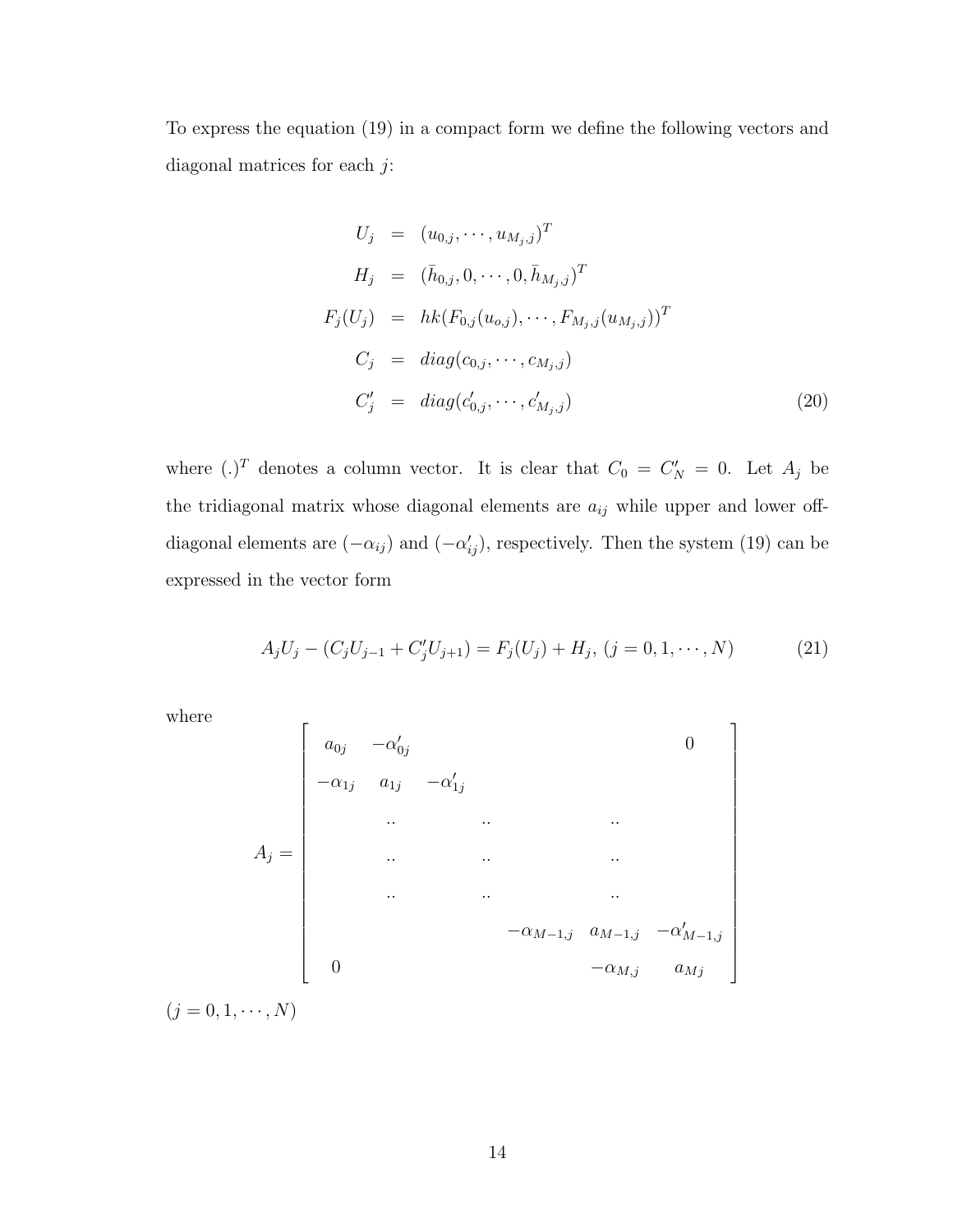To express the equation (19) in a compact form we define the following vectors and diagonal matrices for each $j$:

$$
\begin{aligned}
U_j &= (u_{0,j}, \cdots, u_{M_j,j})^T \\
H_j &= (\bar{h}_{0,j}, 0, \cdots, 0, \bar{h}_{M_j,j})^T \\
F_j(U_j) &= hk(F_{0,j}(u_{o,j}), \cdots, F_{M_j,j}(u_{M_j,j}))^T \\
C_j &= diag(c_{0,j}, \cdots, c_{M_j,j}) \\
C'_j &= diag(c'_{0,j}, \cdots, c'_{M_j,j})
\end{aligned} \tag{20}
$$

where $(.)^T$ denotes a column vector. It is clear that $C_0 = C'_N = 0$. Let $A_j$ be the tridiagonal matrix whose diagonal elements are $a_{ij}$ while upper and lower off-diagonal elements are $(-\alpha_{ij})$ and $(-\alpha'_{ij})$, respectively. Then the system (19) can be expressed in the vector form

$$
A_j U_j - (C_j U_{j-1} + C'_j U_{j+1}) = F_j(U_j) + H_j, \ (j = 0, 1, \cdots, N) \tag{21}
$$

where

$$
A_j = \begin{bmatrix}
a_{0j} & -\alpha'_{0j} & & & & 0 \\
-\alpha_{1j} & a_{1j} & -\alpha'_{1j} & & & \\
 & .. & .. & & .. & \\
 & .. & .. & & .. & \\
 & .. & .. & & .. & \\
 & & & -\alpha_{M-1,j} & a_{M-1,j} & -\alpha'_{M-1,j} \\
0 & & & & -\alpha_{M,j} & a_{Mj}
\end{bmatrix}
$$

$(j = 0, 1, \cdots, N)$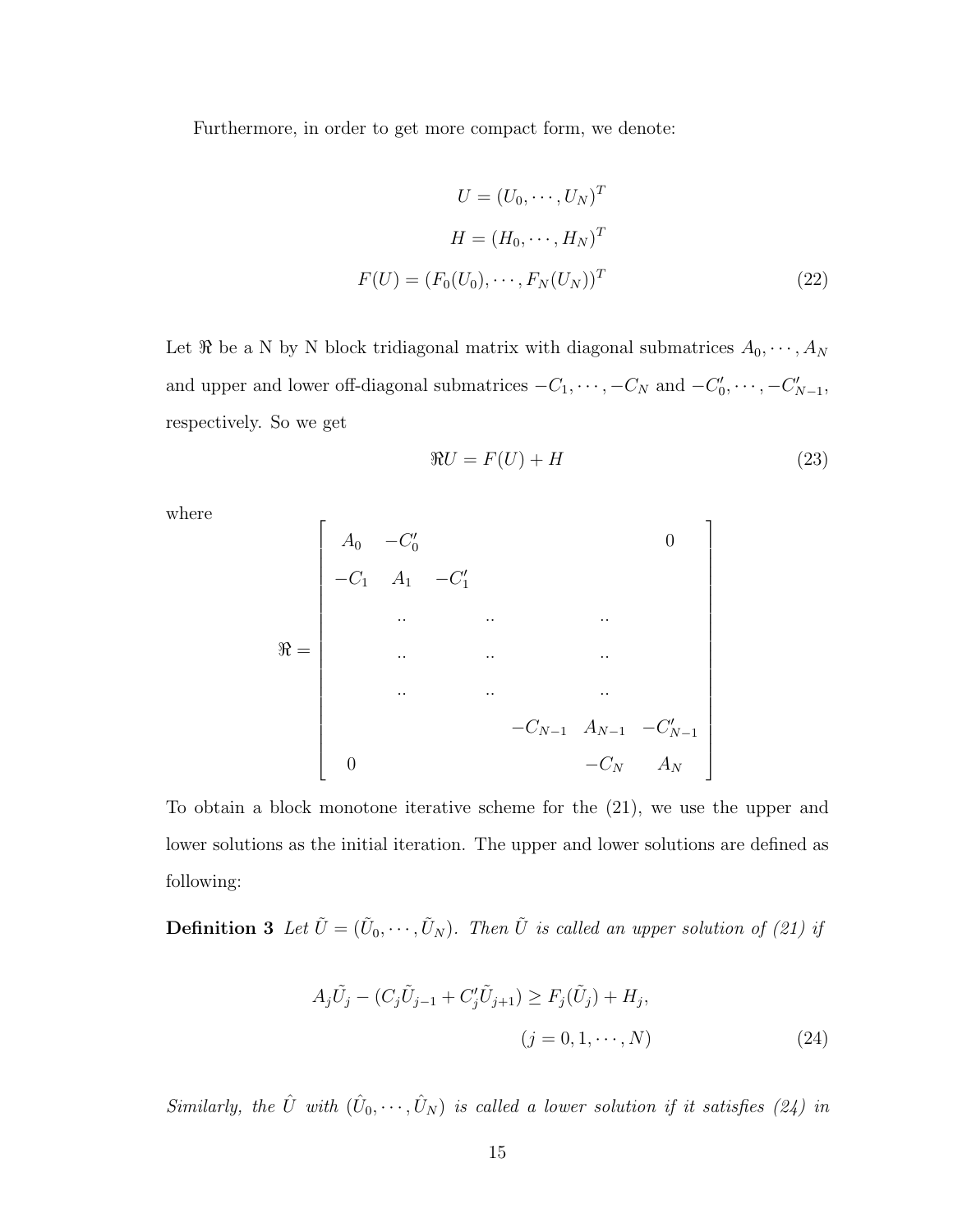Furthermore, in order to get more compact form, we denote:

$$
\begin{aligned}
U &= (U_0, \cdots, U_N)^T \\
H &= (H_0, \cdots, H_N)^T \\
F(U) &= (F_0(U_0), \cdots, F_N(U_N))^T
\end{aligned}
\tag{22}
$$

Let $\Re$ be a N by N block tridiagonal matrix with diagonal submatrices $A_0, \cdots, A_N$ and upper and lower off-diagonal submatrices $-C_1, \cdots, -C_N$ and $-C'_0, \cdots, -C'_{N-1}$, respectively. So we get

$$
\Re U = F(U) + H \tag{23}
$$

where

$$
\Re = \begin{bmatrix}
A_0 & -C'_0 & & & & 0 \\
-C_1 & A_1 & -C'_1 & & & \\
& \ddots & & \ddots & \ddots & \\
& \ddots & & \ddots & \ddots & \\
& \ddots & & \ddots & \ddots & \\
& & & -C_{N-1} & A_{N-1} & -C'_{N-1} \\
0 & & & & -C_N & A_N
\end{bmatrix}
$$

To obtain a block monotone iterative scheme for the (21), we use the upper and lower solutions as the initial iteration. The upper and lower solutions are defined as following:

**Definition 3** *Let $\tilde{U} = (\tilde{U}_0, \cdots, \tilde{U}_N)$. Then $\tilde{U}$ is called an upper solution of (21) if*

$$
A_j \tilde{U}_j - (C_j \tilde{U}_{j-1} + C'_j \tilde{U}_{j+1}) \geq F_j(\tilde{U}_j) + H_j, \qquad (j = 0, 1, \cdots, N) \tag{24}
$$

*Similarly, the $\hat{U}$ with $(\hat{U}_0, \cdots, \hat{U}_N)$ is called a lower solution if it satisfies (24) in*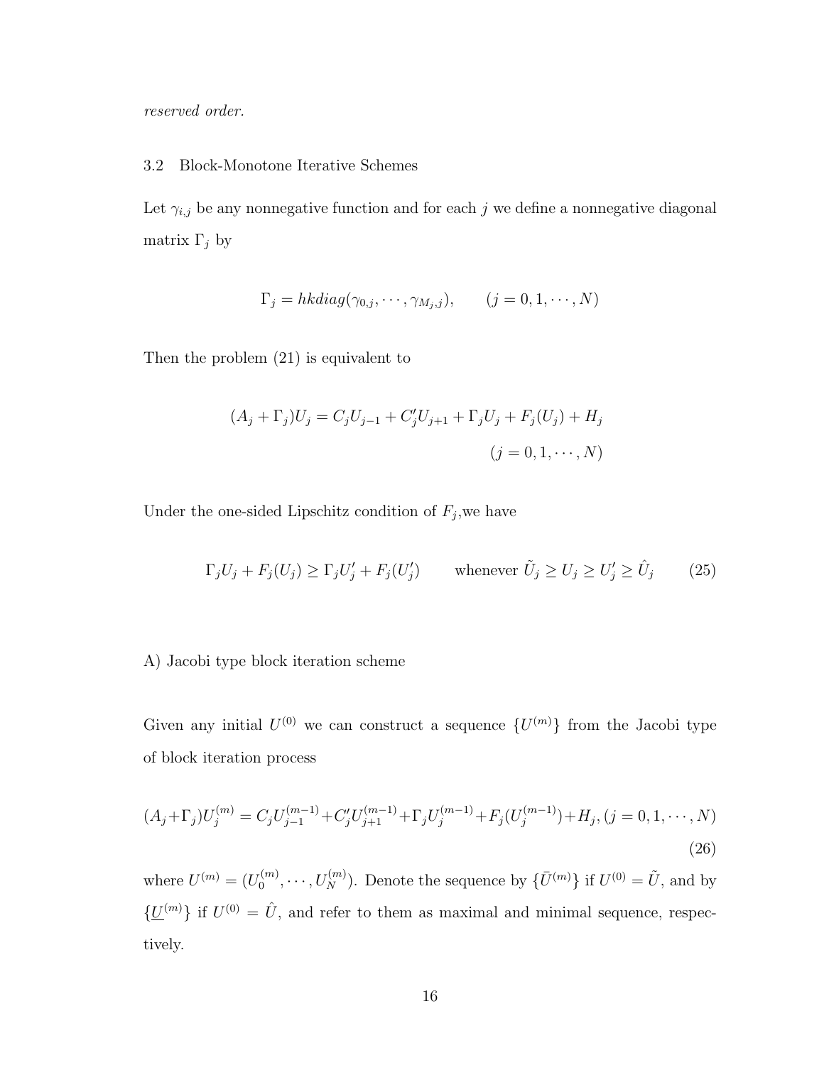*reserved order.*

### 3.2 Block-Monotone Iterative Schemes

Let $\gamma_{i,j}$ be any nonnegative function and for each $j$ we define a nonnegative diagonal matrix $\Gamma_j$ by

$$\Gamma_j = hkdiag(\gamma_{0,j}, \cdots, \gamma_{M_j,j}), \qquad (j = 0, 1, \cdots, N)$$

Then the problem (21) is equivalent to

$$(A_j + \Gamma_j)U_j = C_j U_{j-1} + C'_j U_{j+1} + \Gamma_j U_j + F_j(U_j) + H_j$$
$$(j = 0, 1, \cdots, N)$$

Under the one-sided Lipschitz condition of $F_j$,we have

$$\Gamma_j U_j + F_j(U_j) \geq \Gamma_j U'_j + F_j(U'_j) \qquad \text{whenever } \tilde{U}_j \geq U_j \geq U'_j \geq \hat{U}_j \tag{25}$$

A) Jacobi type block iteration scheme

Given any initial $U^{(0)}$ we can construct a sequence $\{U^{(m)}\}$ from the Jacobi type of block iteration process

$$(A_j+\Gamma_j)U_j^{(m)} = C_j U_{j-1}^{(m-1)} + C'_j U_{j+1}^{(m-1)} + \Gamma_j U_j^{(m-1)} + F_j(U_j^{(m-1)}) + H_j, (j = 0, 1, \cdots, N) \tag{26}$$

where $U^{(m)} = (U_0^{(m)}, \cdots, U_N^{(m)})$. Denote the sequence by $\{\bar{U}^{(m)}\}$ if $U^{(0)} = \tilde{U}$, and by $\{\underline{U}^{(m)}\}$ if $U^{(0)} = \hat{U}$, and refer to them as maximal and minimal sequence, respectively.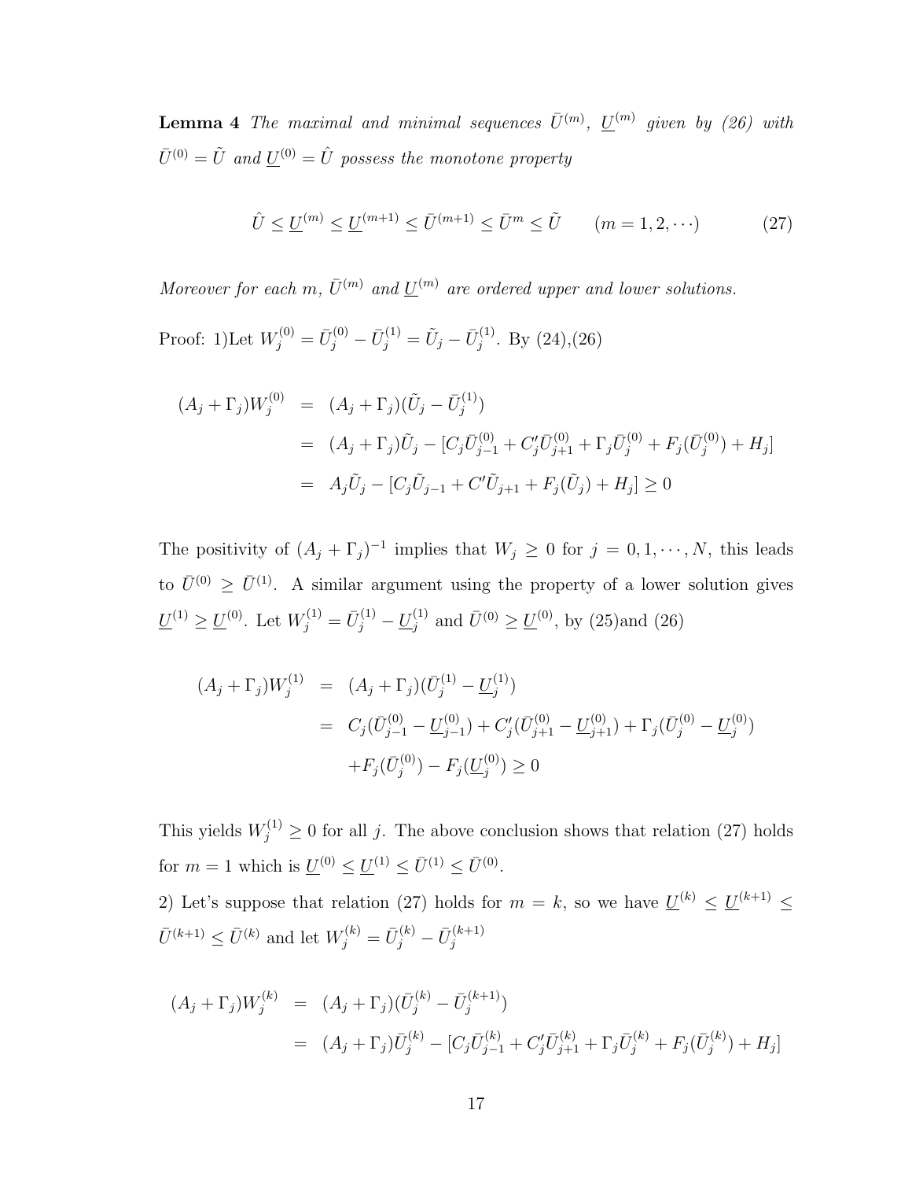**Lemma 4** *The maximal and minimal sequences $\bar{U}^{(m)}$, $\underline{U}^{(m)}$ given by (26) with $\bar{U}^{(0)} = \tilde{U}$ and $\underline{U}^{(0)} = \hat{U}$ possess the monotone property*

$$\hat{U} \leq \underline{U}^{(m)} \leq \underline{U}^{(m+1)} \leq \bar{U}^{(m+1)} \leq \bar{U}^{m} \leq \tilde{U} \qquad (m = 1, 2, \cdots) \tag{27}$$

*Moreover for each m, $\bar{U}^{(m)}$ and $\underline{U}^{(m)}$ are ordered upper and lower solutions.*

Proof: 1)Let $W_j^{(0)} = \bar{U}_j^{(0)} - \bar{U}_j^{(1)} = \tilde{U}_j - \bar{U}_j^{(1)}$. By (24),(26)

$$\begin{aligned}
(A_j + \Gamma_j)W_j^{(0)} &= (A_j + \Gamma_j)(\tilde{U}_j - \bar{U}_j^{(1)}) \\
&= (A_j + \Gamma_j)\tilde{U}_j - [C_j\bar{U}_{j-1}^{(0)} + C'_j\bar{U}_{j+1}^{(0)} + \Gamma_j\bar{U}_j^{(0)} + F_j(\bar{U}_j^{(0)}) + H_j] \\
&= A_j\tilde{U}_j - [C_j\tilde{U}_{j-1} + C'\tilde{U}_{j+1} + F_j(\tilde{U}_j) + H_j] \geq 0
\end{aligned}$$

The positivity of $(A_j + \Gamma_j)^{-1}$ implies that $W_j \geq 0$ for $j = 0, 1, \cdots, N$, this leads to $\bar{U}^{(0)} \geq \bar{U}^{(1)}$. A similar argument using the property of a lower solution gives $\underline{U}^{(1)} \geq \underline{U}^{(0)}$. Let $W_j^{(1)} = \bar{U}_j^{(1)} - \underline{U}_j^{(1)}$ and $\bar{U}^{(0)} \geq \underline{U}^{(0)}$, by (25)and (26)

$$\begin{aligned}
(A_j + \Gamma_j)W_j^{(1)} &= (A_j + \Gamma_j)(\bar{U}_j^{(1)} - \underline{U}_j^{(1)}) \\
&= C_j(\bar{U}_{j-1}^{(0)} - \underline{U}_{j-1}^{(0)}) + C'_j(\bar{U}_{j+1}^{(0)} - \underline{U}_{j+1}^{(0)}) + \Gamma_j(\bar{U}_j^{(0)} - \underline{U}_j^{(0)}) \\
&\quad + F_j(\bar{U}_j^{(0)}) - F_j(\underline{U}_j^{(0)}) \geq 0
\end{aligned}$$

This yields $W_j^{(1)} \geq 0$ for all $j$. The above conclusion shows that relation (27) holds for $m = 1$ which is $\underline{U}^{(0)} \leq \underline{U}^{(1)} \leq \bar{U}^{(1)} \leq \bar{U}^{(0)}$.

2) Let's suppose that relation (27) holds for $m = k$, so we have $\underline{U}^{(k)} \leq \underline{U}^{(k+1)} \leq \bar{U}^{(k+1)} \leq \bar{U}^{(k)}$ and let $W_j^{(k)} = \bar{U}_j^{(k)} - \bar{U}_j^{(k+1)}$

$$\begin{aligned}
(A_j + \Gamma_j)W_j^{(k)} &= (A_j + \Gamma_j)(\bar{U}_j^{(k)} - \bar{U}_j^{(k+1)}) \\
&= (A_j + \Gamma_j)\bar{U}_j^{(k)} - [C_j\bar{U}_{j-1}^{(k)} + C'_j\bar{U}_{j+1}^{(k)} + \Gamma_j\bar{U}_j^{(k)} + F_j(\bar{U}_j^{(k)}) + H_j]
\end{aligned}$$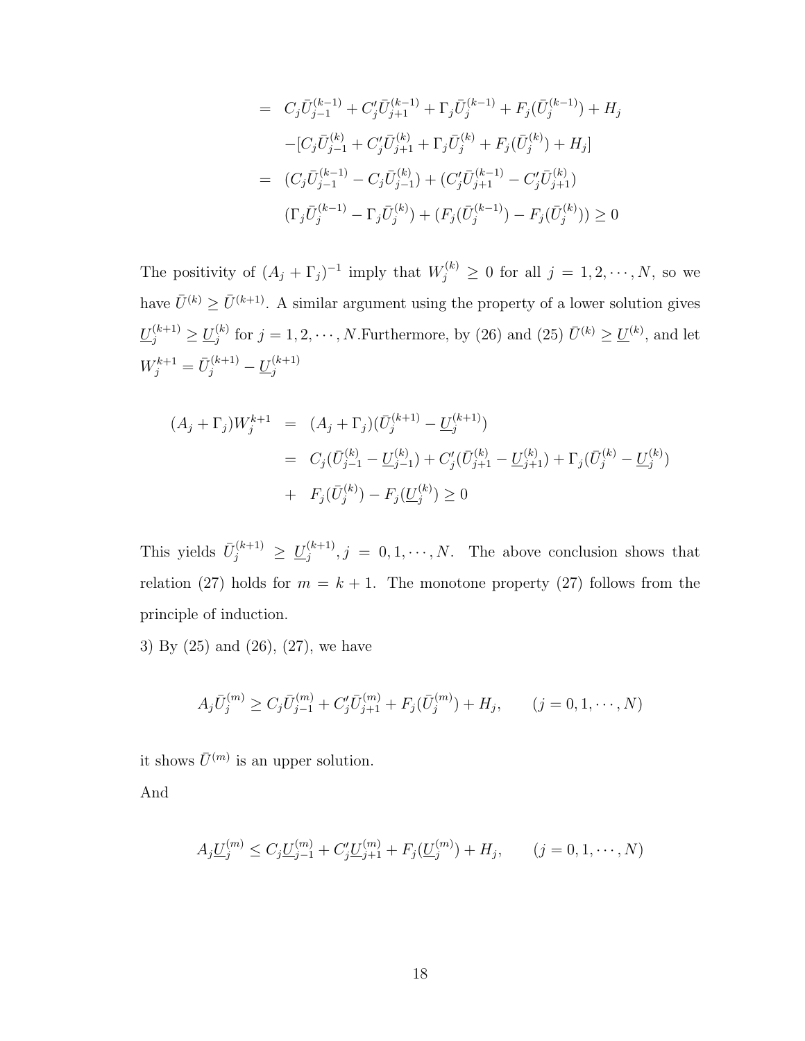$$
\begin{aligned}
&= C_j\bar{U}_{j-1}^{(k-1)} + C_j'\bar{U}_{j+1}^{(k-1)} + \Gamma_j\bar{U}_j^{(k-1)} + F_j(\bar{U}_j^{(k-1)}) + H_j \\
&\quad -[C_j\bar{U}_{j-1}^{(k)} + C_j'\bar{U}_{j+1}^{(k)} + \Gamma_j\bar{U}_j^{(k)} + F_j(\bar{U}_j^{(k)}) + H_j] \\
&= (C_j\bar{U}_{j-1}^{(k-1)} - C_j\bar{U}_{j-1}^{(k)}) + (C_j'\bar{U}_{j+1}^{(k-1)} - C_j'\bar{U}_{j+1}^{(k)}) \\
&\quad (\Gamma_j\bar{U}_j^{(k-1)} - \Gamma_j\bar{U}_j^{(k)}) + (F_j(\bar{U}_j^{(k-1)}) - F_j(\bar{U}_j^{(k)})) \geq 0
\end{aligned}
$$

The positivity of $(A_j + \Gamma_j)^{-1}$ imply that $W_j^{(k)} \geq 0$ for all $j = 1, 2, \cdots, N$, so we have $\bar{U}^{(k)} \geq \bar{U}^{(k+1)}$. A similar argument using the property of a lower solution gives $\underline{U}_j^{(k+1)} \geq \underline{U}_j^{(k)}$ for $j = 1, 2, \cdots, N$.Furthermore, by (26) and (25) $\bar{U}^{(k)} \geq \underline{U}^{(k)}$, and let $W_j^{k+1} = \bar{U}_j^{(k+1)} - \underline{U}_j^{(k+1)}$

$$
\begin{aligned}
(A_j + \Gamma_j)W_j^{k+1} &= (A_j + \Gamma_j)(\bar{U}_j^{(k+1)} - \underline{U}_j^{(k+1)}) \\
&= C_j(\bar{U}_{j-1}^{(k)} - \underline{U}_{j-1}^{(k)}) + C_j'(\bar{U}_{j+1}^{(k)} - \underline{U}_{j+1}^{(k)}) + \Gamma_j(\bar{U}_j^{(k)} - \underline{U}_j^{(k)}) \\
&+ F_j(\bar{U}_j^{(k)}) - F_j(\underline{U}_j^{(k)}) \geq 0
\end{aligned}
$$

This yields $\bar{U}_j^{(k+1)} \geq \underline{U}_j^{(k+1)}, j = 0, 1, \cdots, N$. The above conclusion shows that relation (27) holds for $m = k + 1$. The monotone property (27) follows from the principle of induction.

3) By (25) and (26), (27), we have

$$
A_j\bar{U}_j^{(m)} \geq C_j\bar{U}_{j-1}^{(m)} + C_j'\bar{U}_{j+1}^{(m)} + F_j(\bar{U}_j^{(m)}) + H_j, \qquad (j = 0, 1, \cdots, N)
$$

it shows $\bar{U}^{(m)}$ is an upper solution.

And

$$
A_j\underline{U}_j^{(m)} \leq C_j\underline{U}_{j-1}^{(m)} + C_j'\underline{U}_{j+1}^{(m)} + F_j(\underline{U}_j^{(m)}) + H_j, \qquad (j = 0, 1, \cdots, N)
$$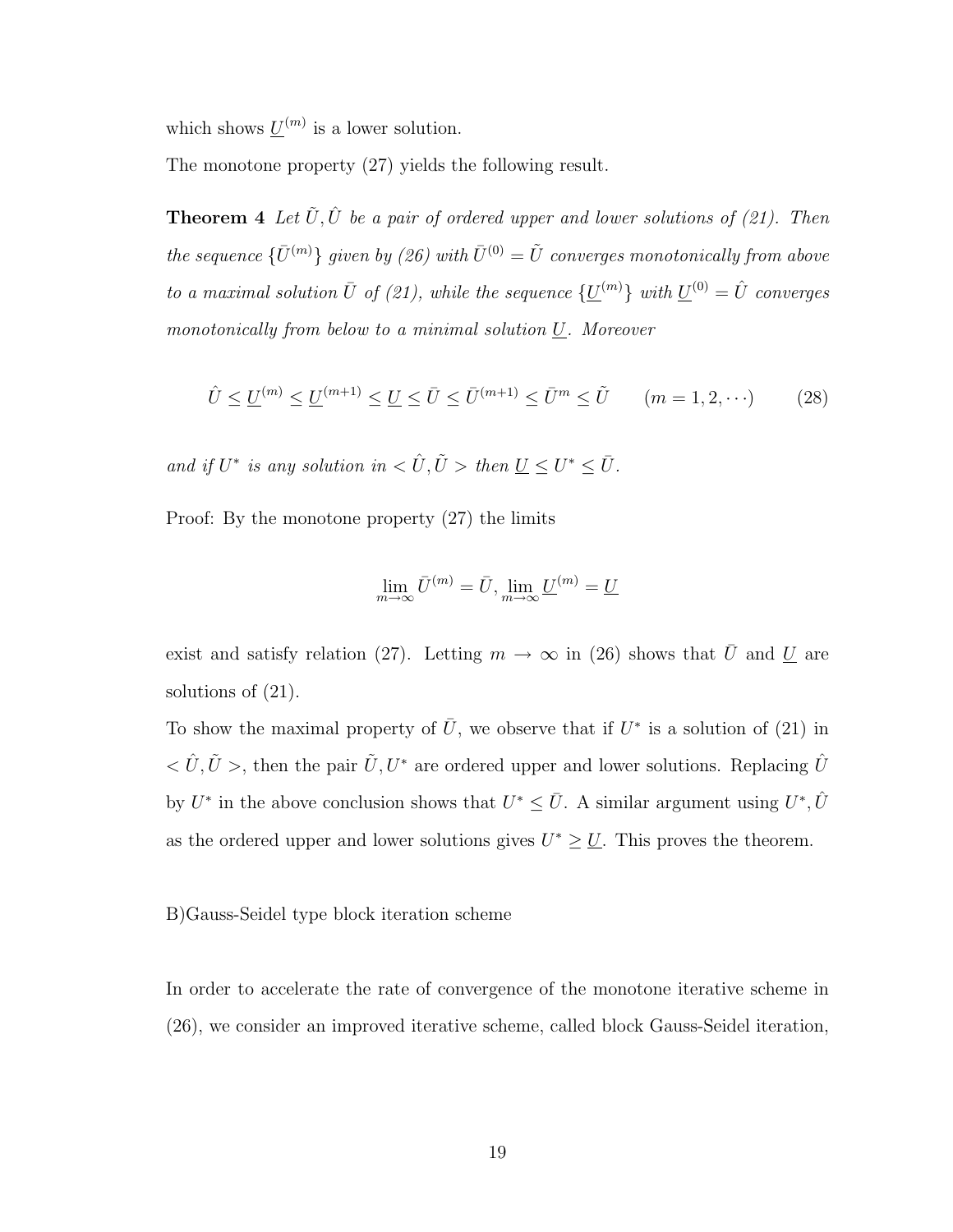which shows $\underline{U}^{(m)}$ is a lower solution.

The monotone property (27) yields the following result.

**Theorem 4** *Let $\tilde{U}, \hat{U}$ be a pair of ordered upper and lower solutions of (21). Then the sequence $\{\bar{U}^{(m)}\}$ given by (26) with $\bar{U}^{(0)} = \tilde{U}$ converges monotonically from above to a maximal solution $\bar{U}$ of (21), while the sequence $\{\underline{U}^{(m)}\}$ with $\underline{U}^{(0)} = \hat{U}$ converges monotonically from below to a minimal solution $\underline{U}$. Moreover*

$$\hat{U} \leq \underline{U}^{(m)} \leq \underline{U}^{(m+1)} \leq \underline{U} \leq \bar{U} \leq \bar{U}^{(m+1)} \leq \bar{U}^{m} \leq \tilde{U} \qquad (m = 1, 2, \cdots) \tag{28}$$

*and if $U^*$ is any solution in $< \hat{U}, \tilde{U} >$ then $\underline{U} \leq U^* \leq \bar{U}$.*

Proof: By the monotone property (27) the limits

$$\lim_{m \to \infty} \bar{U}^{(m)} = \bar{U}, \lim_{m \to \infty} \underline{U}^{(m)} = \underline{U}$$

exist and satisfy relation (27). Letting $m \to \infty$ in (26) shows that $\bar{U}$ and $\underline{U}$ are solutions of (21).

To show the maximal property of $\bar{U}$, we observe that if $U^*$ is a solution of (21) in $< \hat{U}, \tilde{U} >$, then the pair $\tilde{U}, U^*$ are ordered upper and lower solutions. Replacing $\hat{U}$ by $U^*$ in the above conclusion shows that $U^* \leq \bar{U}$. A similar argument using $U^*, \hat{U}$ as the ordered upper and lower solutions gives $U^* \geq \underline{U}$. This proves the theorem.

B)Gauss-Seidel type block iteration scheme

In order to accelerate the rate of convergence of the monotone iterative scheme in (26), we consider an improved iterative scheme, called block Gauss-Seidel iteration,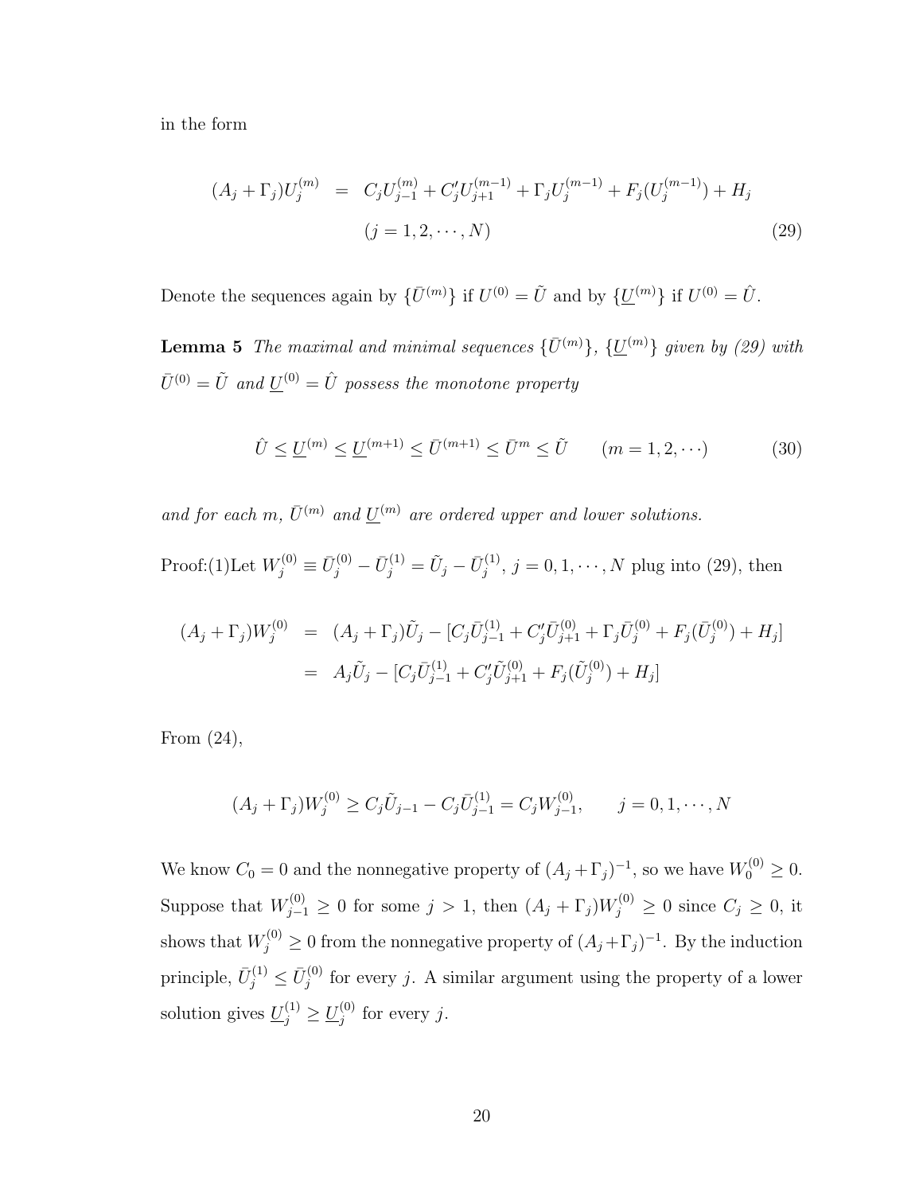in the form

$$
\begin{aligned}
(A_j+\Gamma_j)U_j^{(m)} &= C_jU_{j-1}^{(m)}+C_j'U_{j+1}^{(m-1)}+\Gamma_jU_j^{(m-1)}+F_j(U_j^{(m-1)})+H_j \\
&\quad (j=1,2,\cdots,N) \qquad (29)
\end{aligned}
$$

Denote the sequences again by $\{\bar{U}^{(m)}\}$ if $U^{(0)}=\tilde{U}$ and by $\{\underline{U}^{(m)}\}$ if $U^{(0)}=\hat{U}$.

**Lemma 5** *The maximal and minimal sequences $\{\bar{U}^{(m)}\}$, $\{\underline{U}^{(m)}\}$ given by (29) with $\bar{U}^{(0)}=\tilde{U}$ and $\underline{U}^{(0)}=\hat{U}$ possess the monotone property*

$$
\hat{U}\le\underline{U}^{(m)}\le\underline{U}^{(m+1)}\le\bar{U}^{(m+1)}\le\bar{U}^{m}\le\tilde{U}\qquad(m=1,2,\cdots) \qquad (30)
$$

*and for each $m$, $\bar{U}^{(m)}$ and $\underline{U}^{(m)}$ are ordered upper and lower solutions.*

Proof:(1)Let $W_j^{(0)}\equiv\bar{U}_j^{(0)}-\bar{U}_j^{(1)}=\tilde{U}_j-\bar{U}_j^{(1)}$, $j=0,1,\cdots,N$ plug into (29), then

$$
\begin{aligned}
(A_j+\Gamma_j)W_j^{(0)} &= (A_j+\Gamma_j)\tilde{U}_j-[C_j\bar{U}_{j-1}^{(1)}+C_j'\bar{U}_{j+1}^{(0)}+\Gamma_j\bar{U}_j^{(0)}+F_j(\bar{U}_j^{(0)})+H_j] \\
&= A_j\tilde{U}_j-[C_j\bar{U}_{j-1}^{(1)}+C_j'\tilde{U}_{j+1}^{(0)}+F_j(\tilde{U}_j^{(0)})+H_j]
\end{aligned}
$$

From (24),

$$
(A_j+\Gamma_j)W_j^{(0)}\ge C_j\tilde{U}_{j-1}-C_j\bar{U}_{j-1}^{(1)}=C_jW_{j-1}^{(0)},\qquad j=0,1,\cdots,N
$$

We know $C_0=0$ and the nonnegative property of $(A_j+\Gamma_j)^{-1}$, so we have $W_0^{(0)}\ge0$. Suppose that $W_{j-1}^{(0)}\ge0$ for some $j>1$, then $(A_j+\Gamma_j)W_j^{(0)}\ge0$ since $C_j\ge0$, it shows that $W_j^{(0)}\ge0$ from the nonnegative property of $(A_j+\Gamma_j)^{-1}$. By the induction principle, $\bar{U}_j^{(1)}\le\bar{U}_j^{(0)}$ for every $j$. A similar argument using the property of a lower solution gives $\underline{U}_j^{(1)}\ge\underline{U}_j^{(0)}$ for every $j$.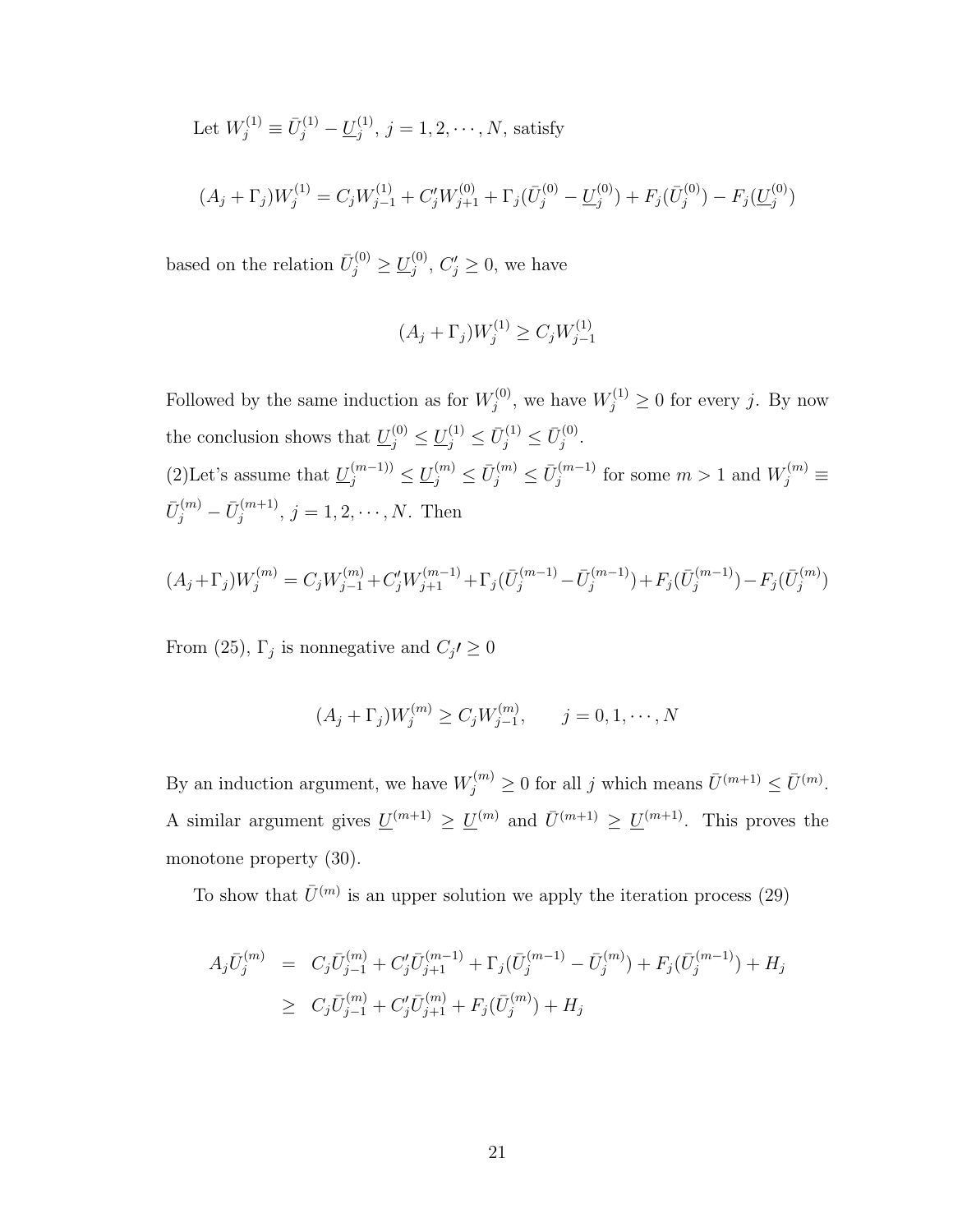Let $W_j^{(1)} \equiv \bar{U}_j^{(1)} - \underline{U}_j^{(1)}$, $j = 1, 2, \cdots, N$, satisfy

$$(A_j + \Gamma_j)W_j^{(1)} = C_j W_{j-1}^{(1)} + C_j' W_{j+1}^{(0)} + \Gamma_j(\bar{U}_j^{(0)} - \underline{U}_j^{(0)}) + F_j(\bar{U}_j^{(0)}) - F_j(\underline{U}_j^{(0)})$$

based on the relation $\bar{U}_j^{(0)} \geq \underline{U}_j^{(0)}$, $C_j' \geq 0$, we have

$$(A_j + \Gamma_j)W_j^{(1)} \geq C_j W_{j-1}^{(1)}$$

Followed by the same induction as for $W_j^{(0)}$, we have $W_j^{(1)} \geq 0$ for every $j$. By now the conclusion shows that $\underline{U}_j^{(0)} \leq \underline{U}_j^{(1)} \leq \bar{U}_j^{(1)} \leq \bar{U}_j^{(0)}$.

(2)Let's assume that $\underline{U}_j^{(m-1))} \leq \underline{U}_j^{(m)} \leq \bar{U}_j^{(m)} \leq \bar{U}_j^{(m-1)}$ for some $m > 1$ and $W_j^{(m)} \equiv \bar{U}_j^{(m)} - \bar{U}_j^{(m+1)}$, $j = 1, 2, \cdots, N$. Then

$$(A_j + \Gamma_j)W_j^{(m)} = C_j W_{j-1}^{(m)} + C_j' W_{j+1}^{(m-1)} + \Gamma_j(\bar{U}_j^{(m-1)} - \bar{U}_j^{(m-1)}) + F_j(\bar{U}_j^{(m-1)}) - F_j(\bar{U}_j^{(m)})$$

From (25), $\Gamma_j$ is nonnegative and $C_j\prime \geq 0$

$$(A_j + \Gamma_j)W_j^{(m)} \geq C_j W_{j-1}^{(m)}, \qquad j = 0, 1, \cdots, N$$

By an induction argument, we have $W_j^{(m)} \geq 0$ for all $j$ which means $\bar{U}^{(m+1)} \leq \bar{U}^{(m)}$. A similar argument gives $\underline{U}^{(m+1)} \geq \underline{U}^{(m)}$ and $\bar{U}^{(m+1)} \geq \underline{U}^{(m+1)}$. This proves the monotone property (30).

To show that $\bar{U}^{(m)}$ is an upper solution we apply the iteration process (29)

$$\begin{aligned} A_j \bar{U}_j^{(m)} &= C_j \bar{U}_{j-1}^{(m)} + C_j' \bar{U}_{j+1}^{(m-1)} + \Gamma_j(\bar{U}_j^{(m-1)} - \bar{U}_j^{(m)}) + F_j(\bar{U}_j^{(m-1)}) + H_j \\ &\geq C_j \bar{U}_{j-1}^{(m)} + C_j' \bar{U}_{j+1}^{(m)} + F_j(\bar{U}_j^{(m)}) + H_j \end{aligned}$$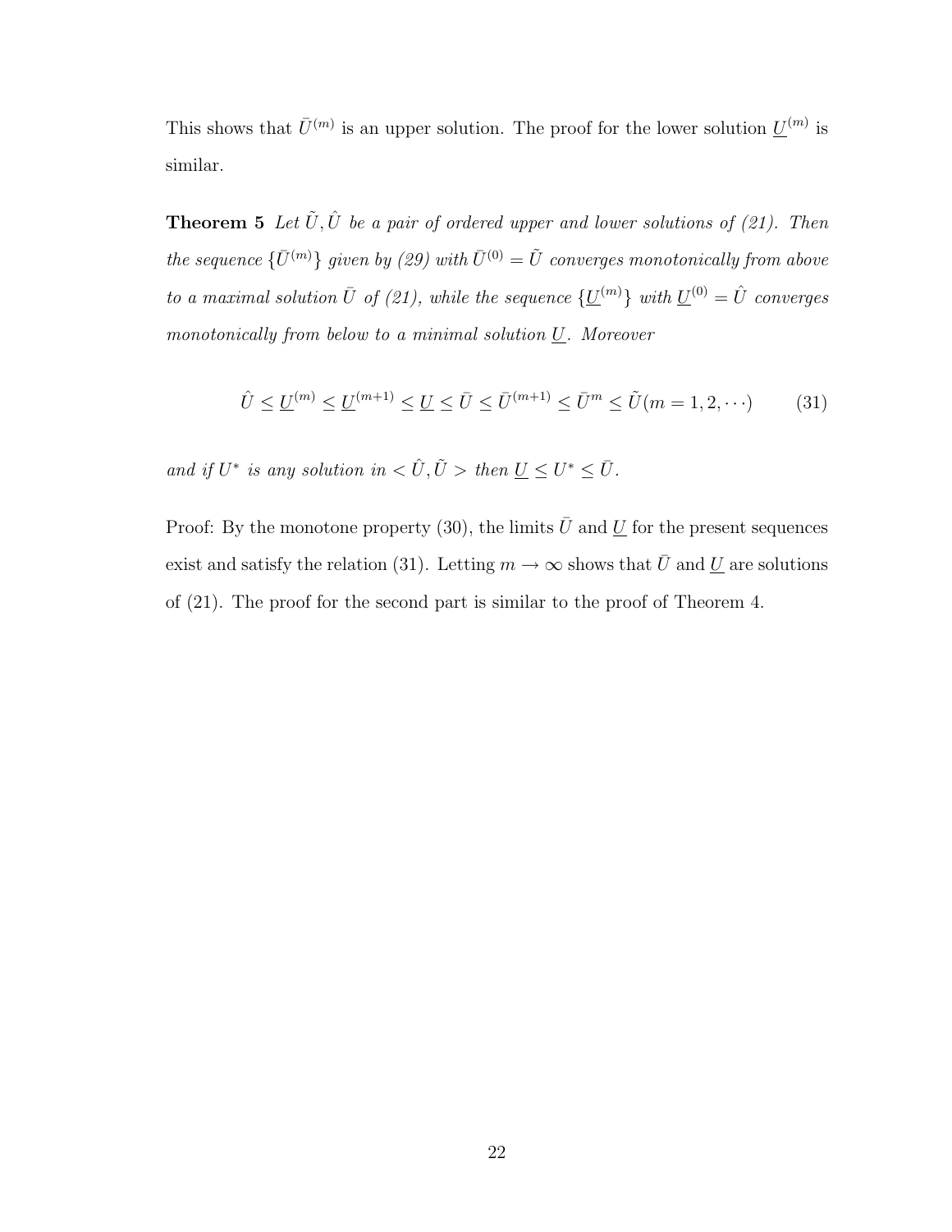This shows that $\bar{U}^{(m)}$ is an upper solution. The proof for the lower solution $\underline{U}^{(m)}$ is similar.

**Theorem 5** *Let $\tilde{U}, \hat{U}$ be a pair of ordered upper and lower solutions of (21). Then the sequence $\{\bar{U}^{(m)}\}$ given by (29) with $\bar{U}^{(0)} = \tilde{U}$ converges monotonically from above to a maximal solution $\bar{U}$ of (21), while the sequence $\{\underline{U}^{(m)}\}$ with $\underline{U}^{(0)} = \hat{U}$ converges monotonically from below to a minimal solution $\underline{U}$. Moreover*

$$\hat{U} \leq \underline{U}^{(m)} \leq \underline{U}^{(m+1)} \leq \underline{U} \leq \bar{U} \leq \bar{U}^{(m+1)} \leq \bar{U}^{m} \leq \tilde{U} (m = 1, 2, \cdots) \tag{31}$$

*and if $U^*$ is any solution in $< \hat{U}, \tilde{U} >$ then $\underline{U} \leq U^* \leq \bar{U}$.*

Proof: By the monotone property (30), the limits $\bar{U}$ and $\underline{U}$ for the present sequences exist and satisfy the relation (31). Letting $m \to \infty$ shows that $\bar{U}$ and $\underline{U}$ are solutions of (21). The proof for the second part is similar to the proof of Theorem 4.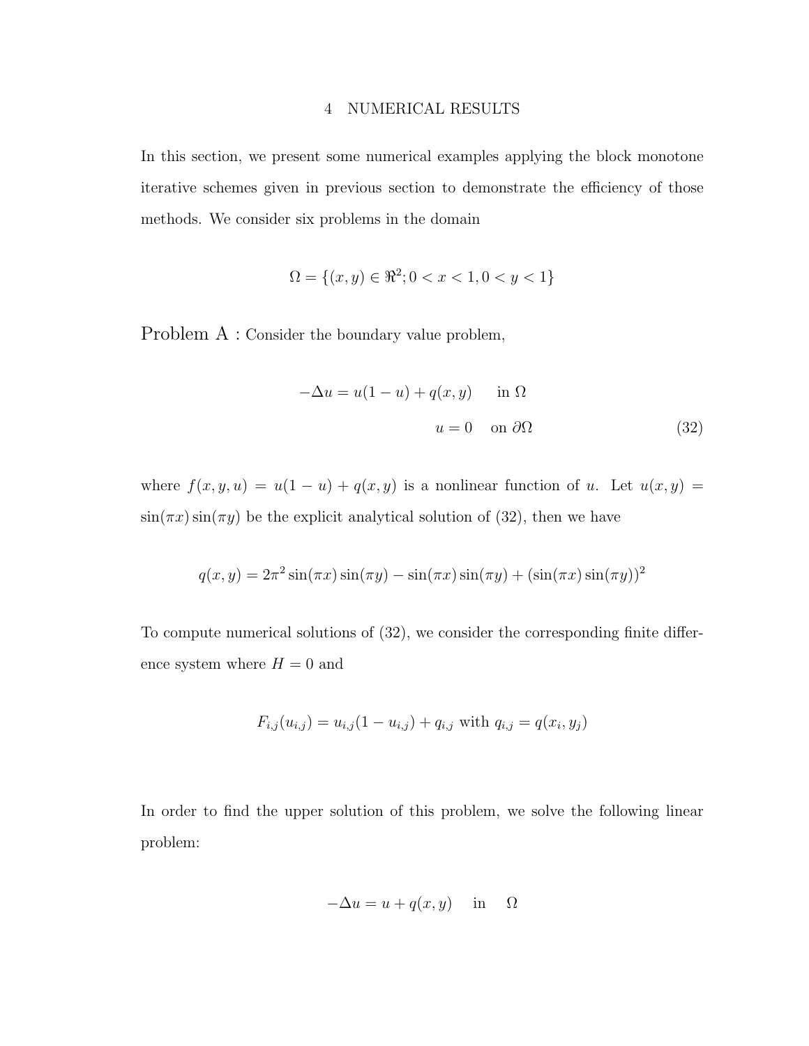## 4 NUMERICAL RESULTS

In this section, we present some numerical examples applying the block monotone iterative schemes given in previous section to demonstrate the efficiency of those methods. We consider six problems in the domain

$$\Omega = \{(x, y) \in \Re^2; 0 < x < 1, 0 < y < 1\}$$

Problem A : Consider the boundary value problem,

$$\begin{aligned} -\Delta u &= u(1-u) + q(x,y) \quad \text{in } \Omega \\ u &= 0 \quad \text{on } \partial\Omega \end{aligned} \tag{32}$$

where $f(x, y, u) = u(1 - u) + q(x, y)$ is a nonlinear function of $u$. Let $u(x, y) = \sin(\pi x)\sin(\pi y)$ be the explicit analytical solution of (32), then we have

$$q(x, y) = 2\pi^2 \sin(\pi x)\sin(\pi y) - \sin(\pi x)\sin(\pi y) + (\sin(\pi x)\sin(\pi y))^2$$

To compute numerical solutions of (32), we consider the corresponding finite difference system where $H = 0$ and

$$F_{i,j}(u_{i,j}) = u_{i,j}(1 - u_{i,j}) + q_{i,j} \text{ with } q_{i,j} = q(x_i, y_j)$$

In order to find the upper solution of this problem, we solve the following linear problem:

$$-\Delta u = u + q(x, y) \quad \text{in} \quad \Omega$$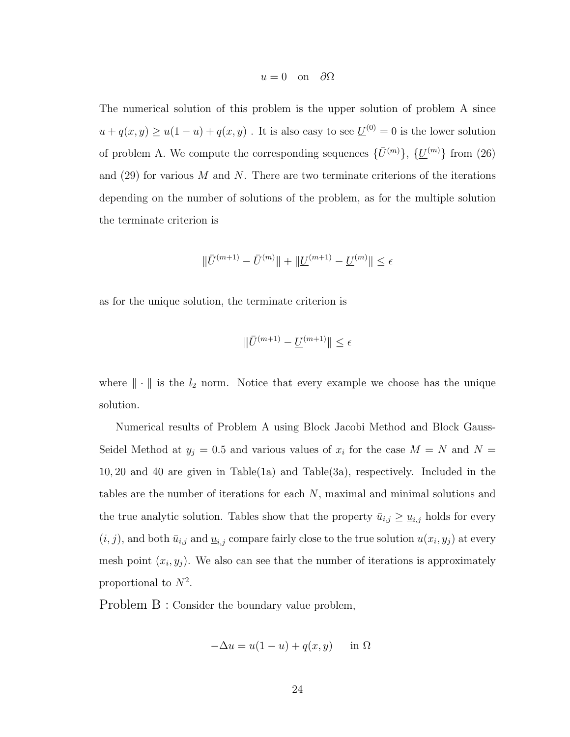$$u = 0 \quad \text{on} \quad \partial\Omega$$

The numerical solution of this problem is the upper solution of problem A since $u + q(x, y) \geq u(1 - u) + q(x, y)$ . It is also easy to see $\underline{U}^{(0)} = 0$ is the lower solution of problem A. We compute the corresponding sequences $\{\bar{U}^{(m)}\}$, $\{\underline{U}^{(m)}\}$ from (26) and (29) for various $M$ and $N$. There are two terminate criterions of the iterations depending on the number of solutions of the problem, as for the multiple solution the terminate criterion is

$$\|\bar{U}^{(m+1)} - \bar{U}^{(m)}\| + \|\underline{U}^{(m+1)} - \underline{U}^{(m)}\| \leq \epsilon$$

as for the unique solution, the terminate criterion is

$$\|\bar{U}^{(m+1)} - \underline{U}^{(m+1)}\| \leq \epsilon$$

where $\| \cdot \|$ is the $l_2$ norm. Notice that every example we choose has the unique solution.

Numerical results of Problem A using Block Jacobi Method and Block Gauss-Seidel Method at $y_j = 0.5$ and various values of $x_i$ for the case $M = N$ and $N = 10, 20$ and $40$ are given in Table(1a) and Table(3a), respectively. Included in the tables are the number of iterations for each $N$, maximal and minimal solutions and the true analytic solution. Tables show that the property $\bar{u}_{i,j} \geq \underline{u}_{i,j}$ holds for every $(i, j)$, and both $\bar{u}_{i,j}$ and $\underline{u}_{i,j}$ compare fairly close to the true solution $u(x_i, y_j)$ at every mesh point $(x_i, y_j)$. We also can see that the number of iterations is approximately proportional to $N^2$.

Problem B : Consider the boundary value problem,

$$-\Delta u = u(1 - u) + q(x, y) \qquad \text{in } \Omega$$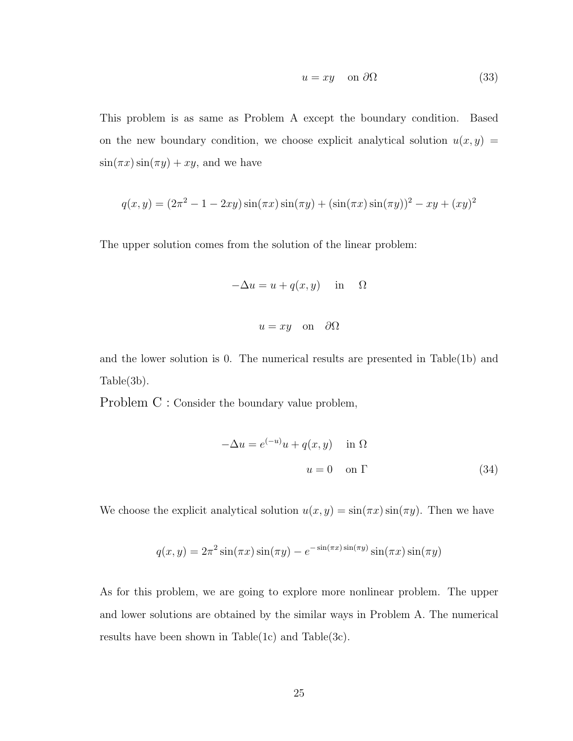$$u = xy \quad \text{on } \partial\Omega \tag{33}$$

This problem is as same as Problem A except the boundary condition. Based on the new boundary condition, we choose explicit analytical solution $u(x, y) = \sin(\pi x)\sin(\pi y) + xy$, and we have

$$q(x, y) = (2\pi^2 - 1 - 2xy)\sin(\pi x)\sin(\pi y) + (\sin(\pi x)\sin(\pi y))^2 - xy + (xy)^2$$

The upper solution comes from the solution of the linear problem:

$$-\Delta u = u + q(x, y) \quad \text{in} \quad \Omega$$

$$u = xy \quad \text{on} \quad \partial\Omega$$

and the lower solution is 0. The numerical results are presented in Table(1b) and Table(3b).

Problem C : Consider the boundary value problem,

$$\begin{aligned} -\Delta u = e^{(-u)}u + q(x, y) \quad &\text{in } \Omega \\ u = 0 \quad &\text{on } \Gamma \end{aligned} \tag{34}$$

We choose the explicit analytical solution $u(x, y) = \sin(\pi x)\sin(\pi y)$. Then we have

$$q(x, y) = 2\pi^2 \sin(\pi x)\sin(\pi y) - e^{-\sin(\pi x)\sin(\pi y)}\sin(\pi x)\sin(\pi y)$$

As for this problem, we are going to explore more nonlinear problem. The upper and lower solutions are obtained by the similar ways in Problem A. The numerical results have been shown in Table(1c) and Table(3c).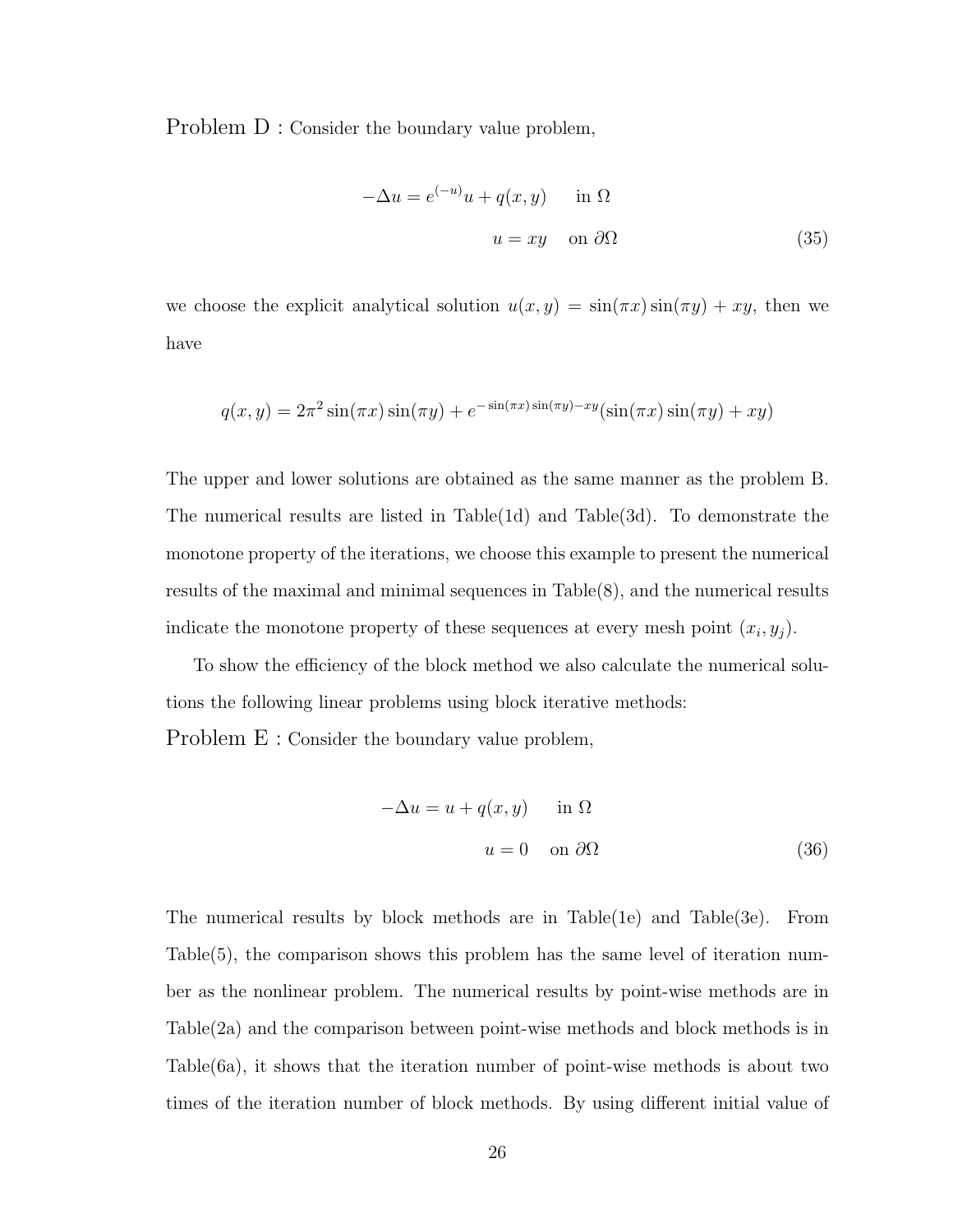Problem D : Consider the boundary value problem,

$$
\begin{aligned}
-\Delta u &= e^{(-u)}u + q(x,y) \quad \text{in } \Omega \\
u &= xy \quad \text{on } \partial\Omega
\end{aligned}
\tag{35}
$$

we choose the explicit analytical solution $u(x,y) = \sin(\pi x)\sin(\pi y) + xy$, then we have

$$
q(x,y) = 2\pi^2 \sin(\pi x)\sin(\pi y) + e^{-\sin(\pi x)\sin(\pi y) - xy}(\sin(\pi x)\sin(\pi y) + xy)
$$

The upper and lower solutions are obtained as the same manner as the problem B. The numerical results are listed in Table(1d) and Table(3d). To demonstrate the monotone property of the iterations, we choose this example to present the numerical results of the maximal and minimal sequences in Table(8), and the numerical results indicate the monotone property of these sequences at every mesh point $(x_i, y_j)$.

To show the efficiency of the block method we also calculate the numerical solutions the following linear problems using block iterative methods:

Problem E : Consider the boundary value problem,

$$
\begin{aligned}
-\Delta u &= u + q(x,y) \quad \text{in } \Omega \\
u &= 0 \quad \text{on } \partial\Omega
\end{aligned}
\tag{36}
$$

The numerical results by block methods are in Table(1e) and Table(3e). From Table(5), the comparison shows this problem has the same level of iteration number as the nonlinear problem. The numerical results by point-wise methods are in Table(2a) and the comparison between point-wise methods and block methods is in Table(6a), it shows that the iteration number of point-wise methods is about two times of the iteration number of block methods. By using different initial value of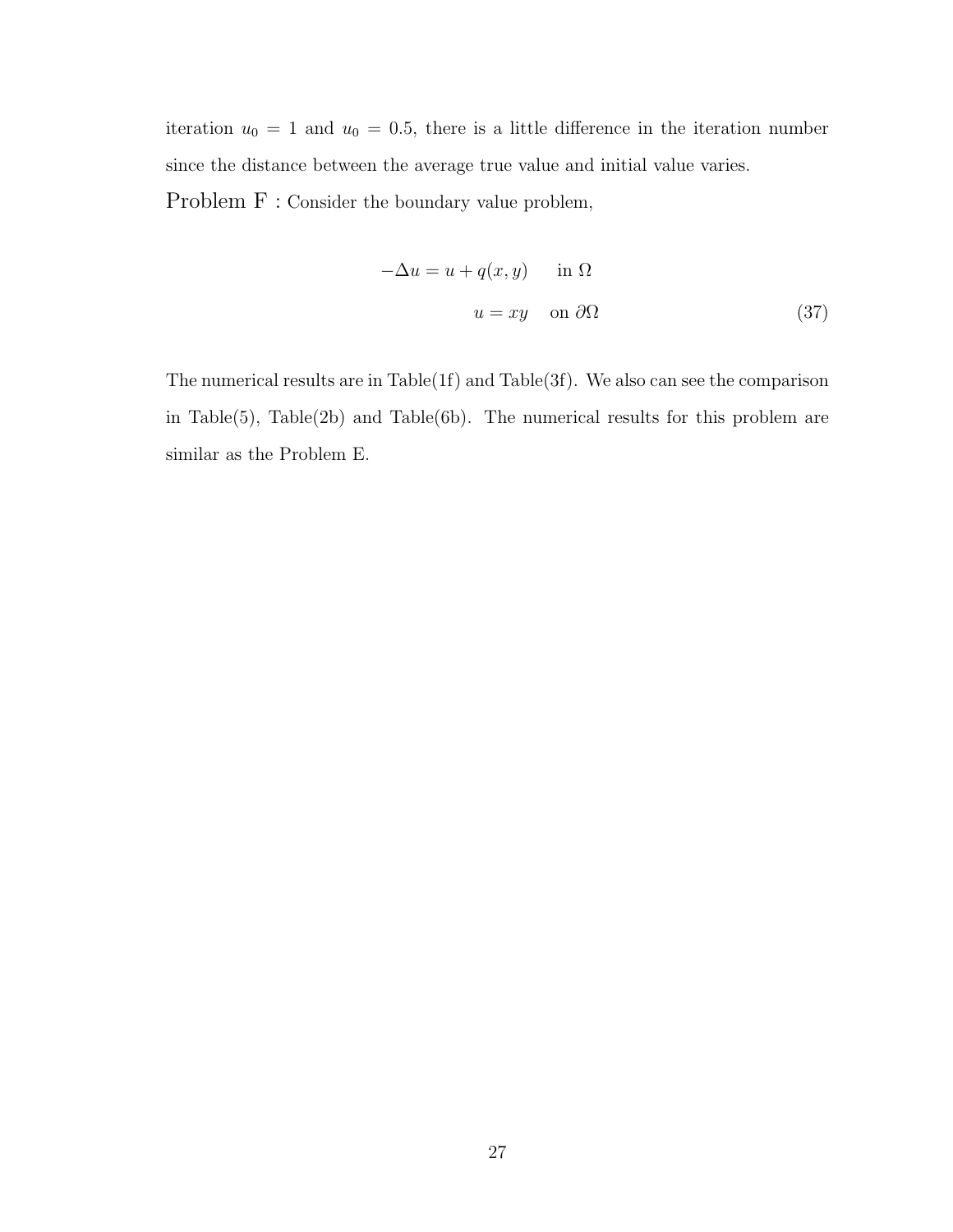iteration $u_0 = 1$ and $u_0 = 0.5$, there is a little difference in the iteration number since the distance between the average true value and initial value varies.

Problem F : Consider the boundary value problem,

$$
\begin{aligned}
-\Delta u &= u + q(x, y) \quad \text{in } \Omega \\
u &= xy \quad \text{on } \partial\Omega
\end{aligned}
\tag{37}
$$

The numerical results are in Table(1f) and Table(3f). We also can see the comparison in Table(5), Table(2b) and Table(6b). The numerical results for this problem are similar as the Problem E.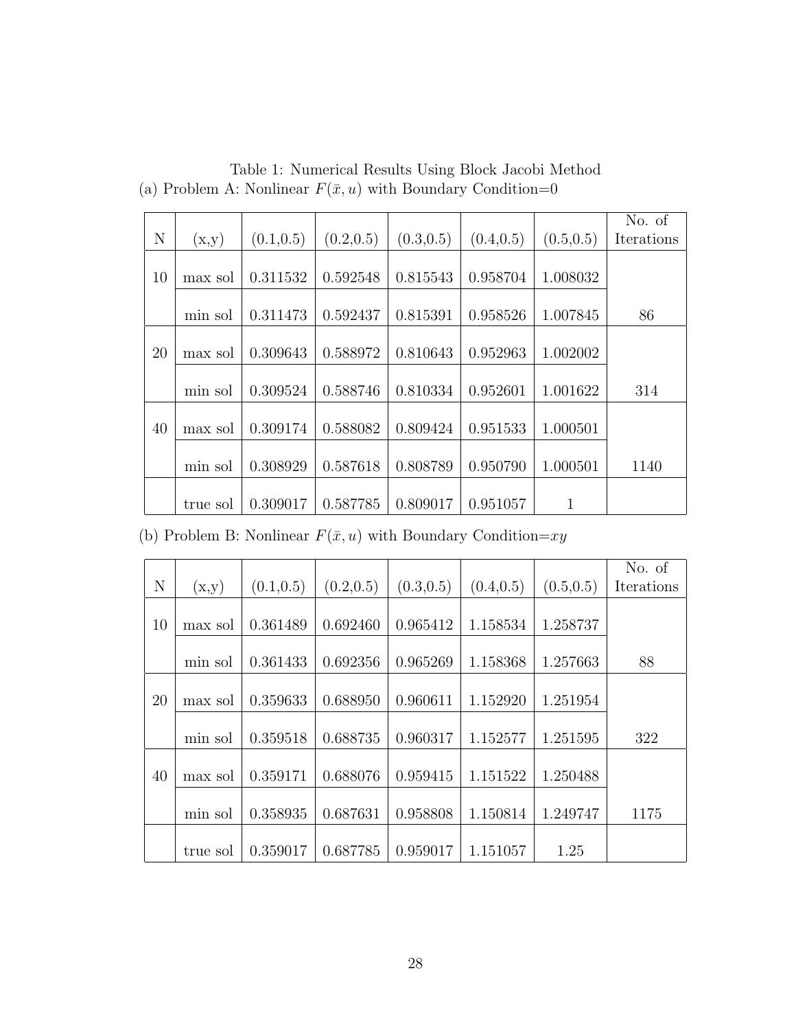Table 1: Numerical Results Using Block Jacobi Method

(a) Problem A: Nonlinear $F(\bar{x}, u)$ with Boundary Condition=0

| N | (x,y) | (0.1,0.5) | (0.2,0.5) | (0.3,0.5) | (0.4,0.5) | (0.5,0.5) | No. of Iterations |
|---|---|---|---|---|---|---|---|
| 10 | max sol | 0.311532 | 0.592548 | 0.815543 | 0.958704 | 1.008032 | |
| | min sol | 0.311473 | 0.592437 | 0.815391 | 0.958526 | 1.007845 | 86 |
| 20 | max sol | 0.309643 | 0.588972 | 0.810643 | 0.952963 | 1.002002 | |
| | min sol | 0.309524 | 0.588746 | 0.810334 | 0.952601 | 1.001622 | 314 |
| 40 | max sol | 0.309174 | 0.588082 | 0.809424 | 0.951533 | 1.000501 | |
| | min sol | 0.308929 | 0.587618 | 0.808789 | 0.950790 | 1.000501 | 1140 |
| | true sol | 0.309017 | 0.587785 | 0.809017 | 0.951057 | 1 | |

(b) Problem B: Nonlinear $F(\bar{x}, u)$ with Boundary Condition=$xy$

| N | (x,y) | (0.1,0.5) | (0.2,0.5) | (0.3,0.5) | (0.4,0.5) | (0.5,0.5) | No. of Iterations |
|---|---|---|---|---|---|---|---|
| 10 | max sol | 0.361489 | 0.692460 | 0.965412 | 1.158534 | 1.258737 | |
| | min sol | 0.361433 | 0.692356 | 0.965269 | 1.158368 | 1.257663 | 88 |
| 20 | max sol | 0.359633 | 0.688950 | 0.960611 | 1.152920 | 1.251954 | |
| | min sol | 0.359518 | 0.688735 | 0.960317 | 1.152577 | 1.251595 | 322 |
| 40 | max sol | 0.359171 | 0.688076 | 0.959415 | 1.151522 | 1.250488 | |
| | min sol | 0.358935 | 0.687631 | 0.958808 | 1.150814 | 1.249747 | 1175 |
| | true sol | 0.359017 | 0.687785 | 0.959017 | 1.151057 | 1.25 | |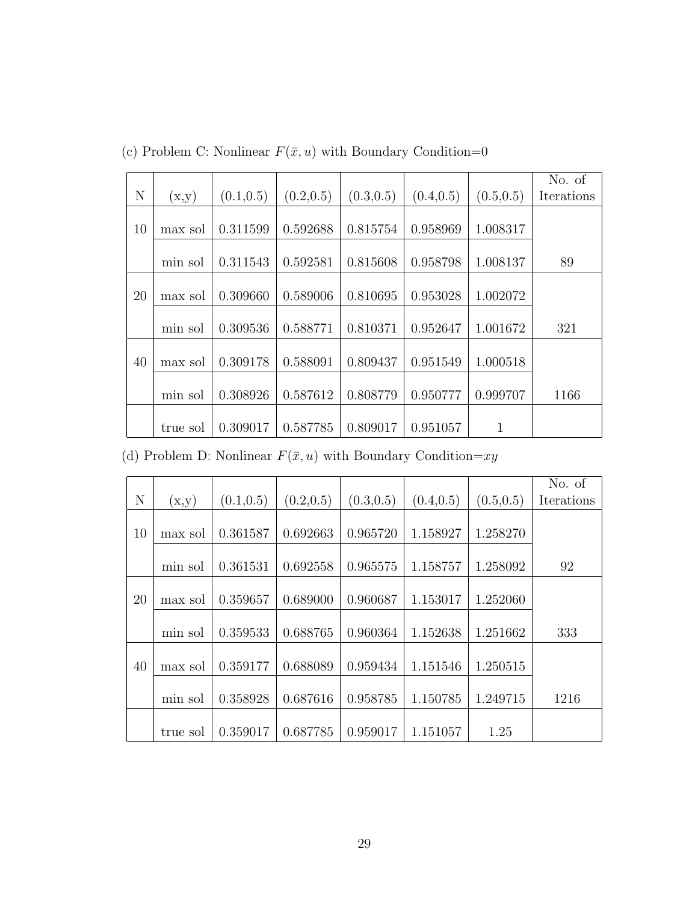(c) Problem C: Nonlinear $F(\bar{x}, u)$ with Boundary Condition=0

| N | (x,y) | (0.1,0.5) | (0.2,0.5) | (0.3,0.5) | (0.4,0.5) | (0.5,0.5) | No. of Iterations |
|---|---|---|---|---|---|---|---|
| 10 | max sol | 0.311599 | 0.592688 | 0.815754 | 0.958969 | 1.008317 | |
| | min sol | 0.311543 | 0.592581 | 0.815608 | 0.958798 | 1.008137 | 89 |
| 20 | max sol | 0.309660 | 0.589006 | 0.810695 | 0.953028 | 1.002072 | |
| | min sol | 0.309536 | 0.588771 | 0.810371 | 0.952647 | 1.001672 | 321 |
| 40 | max sol | 0.309178 | 0.588091 | 0.809437 | 0.951549 | 1.000518 | |
| | min sol | 0.308926 | 0.587612 | 0.808779 | 0.950777 | 0.999707 | 1166 |
| | true sol | 0.309017 | 0.587785 | 0.809017 | 0.951057 | 1 | |

(d) Problem D: Nonlinear $F(\bar{x}, u)$ with Boundary Condition=$xy$

| N | (x,y) | (0.1,0.5) | (0.2,0.5) | (0.3,0.5) | (0.4,0.5) | (0.5,0.5) | No. of Iterations |
|---|---|---|---|---|---|---|---|
| 10 | max sol | 0.361587 | 0.692663 | 0.965720 | 1.158927 | 1.258270 | |
| | min sol | 0.361531 | 0.692558 | 0.965575 | 1.158757 | 1.258092 | 92 |
| 20 | max sol | 0.359657 | 0.689000 | 0.960687 | 1.153017 | 1.252060 | |
| | min sol | 0.359533 | 0.688765 | 0.960364 | 1.152638 | 1.251662 | 333 |
| 40 | max sol | 0.359177 | 0.688089 | 0.959434 | 1.151546 | 1.250515 | |
| | min sol | 0.358928 | 0.687616 | 0.958785 | 1.150785 | 1.249715 | 1216 |
| | true sol | 0.359017 | 0.687785 | 0.959017 | 1.151057 | 1.25 | |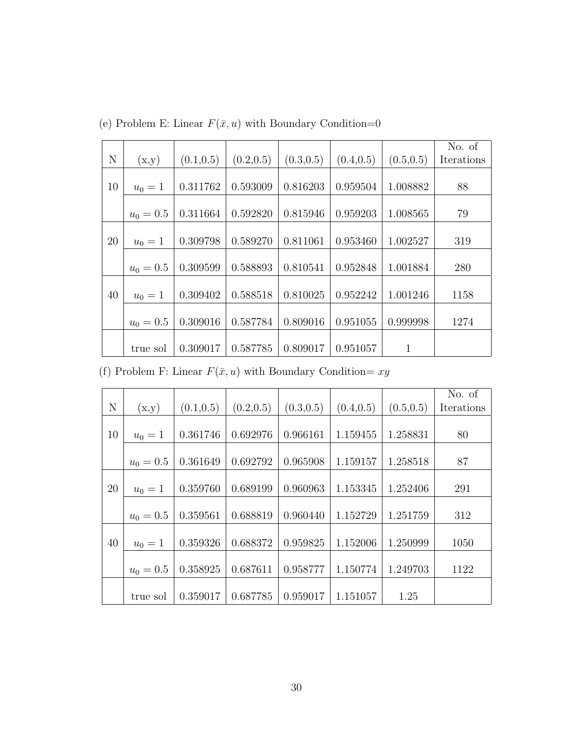(e) Problem E: Linear $F(\bar{x}, u)$ with Boundary Condition=0

| N | (x,y) | (0.1,0.5) | (0.2,0.5) | (0.3,0.5) | (0.4,0.5) | (0.5,0.5) | No. of Iterations |
|---|---|---|---|---|---|---|---|
| 10 | $u_0 = 1$ | 0.311762 | 0.593009 | 0.816203 | 0.959504 | 1.008882 | 88 |
| | $u_0 = 0.5$ | 0.311664 | 0.592820 | 0.815946 | 0.959203 | 1.008565 | 79 |
| 20 | $u_0 = 1$ | 0.309798 | 0.589270 | 0.811061 | 0.953460 | 1.002527 | 319 |
| | $u_0 = 0.5$ | 0.309599 | 0.588893 | 0.810541 | 0.952848 | 1.001884 | 280 |
| 40 | $u_0 = 1$ | 0.309402 | 0.588518 | 0.810025 | 0.952242 | 1.001246 | 1158 |
| | $u_0 = 0.5$ | 0.309016 | 0.587784 | 0.809016 | 0.951055 | 0.999998 | 1274 |
| | true sol | 0.309017 | 0.587785 | 0.809017 | 0.951057 | 1 | |

(f) Problem F: Linear $F(\bar{x}, u)$ with Boundary Condition= $xy$

| N | (x,y) | (0.1,0.5) | (0.2,0.5) | (0.3,0.5) | (0.4,0.5) | (0.5,0.5) | No. of Iterations |
|---|---|---|---|---|---|---|---|
| 10 | $u_0 = 1$ | 0.361746 | 0.692976 | 0.966161 | 1.159455 | 1.258831 | 80 |
| | $u_0 = 0.5$ | 0.361649 | 0.692792 | 0.965908 | 1.159157 | 1.258518 | 87 |
| 20 | $u_0 = 1$ | 0.359760 | 0.689199 | 0.960963 | 1.153345 | 1.252406 | 291 |
| | $u_0 = 0.5$ | 0.359561 | 0.688819 | 0.960440 | 1.152729 | 1.251759 | 312 |
| 40 | $u_0 = 1$ | 0.359326 | 0.688372 | 0.959825 | 1.152006 | 1.250999 | 1050 |
| | $u_0 = 0.5$ | 0.358925 | 0.687611 | 0.958777 | 1.150774 | 1.249703 | 1122 |
| | true sol | 0.359017 | 0.687785 | 0.959017 | 1.151057 | 1.25 | |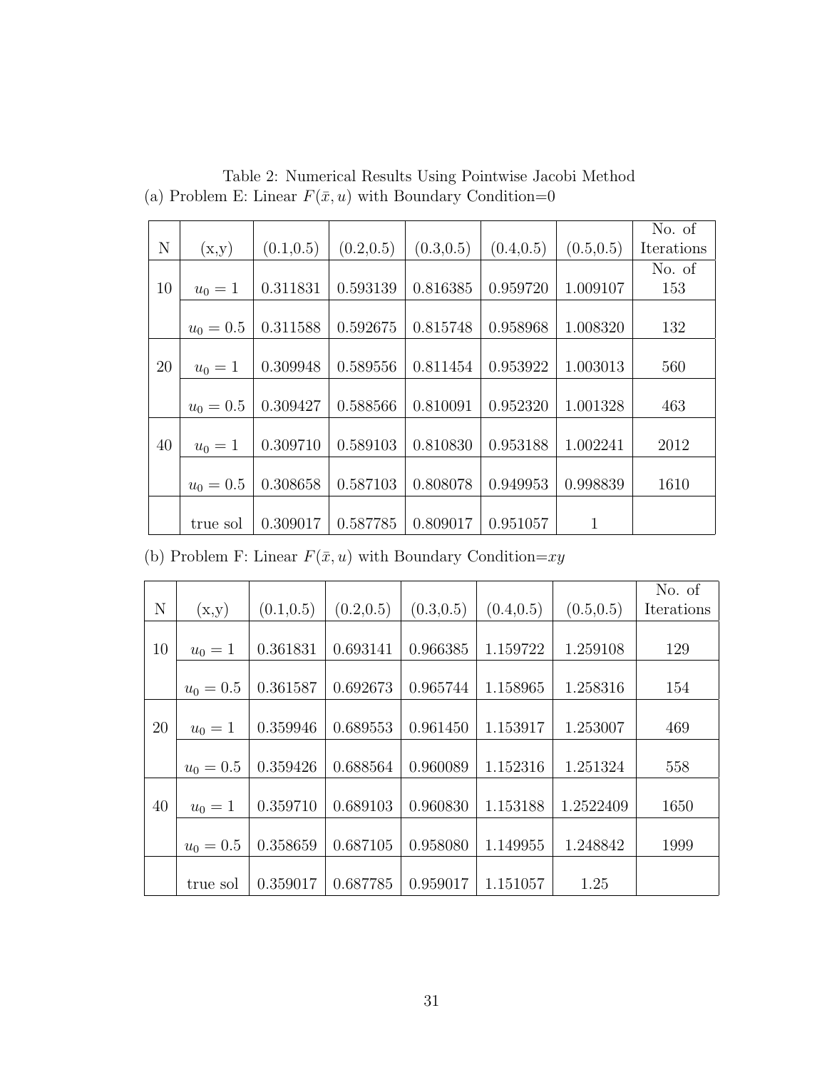Table 2: Numerical Results Using Pointwise Jacobi Method

(a) Problem E: Linear $F(\bar{x}, u)$ with Boundary Condition=0

| N | (x,y) | (0.1,0.5) | (0.2,0.5) | (0.3,0.5) | (0.4,0.5) | (0.5,0.5) | No. of Iterations |
|---|---|---|---|---|---|---|---|
| 10 | $u_0 = 1$ | 0.311831 | 0.593139 | 0.816385 | 0.959720 | 1.009107 | No. of 153 |
| | $u_0 = 0.5$ | 0.311588 | 0.592675 | 0.815748 | 0.958968 | 1.008320 | 132 |
| 20 | $u_0 = 1$ | 0.309948 | 0.589556 | 0.811454 | 0.953922 | 1.003013 | 560 |
| | $u_0 = 0.5$ | 0.309427 | 0.588566 | 0.810091 | 0.952320 | 1.001328 | 463 |
| 40 | $u_0 = 1$ | 0.309710 | 0.589103 | 0.810830 | 0.953188 | 1.002241 | 2012 |
| | $u_0 = 0.5$ | 0.308658 | 0.587103 | 0.808078 | 0.949953 | 0.998839 | 1610 |
| | true sol | 0.309017 | 0.587785 | 0.809017 | 0.951057 | 1 | |

(b) Problem F: Linear $F(\bar{x}, u)$ with Boundary Condition=$xy$

| N | (x,y) | (0.1,0.5) | (0.2,0.5) | (0.3,0.5) | (0.4,0.5) | (0.5,0.5) | No. of Iterations |
|---|---|---|---|---|---|---|---|
| 10 | $u_0 = 1$ | 0.361831 | 0.693141 | 0.966385 | 1.159722 | 1.259108 | 129 |
| | $u_0 = 0.5$ | 0.361587 | 0.692673 | 0.965744 | 1.158965 | 1.258316 | 154 |
| 20 | $u_0 = 1$ | 0.359946 | 0.689553 | 0.961450 | 1.153917 | 1.253007 | 469 |
| | $u_0 = 0.5$ | 0.359426 | 0.688564 | 0.960089 | 1.152316 | 1.251324 | 558 |
| 40 | $u_0 = 1$ | 0.359710 | 0.689103 | 0.960830 | 1.153188 | 1.2522409 | 1650 |
| | $u_0 = 0.5$ | 0.358659 | 0.687105 | 0.958080 | 1.149955 | 1.248842 | 1999 |
| | true sol | 0.359017 | 0.687785 | 0.959017 | 1.151057 | 1.25 | |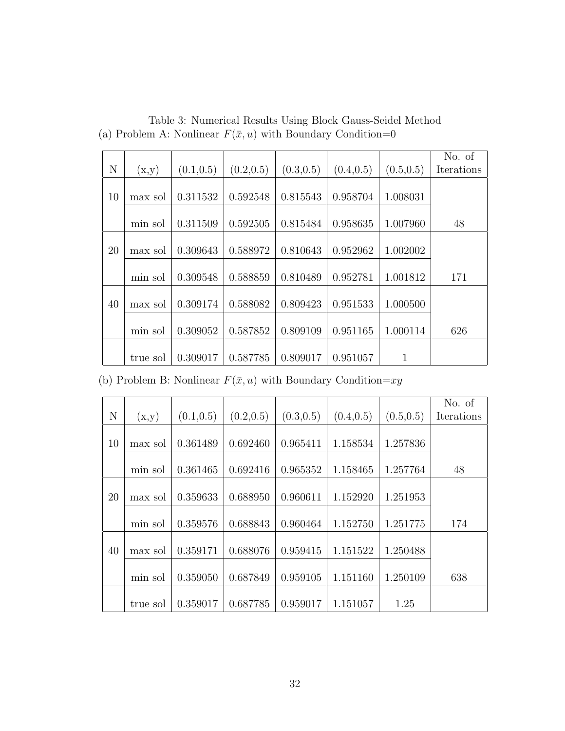Table 3: Numerical Results Using Block Gauss-Seidel Method

(a) Problem A: Nonlinear $F(\bar{x}, u)$ with Boundary Condition=0

| N | (x,y) | (0.1,0.5) | (0.2,0.5) | (0.3,0.5) | (0.4,0.5) | (0.5,0.5) | No. of Iterations |
|---|---|---|---|---|---|---|---|
| 10 | max sol | 0.311532 | 0.592548 | 0.815543 | 0.958704 | 1.008031 | |
| | min sol | 0.311509 | 0.592505 | 0.815484 | 0.958635 | 1.007960 | 48 |
| 20 | max sol | 0.309643 | 0.588972 | 0.810643 | 0.952962 | 1.002002 | |
| | min sol | 0.309548 | 0.588859 | 0.810489 | 0.952781 | 1.001812 | 171 |
| 40 | max sol | 0.309174 | 0.588082 | 0.809423 | 0.951533 | 1.000500 | |
| | min sol | 0.309052 | 0.587852 | 0.809109 | 0.951165 | 1.000114 | 626 |
| | true sol | 0.309017 | 0.587785 | 0.809017 | 0.951057 | 1 | |

(b) Problem B: Nonlinear $F(\bar{x}, u)$ with Boundary Condition=$xy$

| N | (x,y) | (0.1,0.5) | (0.2,0.5) | (0.3,0.5) | (0.4,0.5) | (0.5,0.5) | No. of Iterations |
|---|---|---|---|---|---|---|---|
| 10 | max sol | 0.361489 | 0.692460 | 0.965411 | 1.158534 | 1.257836 | |
| | min sol | 0.361465 | 0.692416 | 0.965352 | 1.158465 | 1.257764 | 48 |
| 20 | max sol | 0.359633 | 0.688950 | 0.960611 | 1.152920 | 1.251953 | |
| | min sol | 0.359576 | 0.688843 | 0.960464 | 1.152750 | 1.251775 | 174 |
| 40 | max sol | 0.359171 | 0.688076 | 0.959415 | 1.151522 | 1.250488 | |
| | min sol | 0.359050 | 0.687849 | 0.959105 | 1.151160 | 1.250109 | 638 |
| | true sol | 0.359017 | 0.687785 | 0.959017 | 1.151057 | 1.25 | |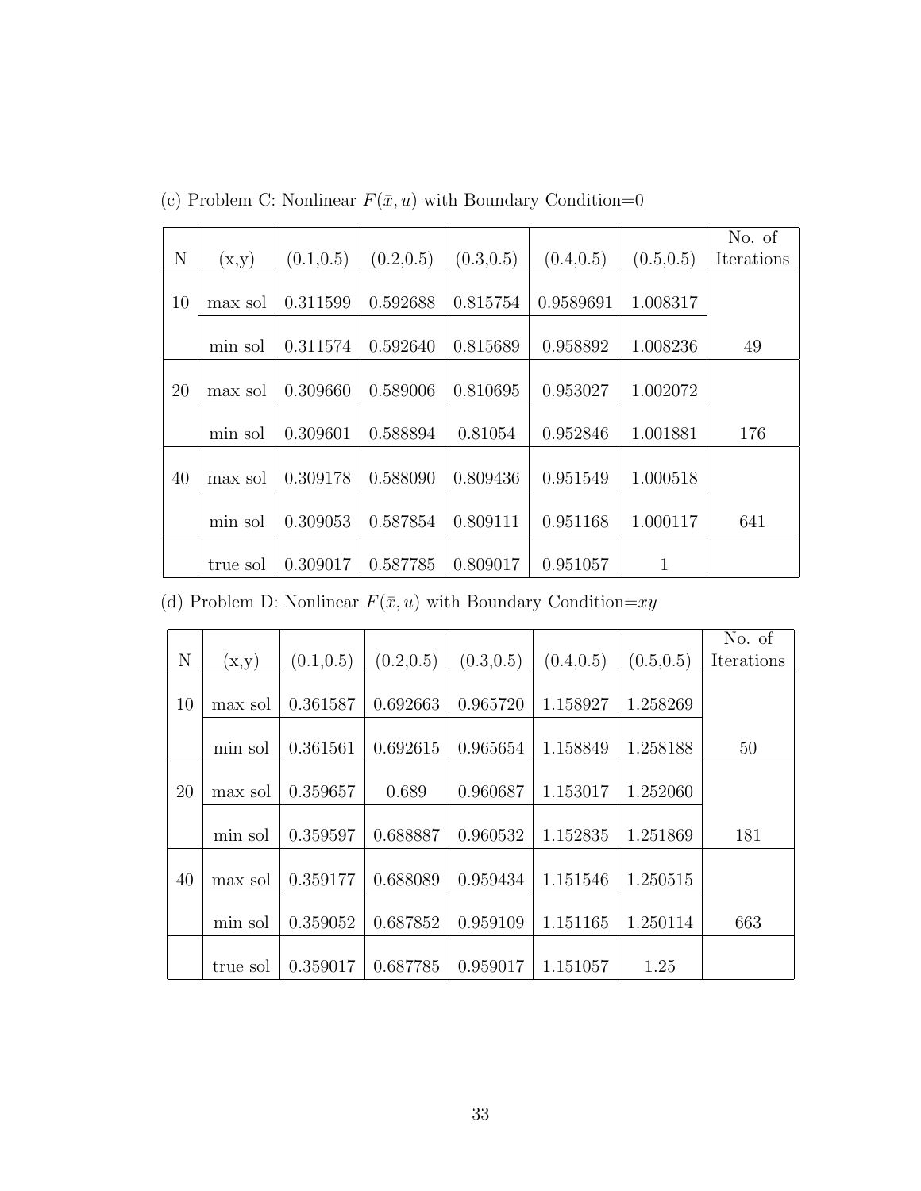(c) Problem C: Nonlinear $F(\bar{x}, u)$ with Boundary Condition=0

| N | (x,y) | (0.1,0.5) | (0.2,0.5) | (0.3,0.5) | (0.4,0.5) | (0.5,0.5) | No. of Iterations |
|---|---|---|---|---|---|---|---|
| 10 | max sol | 0.311599 | 0.592688 | 0.815754 | 0.9589691 | 1.008317 | |
| | min sol | 0.311574 | 0.592640 | 0.815689 | 0.958892 | 1.008236 | 49 |
| 20 | max sol | 0.309660 | 0.589006 | 0.810695 | 0.953027 | 1.002072 | |
| | min sol | 0.309601 | 0.588894 | 0.81054 | 0.952846 | 1.001881 | 176 |
| 40 | max sol | 0.309178 | 0.588090 | 0.809436 | 0.951549 | 1.000518 | |
| | min sol | 0.309053 | 0.587854 | 0.809111 | 0.951168 | 1.000117 | 641 |
| | true sol | 0.309017 | 0.587785 | 0.809017 | 0.951057 | 1 | |

(d) Problem D: Nonlinear $F(\bar{x}, u)$ with Boundary Condition=$xy$

| N | (x,y) | (0.1,0.5) | (0.2,0.5) | (0.3,0.5) | (0.4,0.5) | (0.5,0.5) | No. of Iterations |
|---|---|---|---|---|---|---|---|
| 10 | max sol | 0.361587 | 0.692663 | 0.965720 | 1.158927 | 1.258269 | |
| | min sol | 0.361561 | 0.692615 | 0.965654 | 1.158849 | 1.258188 | 50 |
| 20 | max sol | 0.359657 | 0.689 | 0.960687 | 1.153017 | 1.252060 | |
| | min sol | 0.359597 | 0.688887 | 0.960532 | 1.152835 | 1.251869 | 181 |
| 40 | max sol | 0.359177 | 0.688089 | 0.959434 | 1.151546 | 1.250515 | |
| | min sol | 0.359052 | 0.687852 | 0.959109 | 1.151165 | 1.250114 | 663 |
| | true sol | 0.359017 | 0.687785 | 0.959017 | 1.151057 | 1.25 | |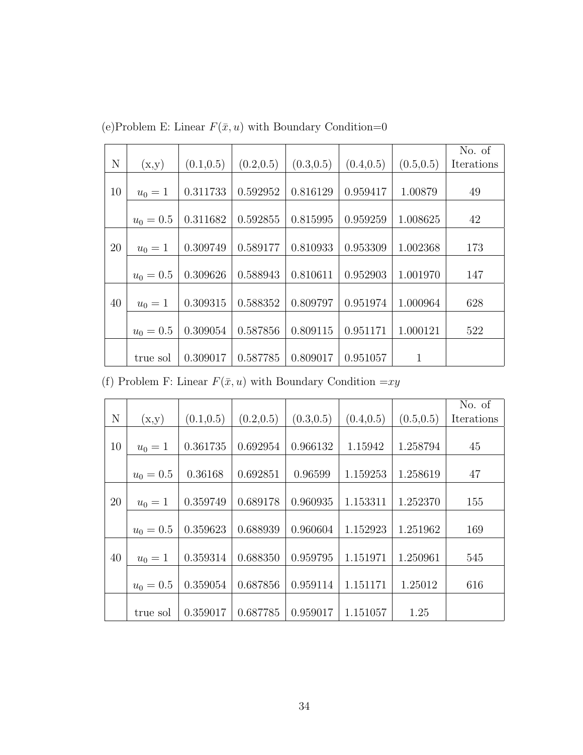(e)Problem E: Linear $F(\bar{x}, u)$ with Boundary Condition=0

| N | (x,y) | (0.1,0.5) | (0.2,0.5) | (0.3,0.5) | (0.4,0.5) | (0.5,0.5) | No. of Iterations |
|---|---|---|---|---|---|---|---|
| 10 | $u_0 = 1$ | 0.311733 | 0.592952 | 0.816129 | 0.959417 | 1.00879 | 49 |
| | $u_0 = 0.5$ | 0.311682 | 0.592855 | 0.815995 | 0.959259 | 1.008625 | 42 |
| 20 | $u_0 = 1$ | 0.309749 | 0.589177 | 0.810933 | 0.953309 | 1.002368 | 173 |
| | $u_0 = 0.5$ | 0.309626 | 0.588943 | 0.810611 | 0.952903 | 1.001970 | 147 |
| 40 | $u_0 = 1$ | 0.309315 | 0.588352 | 0.809797 | 0.951974 | 1.000964 | 628 |
| | $u_0 = 0.5$ | 0.309054 | 0.587856 | 0.809115 | 0.951171 | 1.000121 | 522 |
| | true sol | 0.309017 | 0.587785 | 0.809017 | 0.951057 | 1 | |

(f) Problem F: Linear $F(\bar{x}, u)$ with Boundary Condition $=xy$

| N | (x,y) | (0.1,0.5) | (0.2,0.5) | (0.3,0.5) | (0.4,0.5) | (0.5,0.5) | No. of Iterations |
|---|---|---|---|---|---|---|---|
| 10 | $u_0 = 1$ | 0.361735 | 0.692954 | 0.966132 | 1.15942 | 1.258794 | 45 |
| | $u_0 = 0.5$ | 0.36168 | 0.692851 | 0.96599 | 1.159253 | 1.258619 | 47 |
| 20 | $u_0 = 1$ | 0.359749 | 0.689178 | 0.960935 | 1.153311 | 1.252370 | 155 |
| | $u_0 = 0.5$ | 0.359623 | 0.688939 | 0.960604 | 1.152923 | 1.251962 | 169 |
| 40 | $u_0 = 1$ | 0.359314 | 0.688350 | 0.959795 | 1.151971 | 1.250961 | 545 |
| | $u_0 = 0.5$ | 0.359054 | 0.687856 | 0.959114 | 1.151171 | 1.25012 | 616 |
| | true sol | 0.359017 | 0.687785 | 0.959017 | 1.151057 | 1.25 | |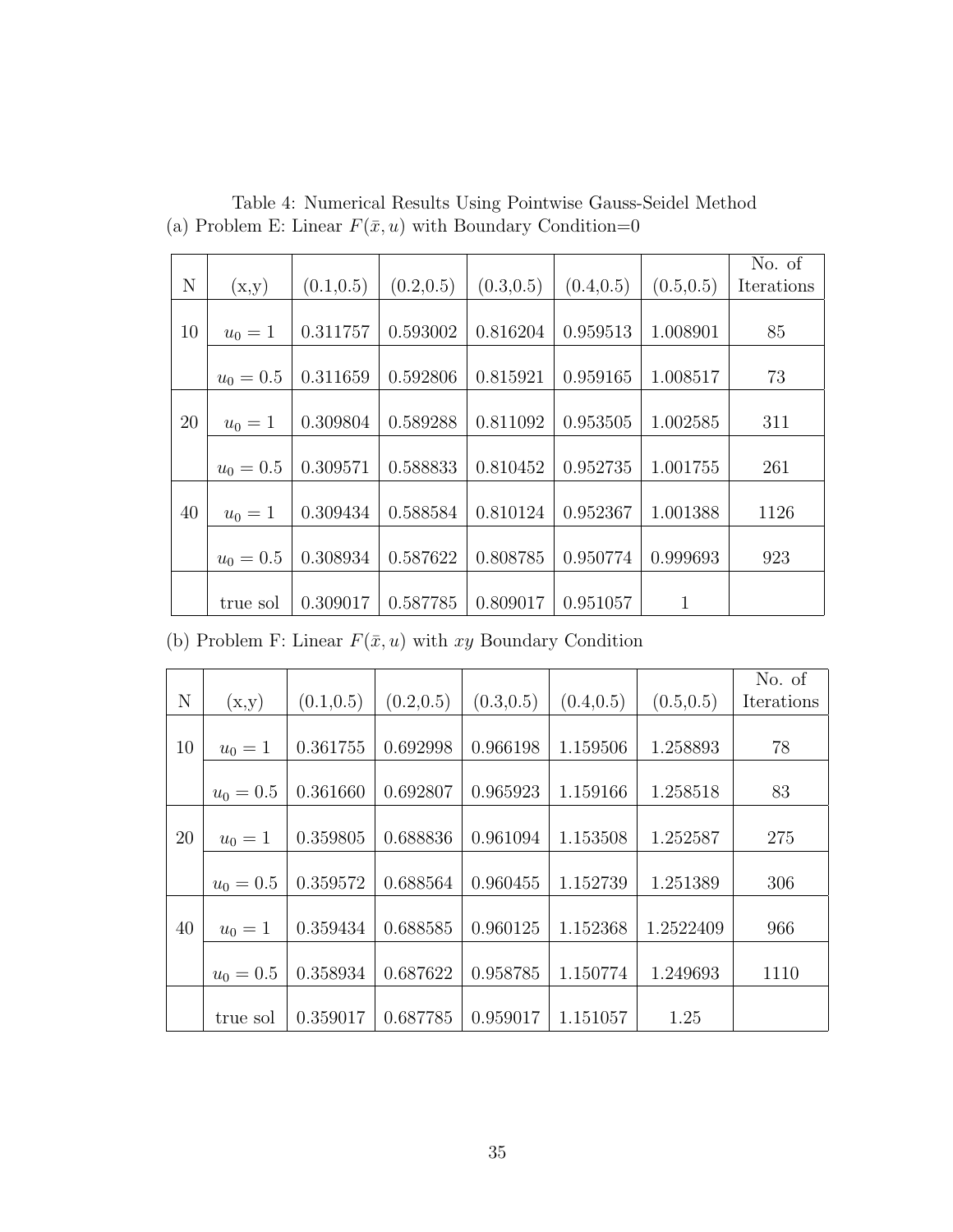Table 4: Numerical Results Using Pointwise Gauss-Seidel Method

(a) Problem E: Linear $F(\bar{x}, u)$ with Boundary Condition=0

| N | (x,y) | (0.1,0.5) | (0.2,0.5) | (0.3,0.5) | (0.4,0.5) | (0.5,0.5) | No. of Iterations |
|---|---|---|---|---|---|---|---|
| 10 | $u_0 = 1$ | 0.311757 | 0.593002 | 0.816204 | 0.959513 | 1.008901 | 85 |
| | $u_0 = 0.5$ | 0.311659 | 0.592806 | 0.815921 | 0.959165 | 1.008517 | 73 |
| 20 | $u_0 = 1$ | 0.309804 | 0.589288 | 0.811092 | 0.953505 | 1.002585 | 311 |
| | $u_0 = 0.5$ | 0.309571 | 0.588833 | 0.810452 | 0.952735 | 1.001755 | 261 |
| 40 | $u_0 = 1$ | 0.309434 | 0.588584 | 0.810124 | 0.952367 | 1.001388 | 1126 |
| | $u_0 = 0.5$ | 0.308934 | 0.587622 | 0.808785 | 0.950774 | 0.999693 | 923 |
| | true sol | 0.309017 | 0.587785 | 0.809017 | 0.951057 | 1 | |

(b) Problem F: Linear $F(\bar{x}, u)$ with $xy$ Boundary Condition

| N | (x,y) | (0.1,0.5) | (0.2,0.5) | (0.3,0.5) | (0.4,0.5) | (0.5,0.5) | No. of Iterations |
|---|---|---|---|---|---|---|---|
| 10 | $u_0 = 1$ | 0.361755 | 0.692998 | 0.966198 | 1.159506 | 1.258893 | 78 |
| | $u_0 = 0.5$ | 0.361660 | 0.692807 | 0.965923 | 1.159166 | 1.258518 | 83 |
| 20 | $u_0 = 1$ | 0.359805 | 0.688836 | 0.961094 | 1.153508 | 1.252587 | 275 |
| | $u_0 = 0.5$ | 0.359572 | 0.688564 | 0.960455 | 1.152739 | 1.251389 | 306 |
| 40 | $u_0 = 1$ | 0.359434 | 0.688585 | 0.960125 | 1.152368 | 1.2522409 | 966 |
| | $u_0 = 0.5$ | 0.358934 | 0.687622 | 0.958785 | 1.150774 | 1.249693 | 1110 |
| | true sol | 0.359017 | 0.687785 | 0.959017 | 1.151057 | 1.25 | |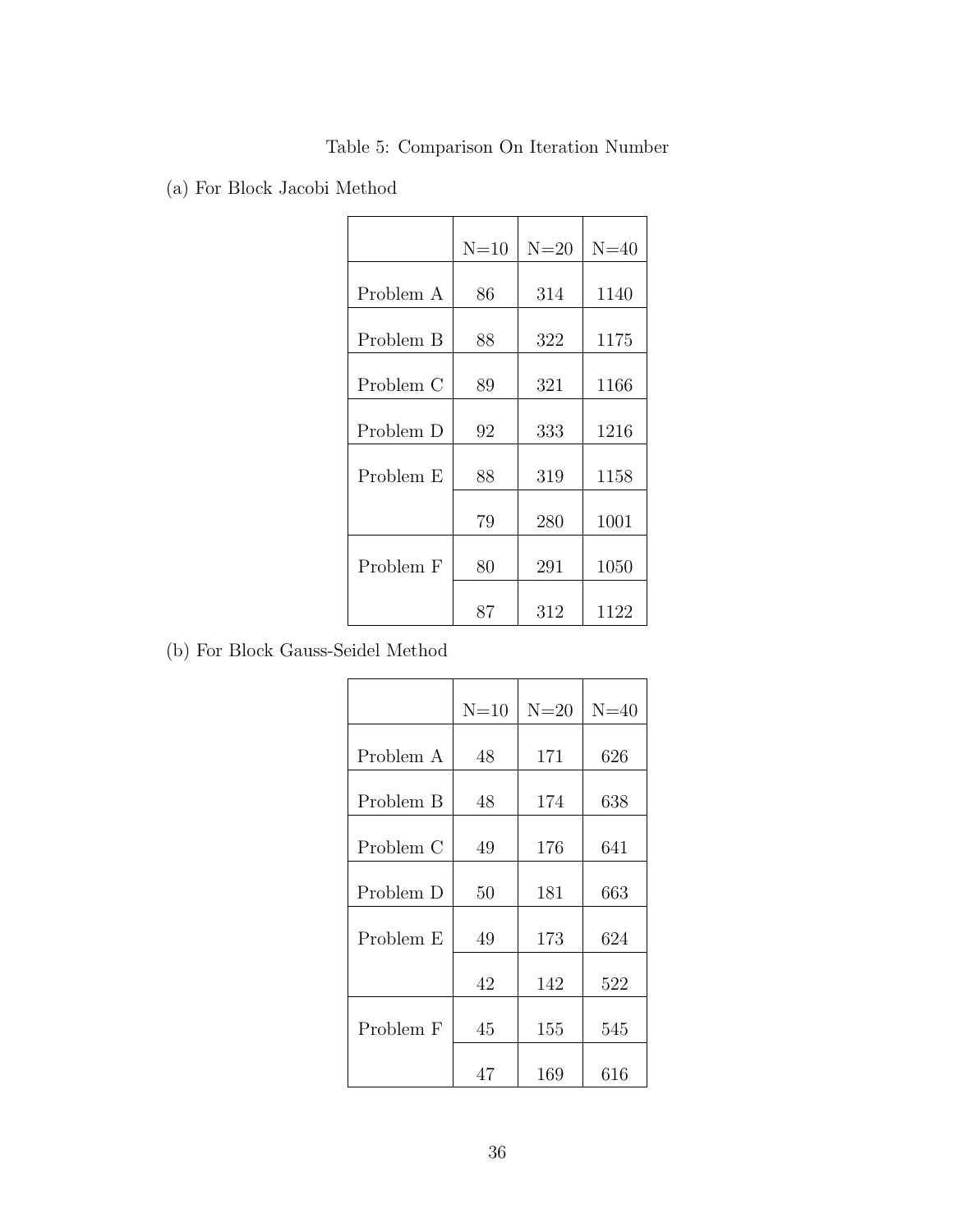Table 5: Comparison On Iteration Number

(a) For Block Jacobi Method

| | N=10 | N=20 | N=40 |
|---|---|---|---|
| Problem A | 86 | 314 | 1140 |
| Problem B | 88 | 322 | 1175 |
| Problem C | 89 | 321 | 1166 |
| Problem D | 92 | 333 | 1216 |
| Problem E | 88 | 319 | 1158 |
| | 79 | 280 | 1001 |
| Problem F | 80 | 291 | 1050 |
| | 87 | 312 | 1122 |

(b) For Block Gauss-Seidel Method

| | N=10 | N=20 | N=40 |
|---|---|---|---|
| Problem A | 48 | 171 | 626 |
| Problem B | 48 | 174 | 638 |
| Problem C | 49 | 176 | 641 |
| Problem D | 50 | 181 | 663 |
| Problem E | 49 | 173 | 624 |
| | 42 | 142 | 522 |
| Problem F | 45 | 155 | 545 |
| | 47 | 169 | 616 |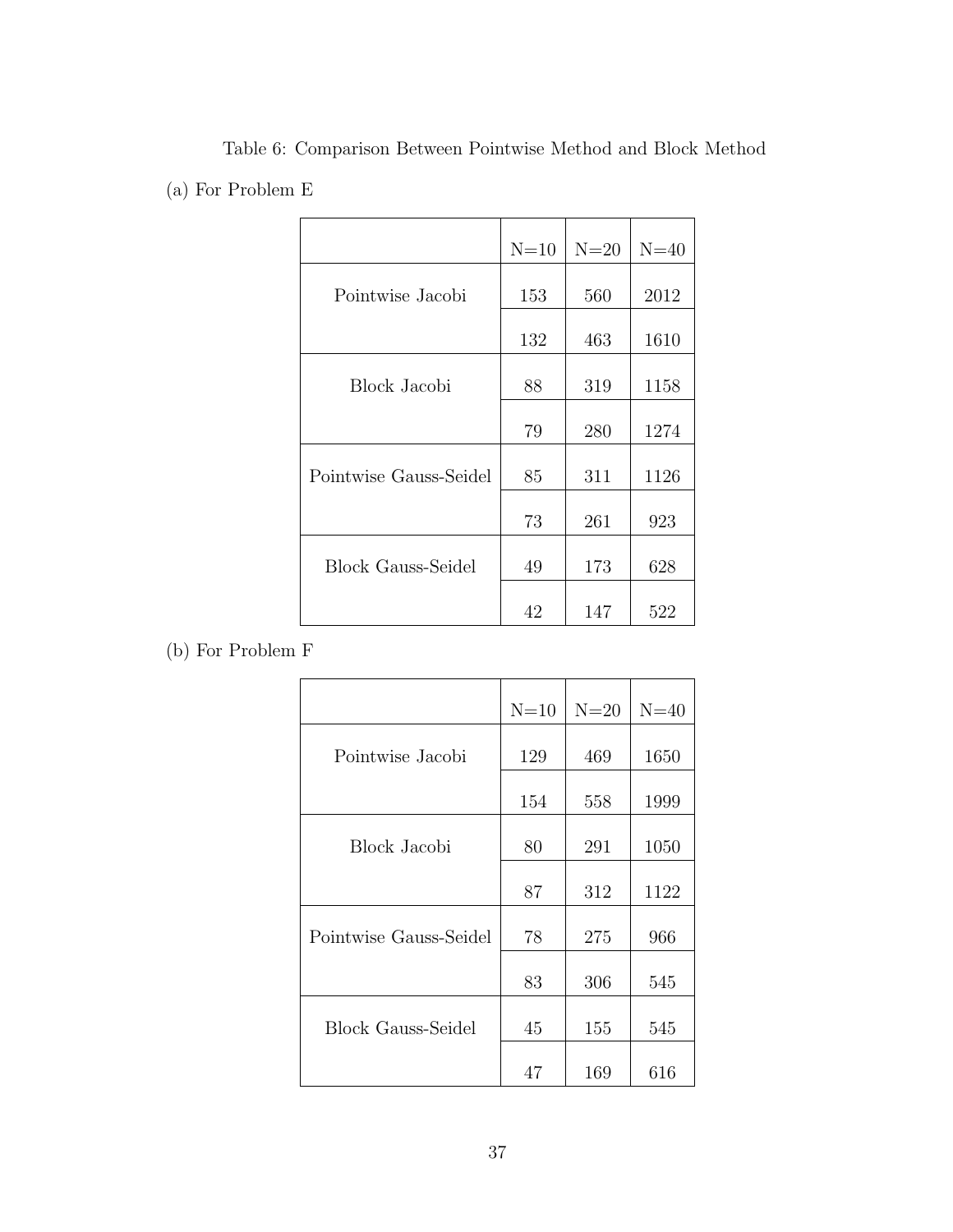Table 6: Comparison Between Pointwise Method and Block Method

(a) For Problem E

| | N=10 | N=20 | N=40 |
|---|---|---|---|
| Pointwise Jacobi | 153 | 560 | 2012 |
| | 132 | 463 | 1610 |
| Block Jacobi | 88 | 319 | 1158 |
| | 79 | 280 | 1274 |
| Pointwise Gauss-Seidel | 85 | 311 | 1126 |
| | 73 | 261 | 923 |
| Block Gauss-Seidel | 49 | 173 | 628 |
| | 42 | 147 | 522 |

(b) For Problem F

| | N=10 | N=20 | N=40 |
|---|---|---|---|
| Pointwise Jacobi | 129 | 469 | 1650 |
| | 154 | 558 | 1999 |
| Block Jacobi | 80 | 291 | 1050 |
| | 87 | 312 | 1122 |
| Pointwise Gauss-Seidel | 78 | 275 | 966 |
| | 83 | 306 | 545 |
| Block Gauss-Seidel | 45 | 155 | 545 |
| | 47 | 169 | 616 |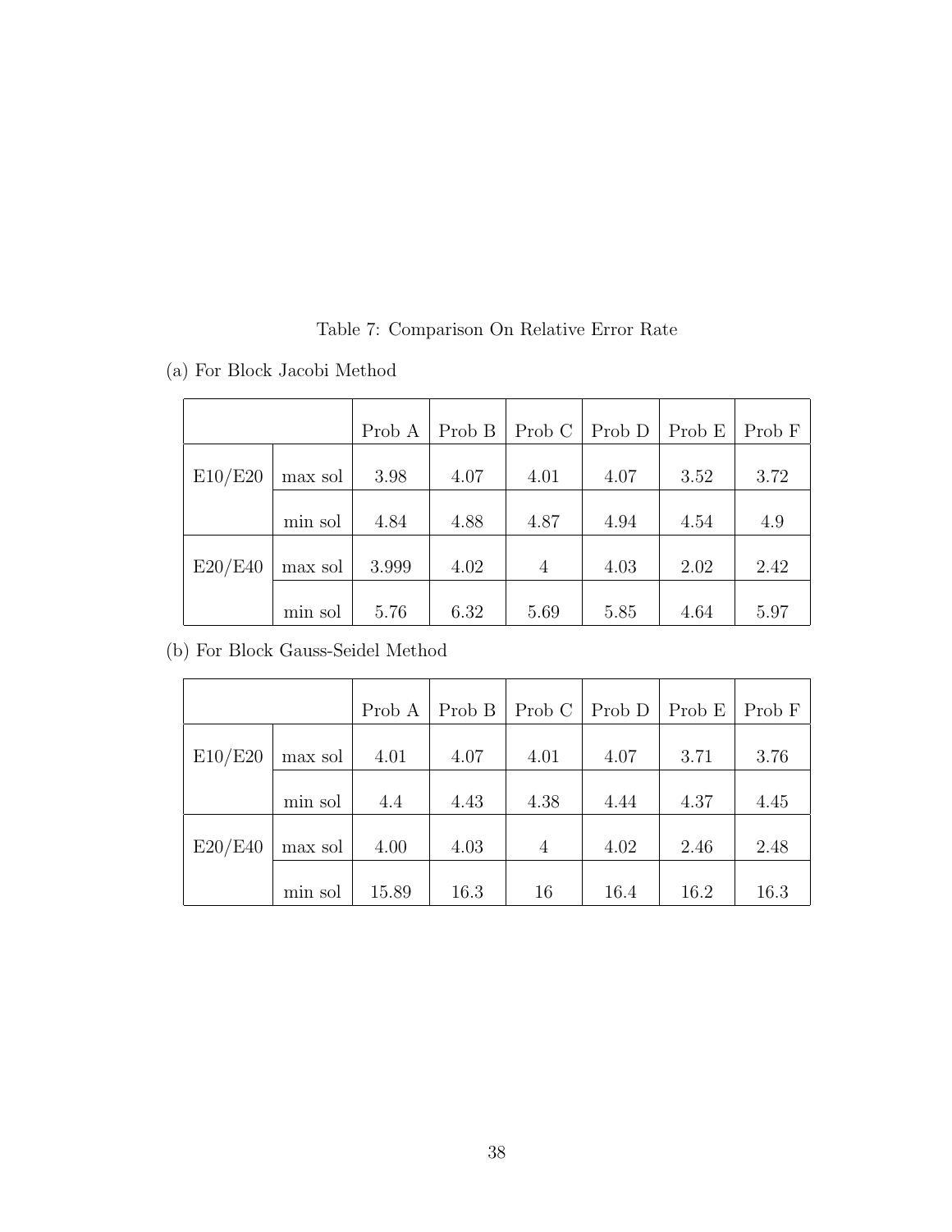Table 7: Comparison On Relative Error Rate

(a) For Block Jacobi Method

| | | Prob A | Prob B | Prob C | Prob D | Prob E | Prob F |
|---|---|---|---|---|---|---|---|
| E10/E20 | max sol | 3.98 | 4.07 | 4.01 | 4.07 | 3.52 | 3.72 |
| | min sol | 4.84 | 4.88 | 4.87 | 4.94 | 4.54 | 4.9 |
| E20/E40 | max sol | 3.999 | 4.02 | 4 | 4.03 | 2.02 | 2.42 |
| | min sol | 5.76 | 6.32 | 5.69 | 5.85 | 4.64 | 5.97 |

(b) For Block Gauss-Seidel Method

| | | Prob A | Prob B | Prob C | Prob D | Prob E | Prob F |
|---|---|---|---|---|---|---|---|
| E10/E20 | max sol | 4.01 | 4.07 | 4.01 | 4.07 | 3.71 | 3.76 |
| | min sol | 4.4 | 4.43 | 4.38 | 4.44 | 4.37 | 4.45 |
| E20/E40 | max sol | 4.00 | 4.03 | 4 | 4.02 | 2.46 | 2.48 |
| | min sol | 15.89 | 16.3 | 16 | 16.4 | 16.2 | 16.3 |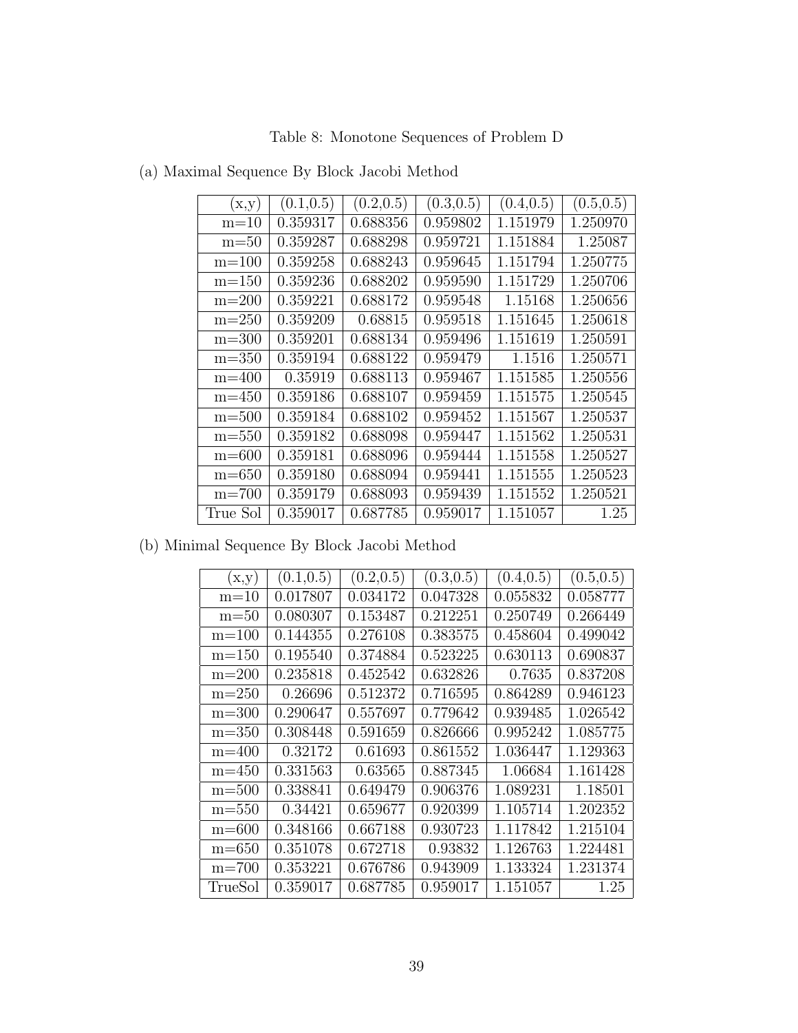Table 8: Monotone Sequences of Problem D

(a) Maximal Sequence By Block Jacobi Method

| (x,y) | (0.1,0.5) | (0.2,0.5) | (0.3,0.5) | (0.4,0.5) | (0.5,0.5) |
|---|---|---|---|---|---|
| m=10 | 0.359317 | 0.688356 | 0.959802 | 1.151979 | 1.250970 |
| m=50 | 0.359287 | 0.688298 | 0.959721 | 1.151884 | 1.25087 |
| m=100 | 0.359258 | 0.688243 | 0.959645 | 1.151794 | 1.250775 |
| m=150 | 0.359236 | 0.688202 | 0.959590 | 1.151729 | 1.250706 |
| m=200 | 0.359221 | 0.688172 | 0.959548 | 1.15168 | 1.250656 |
| m=250 | 0.359209 | 0.68815 | 0.959518 | 1.151645 | 1.250618 |
| m=300 | 0.359201 | 0.688134 | 0.959496 | 1.151619 | 1.250591 |
| m=350 | 0.359194 | 0.688122 | 0.959479 | 1.1516 | 1.250571 |
| m=400 | 0.35919 | 0.688113 | 0.959467 | 1.151585 | 1.250556 |
| m=450 | 0.359186 | 0.688107 | 0.959459 | 1.151575 | 1.250545 |
| m=500 | 0.359184 | 0.688102 | 0.959452 | 1.151567 | 1.250537 |
| m=550 | 0.359182 | 0.688098 | 0.959447 | 1.151562 | 1.250531 |
| m=600 | 0.359181 | 0.688096 | 0.959444 | 1.151558 | 1.250527 |
| m=650 | 0.359180 | 0.688094 | 0.959441 | 1.151555 | 1.250523 |
| m=700 | 0.359179 | 0.688093 | 0.959439 | 1.151552 | 1.250521 |
| True Sol | 0.359017 | 0.687785 | 0.959017 | 1.151057 | 1.25 |

(b) Minimal Sequence By Block Jacobi Method

| (x,y) | (0.1,0.5) | (0.2,0.5) | (0.3,0.5) | (0.4,0.5) | (0.5,0.5) |
|---|---|---|---|---|---|
| m=10 | 0.017807 | 0.034172 | 0.047328 | 0.055832 | 0.058777 |
| m=50 | 0.080307 | 0.153487 | 0.212251 | 0.250749 | 0.266449 |
| m=100 | 0.144355 | 0.276108 | 0.383575 | 0.458604 | 0.499042 |
| m=150 | 0.195540 | 0.374884 | 0.523225 | 0.630113 | 0.690837 |
| m=200 | 0.235818 | 0.452542 | 0.632826 | 0.7635 | 0.837208 |
| m=250 | 0.26696 | 0.512372 | 0.716595 | 0.864289 | 0.946123 |
| m=300 | 0.290647 | 0.557697 | 0.779642 | 0.939485 | 1.026542 |
| m=350 | 0.308448 | 0.591659 | 0.826666 | 0.995242 | 1.085775 |
| m=400 | 0.32172 | 0.61693 | 0.861552 | 1.036447 | 1.129363 |
| m=450 | 0.331563 | 0.63565 | 0.887345 | 1.06684 | 1.161428 |
| m=500 | 0.338841 | 0.649479 | 0.906376 | 1.089231 | 1.18501 |
| m=550 | 0.34421 | 0.659677 | 0.920399 | 1.105714 | 1.202352 |
| m=600 | 0.348166 | 0.667188 | 0.930723 | 1.117842 | 1.215104 |
| m=650 | 0.351078 | 0.672718 | 0.93832 | 1.126763 | 1.224481 |
| m=700 | 0.353221 | 0.676786 | 0.943909 | 1.133324 | 1.231374 |
| TrueSol | 0.359017 | 0.687785 | 0.959017 | 1.151057 | 1.25 |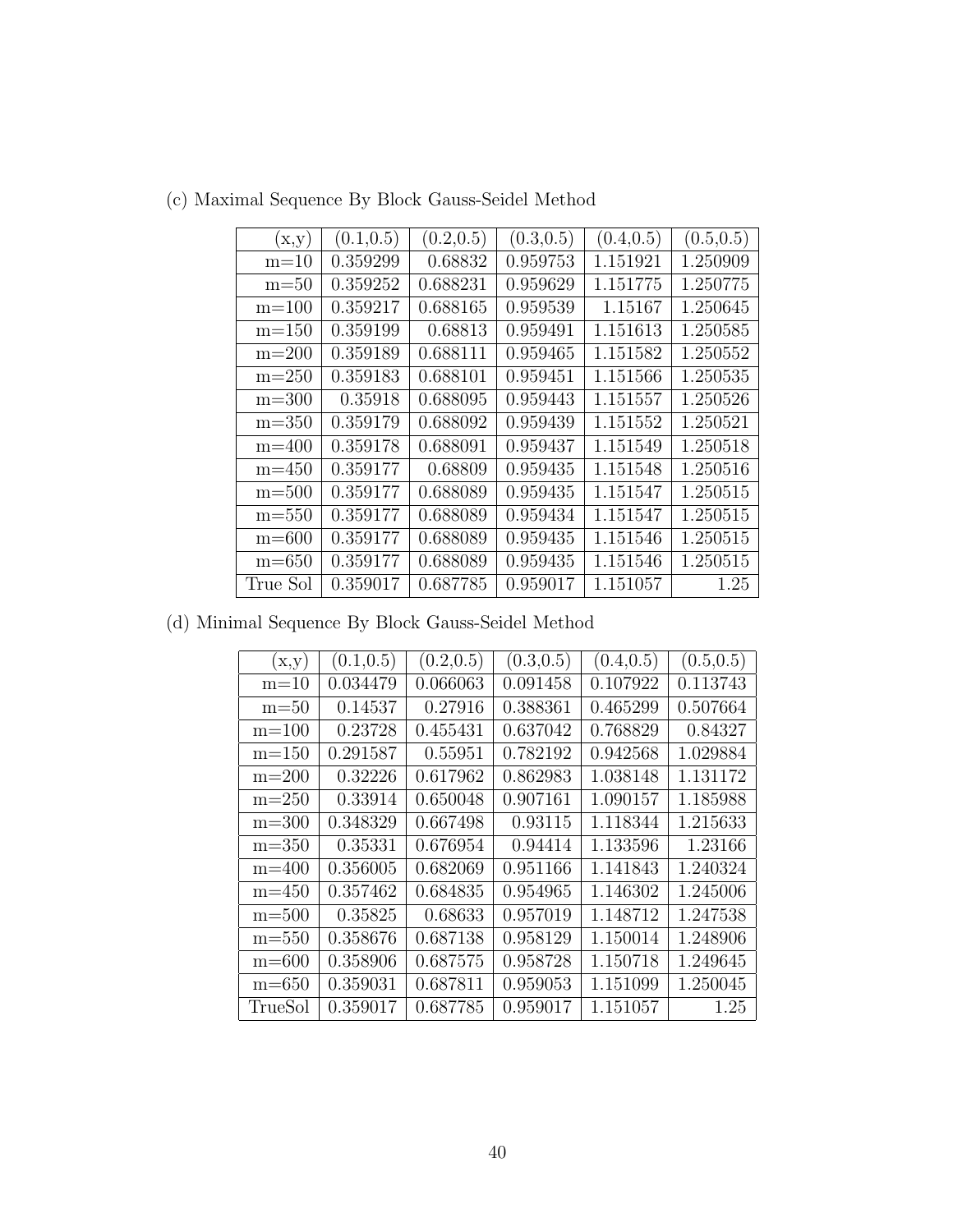(c) Maximal Sequence By Block Gauss-Seidel Method

| (x,y) | (0.1,0.5) | (0.2,0.5) | (0.3,0.5) | (0.4,0.5) | (0.5,0.5) |
|---|---|---|---|---|---|
| m=10 | 0.359299 | 0.68832 | 0.959753 | 1.151921 | 1.250909 |
| m=50 | 0.359252 | 0.688231 | 0.959629 | 1.151775 | 1.250775 |
| m=100 | 0.359217 | 0.688165 | 0.959539 | 1.15167 | 1.250645 |
| m=150 | 0.359199 | 0.68813 | 0.959491 | 1.151613 | 1.250585 |
| m=200 | 0.359189 | 0.688111 | 0.959465 | 1.151582 | 1.250552 |
| m=250 | 0.359183 | 0.688101 | 0.959451 | 1.151566 | 1.250535 |
| m=300 | 0.35918 | 0.688095 | 0.959443 | 1.151557 | 1.250526 |
| m=350 | 0.359179 | 0.688092 | 0.959439 | 1.151552 | 1.250521 |
| m=400 | 0.359178 | 0.688091 | 0.959437 | 1.151549 | 1.250518 |
| m=450 | 0.359177 | 0.68809 | 0.959435 | 1.151548 | 1.250516 |
| m=500 | 0.359177 | 0.688089 | 0.959435 | 1.151547 | 1.250515 |
| m=550 | 0.359177 | 0.688089 | 0.959434 | 1.151547 | 1.250515 |
| m=600 | 0.359177 | 0.688089 | 0.959435 | 1.151546 | 1.250515 |
| m=650 | 0.359177 | 0.688089 | 0.959435 | 1.151546 | 1.250515 |
| True Sol | 0.359017 | 0.687785 | 0.959017 | 1.151057 | 1.25 |

(d) Minimal Sequence By Block Gauss-Seidel Method

| (x,y) | (0.1,0.5) | (0.2,0.5) | (0.3,0.5) | (0.4,0.5) | (0.5,0.5) |
|---|---|---|---|---|---|
| m=10 | 0.034479 | 0.066063 | 0.091458 | 0.107922 | 0.113743 |
| m=50 | 0.14537 | 0.27916 | 0.388361 | 0.465299 | 0.507664 |
| m=100 | 0.23728 | 0.455431 | 0.637042 | 0.768829 | 0.84327 |
| m=150 | 0.291587 | 0.55951 | 0.782192 | 0.942568 | 1.029884 |
| m=200 | 0.32226 | 0.617962 | 0.862983 | 1.038148 | 1.131172 |
| m=250 | 0.33914 | 0.650048 | 0.907161 | 1.090157 | 1.185988 |
| m=300 | 0.348329 | 0.667498 | 0.93115 | 1.118344 | 1.215633 |
| m=350 | 0.35331 | 0.676954 | 0.94414 | 1.133596 | 1.23166 |
| m=400 | 0.356005 | 0.682069 | 0.951166 | 1.141843 | 1.240324 |
| m=450 | 0.357462 | 0.684835 | 0.954965 | 1.146302 | 1.245006 |
| m=500 | 0.35825 | 0.68633 | 0.957019 | 1.148712 | 1.247538 |
| m=550 | 0.358676 | 0.687138 | 0.958129 | 1.150014 | 1.248906 |
| m=600 | 0.358906 | 0.687575 | 0.958728 | 1.150718 | 1.249645 |
| m=650 | 0.359031 | 0.687811 | 0.959053 | 1.151099 | 1.250045 |
| TrueSol | 0.359017 | 0.687785 | 0.959017 | 1.151057 | 1.25 |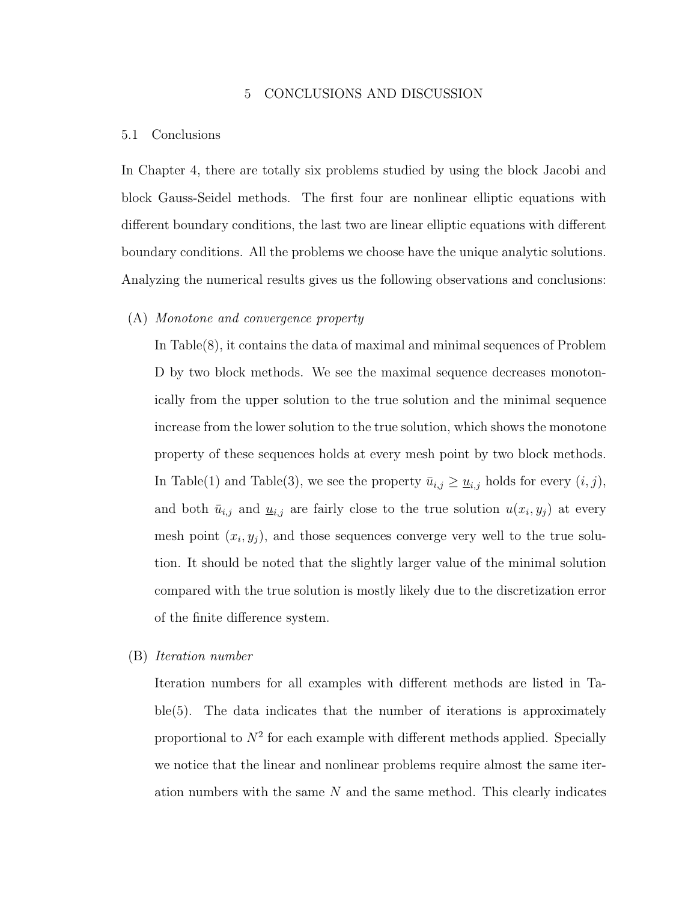# 5 CONCLUSIONS AND DISCUSSION

## 5.1 Conclusions

In Chapter 4, there are totally six problems studied by using the block Jacobi and block Gauss-Seidel methods. The first four are nonlinear elliptic equations with different boundary conditions, the last two are linear elliptic equations with different boundary conditions. All the problems we choose have the unique analytic solutions. Analyzing the numerical results gives us the following observations and conclusions:

(A) *Monotone and convergence property*

In Table(8), it contains the data of maximal and minimal sequences of Problem D by two block methods. We see the maximal sequence decreases monotonically from the upper solution to the true solution and the minimal sequence increase from the lower solution to the true solution, which shows the monotone property of these sequences holds at every mesh point by two block methods. In Table(1) and Table(3), we see the property $\bar{u}_{i,j} \geq \underline{u}_{i,j}$ holds for every $(i, j)$, and both $\bar{u}_{i,j}$ and $\underline{u}_{i,j}$ are fairly close to the true solution $u(x_i, y_j)$ at every mesh point $(x_i, y_j)$, and those sequences converge very well to the true solution. It should be noted that the slightly larger value of the minimal solution compared with the true solution is mostly likely due to the discretization error of the finite difference system.

(B) *Iteration number*

Iteration numbers for all examples with different methods are listed in Table(5). The data indicates that the number of iterations is approximately proportional to $N^2$ for each example with different methods applied. Specially we notice that the linear and nonlinear problems require almost the same iteration numbers with the same $N$ and the same method. This clearly indicates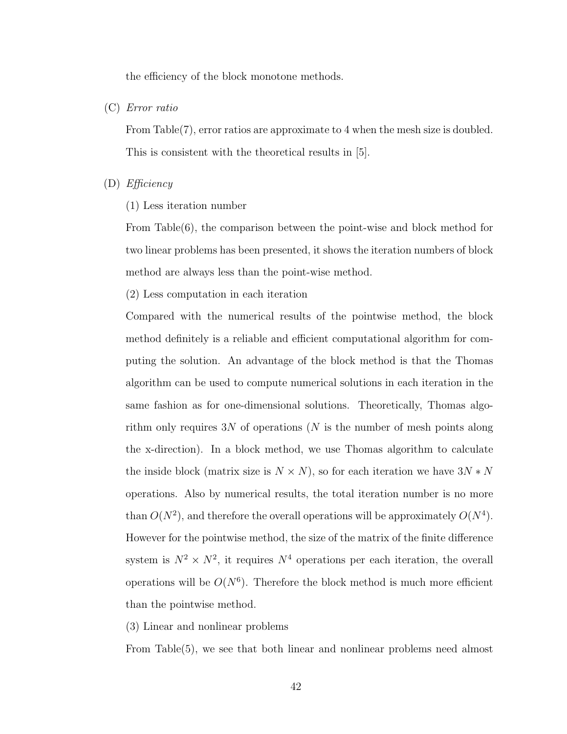the efficiency of the block monotone methods.

(C) *Error ratio*

From Table(7), error ratios are approximate to 4 when the mesh size is doubled. This is consistent with the theoretical results in [5].

(D) *Efficiency*

(1) Less iteration number

From Table(6), the comparison between the point-wise and block method for two linear problems has been presented, it shows the iteration numbers of block method are always less than the point-wise method.

(2) Less computation in each iteration

Compared with the numerical results of the pointwise method, the block method definitely is a reliable and efficient computational algorithm for computing the solution. An advantage of the block method is that the Thomas algorithm can be used to compute numerical solutions in each iteration in the same fashion as for one-dimensional solutions. Theoretically, Thomas algorithm only requires $3N$ of operations ($N$ is the number of mesh points along the x-direction). In a block method, we use Thomas algorithm to calculate the inside block (matrix size is $N \times N$), so for each iteration we have $3N * N$ operations. Also by numerical results, the total iteration number is no more than $O(N^2)$, and therefore the overall operations will be approximately $O(N^4)$. However for the pointwise method, the size of the matrix of the finite difference system is $N^2 \times N^2$, it requires $N^4$ operations per each iteration, the overall operations will be $O(N^6)$. Therefore the block method is much more efficient than the pointwise method.

(3) Linear and nonlinear problems

From Table(5), we see that both linear and nonlinear problems need almost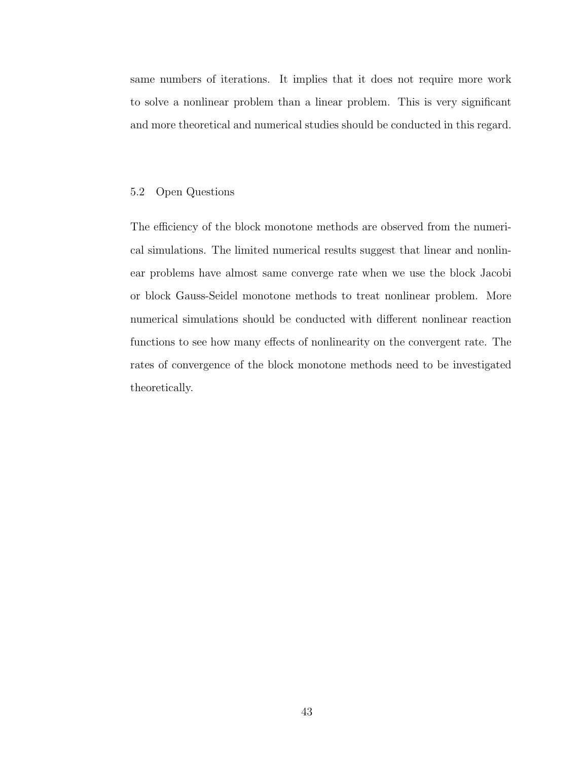same numbers of iterations. It implies that it does not require more work to solve a nonlinear problem than a linear problem. This is very significant and more theoretical and numerical studies should be conducted in this regard.

## 5.2 Open Questions

The efficiency of the block monotone methods are observed from the numerical simulations. The limited numerical results suggest that linear and nonlinear problems have almost same converge rate when we use the block Jacobi or block Gauss-Seidel monotone methods to treat nonlinear problem. More numerical simulations should be conducted with different nonlinear reaction functions to see how many effects of nonlinearity on the convergent rate. The rates of convergence of the block monotone methods need to be investigated theoretically.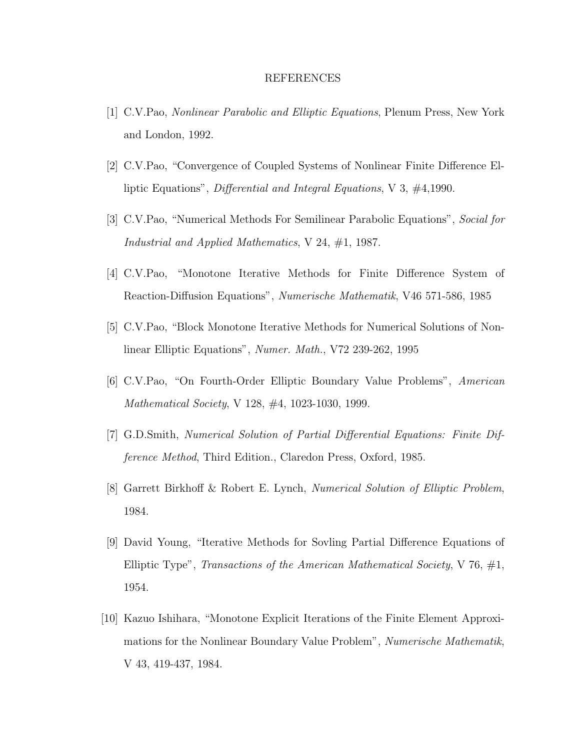# REFERENCES

[1] C.V.Pao, *Nonlinear Parabolic and Elliptic Equations*, Plenum Press, New York and London, 1992.

[2] C.V.Pao, "Convergence of Coupled Systems of Nonlinear Finite Difference Elliptic Equations", *Differential and Integral Equations*, V 3, #4,1990.

[3] C.V.Pao, "Numerical Methods For Semilinear Parabolic Equations", *Social for Industrial and Applied Mathematics*, V 24, #1, 1987.

[4] C.V.Pao, "Monotone Iterative Methods for Finite Difference System of Reaction-Diffusion Equations", *Numerische Mathematik*, V46 571-586, 1985

[5] C.V.Pao, "Block Monotone Iterative Methods for Numerical Solutions of Nonlinear Elliptic Equations", *Numer. Math.*, V72 239-262, 1995

[6] C.V.Pao, "On Fourth-Order Elliptic Boundary Value Problems", *American Mathematical Society*, V 128, #4, 1023-1030, 1999.

[7] G.D.Smith, *Numerical Solution of Partial Differential Equations: Finite Difference Method*, Third Edition., Claredon Press, Oxford, 1985.

[8] Garrett Birkhoff & Robert E. Lynch, *Numerical Solution of Elliptic Problem*, 1984.

[9] David Young, "Iterative Methods for Sovling Partial Difference Equations of Elliptic Type", *Transactions of the American Mathematical Society*, V 76, #1, 1954.

[10] Kazuo Ishihara, "Monotone Explicit Iterations of the Finite Element Approximations for the Nonlinear Boundary Value Problem", *Numerische Mathematik*, V 43, 419-437, 1984.